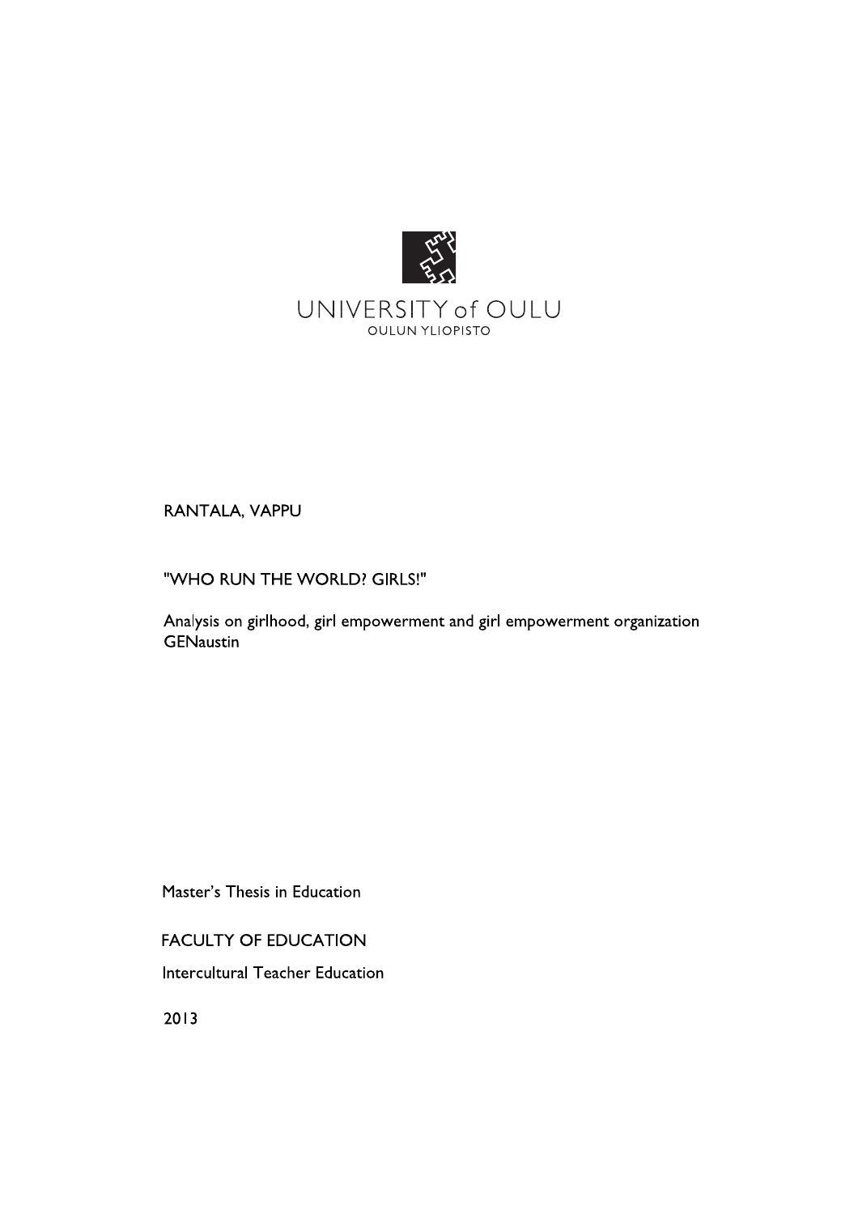UNIVERSITY of OULU
OULUN YLIOPISTO

RANTALA, VAPPU

# "WHO RUN THE WORLD? GIRLS!"

Analysis on girlhood, girl empowerment and girl empowerment organization GENaustin

Master's Thesis in Education

FACULTY OF EDUCATION

Intercultural Teacher Education

2013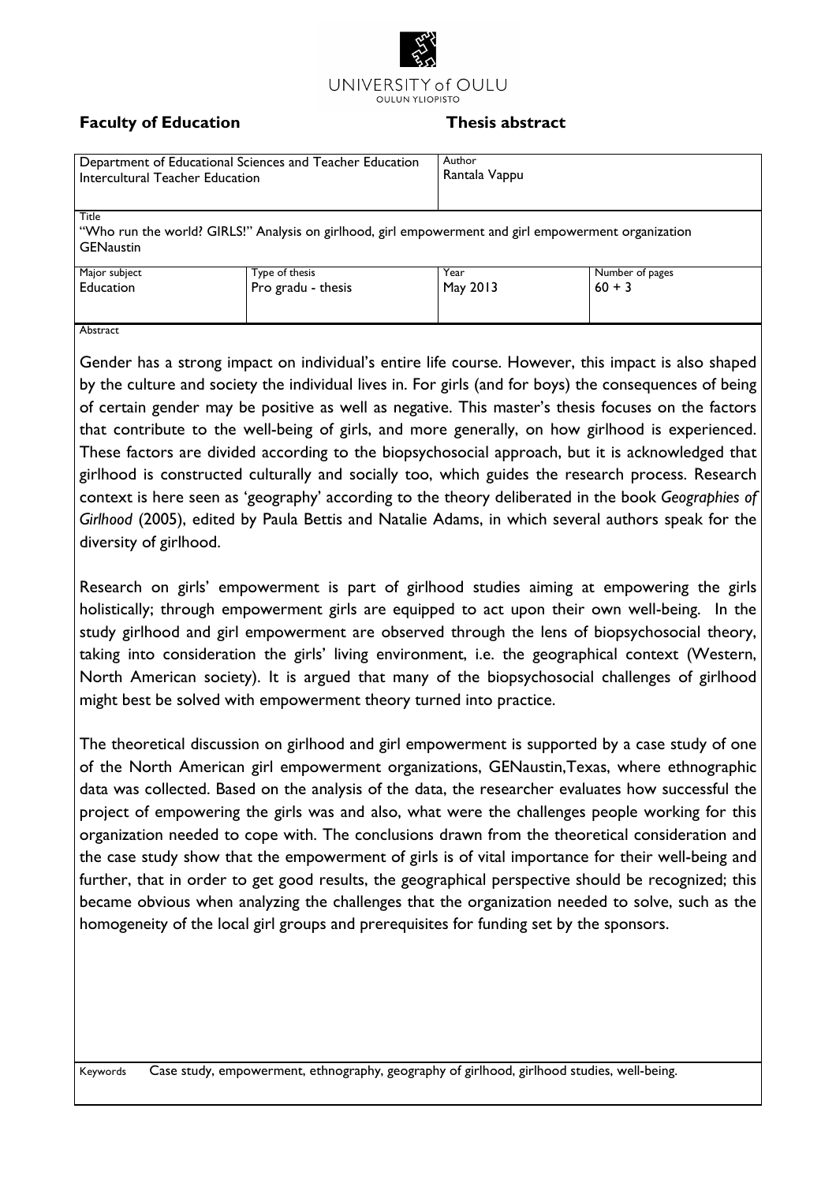UNIVERSITY of OULU
OULUN YLIOPISTO

**Faculty of Education** **Thesis abstract**

| Department of Educational Sciences and Teacher Education<br>Intercultural Teacher Education | | Author<br>Rantala Vappu | |
|---|---|---|---|
| Title<br>"Who run the world? GIRLS!" Analysis on girlhood, girl empowerment and girl empowerment organization GENaustin | | | |
| Major subject<br>Education | Type of thesis<br>Pro gradu - thesis | Year<br>May 2013 | Number of pages<br>60 + 3 |

Abstract

Gender has a strong impact on individual's entire life course. However, this impact is also shaped by the culture and society the individual lives in. For girls (and for boys) the consequences of being of certain gender may be positive as well as negative. This master's thesis focuses on the factors that contribute to the well-being of girls, and more generally, on how girlhood is experienced. These factors are divided according to the biopsychosocial approach, but it is acknowledged that girlhood is constructed culturally and socially too, which guides the research process. Research context is here seen as 'geography' according to the theory deliberated in the book *Geographies of Girlhood* (2005), edited by Paula Bettis and Natalie Adams, in which several authors speak for the diversity of girlhood.

Research on girls' empowerment is part of girlhood studies aiming at empowering the girls holistically; through empowerment girls are equipped to act upon their own well-being. In the study girlhood and girl empowerment are observed through the lens of biopsychosocial theory, taking into consideration the girls' living environment, i.e. the geographical context (Western, North American society). It is argued that many of the biopsychosocial challenges of girlhood might best be solved with empowerment theory turned into practice.

The theoretical discussion on girlhood and girl empowerment is supported by a case study of one of the North American girl empowerment organizations, GENaustin,Texas, where ethnographic data was collected. Based on the analysis of the data, the researcher evaluates how successful the project of empowering the girls was and also, what were the challenges people working for this organization needed to cope with. The conclusions drawn from the theoretical consideration and the case study show that the empowerment of girls is of vital importance for their well-being and further, that in order to get good results, the geographical perspective should be recognized; this became obvious when analyzing the challenges that the organization needed to solve, such as the homogeneity of the local girl groups and prerequisites for funding set by the sponsors.

Keywords Case study, empowerment, ethnography, geography of girlhood, girlhood studies, well-being.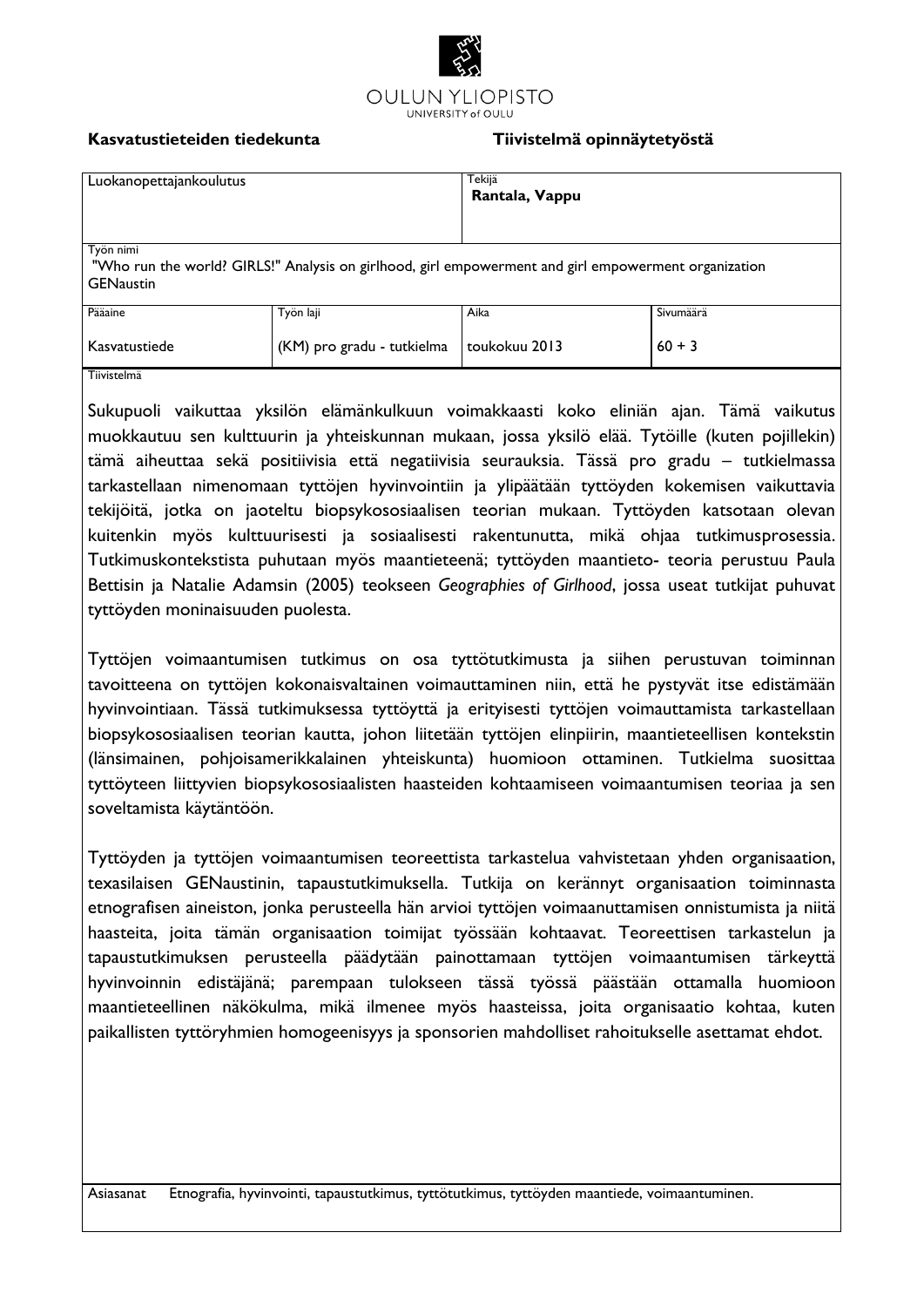OULUN YLIOPISTO
UNIVERSITY of OULU

**Kasvatustieteiden tiedekunta** **Tiivistelmä opinnäytetyöstä**

| Luokanopettajankoulutus | | Tekijä<br>**Rantala, Vappu** | |
|---|---|---|---|
| Työn nimi<br>"Who run the world? GIRLS!" Analysis on girlhood, girl empowerment and girl empowerment organization GENaustin | | | |
| Pääaine<br>Kasvatustiede | Työn laji<br>(KM) pro gradu - tutkielma | Aika<br>toukokuu 2013 | Sivumäärä<br>60 + 3 |

Tiivistelmä

Sukupuoli vaikuttaa yksilön elämänkulkuun voimakkaasti koko eliniän ajan. Tämä vaikutus muokkautuu sen kulttuurin ja yhteiskunnan mukaan, jossa yksilö elää. Tytöille (kuten pojillekin) tämä aiheuttaa sekä positiivisia että negatiivisia seurauksia. Tässä pro gradu – tutkielmassa tarkastellaan nimenomaan tyttöjen hyvinvointiin ja ylipäätään tyttöyden kokemisen vaikuttavia tekijöitä, jotka on jaoteltu biopsykososiaalisen teorian mukaan. Tyttöyden katsotaan olevan kuitenkin myös kulttuurisesti ja sosiaalisesti rakentunutta, mikä ohjaa tutkimusprosessia. Tutkimuskontekstista puhutaan myös maantieteenä; tyttöyden maantieto- teoria perustuu Paula Bettisin ja Natalie Adamsin (2005) teokseen *Geographies of Girlhood*, jossa useat tutkijat puhuvat tyttöyden moninaisuuden puolesta.

Tyttöjen voimaantumisen tutkimus on osa tyttötutkimusta ja siihen perustuvan toiminnan tavoitteena on tyttöjen kokonaisvaltainen voimauttaminen niin, että he pystyvät itse edistämään hyvinvointiaan. Tässä tutkimuksessa tyttöyttä ja erityisesti tyttöjen voimauttamista tarkastellaan biopsykososiaalisen teorian kautta, johon liitetään tyttöjen elinpiirin, maantieteellisen kontekstin (länsimainen, pohjoisamerikkalainen yhteiskunta) huomioon ottaminen. Tutkielma suosittaa tyttöyteen liittyvien biopsykososiaalisten haasteiden kohtaamiseen voimaantumisen teoriaa ja sen soveltamista käytäntöön.

Tyttöyden ja tyttöjen voimaantumisen teoreettista tarkastelua vahvistetaan yhden organisaation, texasilaisen GENaustinin, tapaustutkimuksella. Tutkija on kerännyt organisaation toiminnasta etnografisen aineiston, jonka perusteella hän arvioi tyttöjen voimaanuttamisen onnistumista ja niitä haasteita, joita tämän organisaation toimijat työssään kohtaavat. Teoreettisen tarkastelun ja tapaustutkimuksen perusteella päädytään painottamaan tyttöjen voimaantumisen tärkeyttä hyvinvoinnin edistäjänä; parempaan tulokseen tässä työssä päästään ottamalla huomioon maantieteellinen näkökulma, mikä ilmenee myös haasteissa, joita organisaatio kohtaa, kuten paikallisten tyttöryhmien homogeenisyys ja sponsorien mahdolliset rahoitukselle asettamat ehdot.

Asiasanat Etnografia, hyvinvointi, tapaustutkimus, tyttötutkimus, tyttöyden maantiede, voimaantuminen.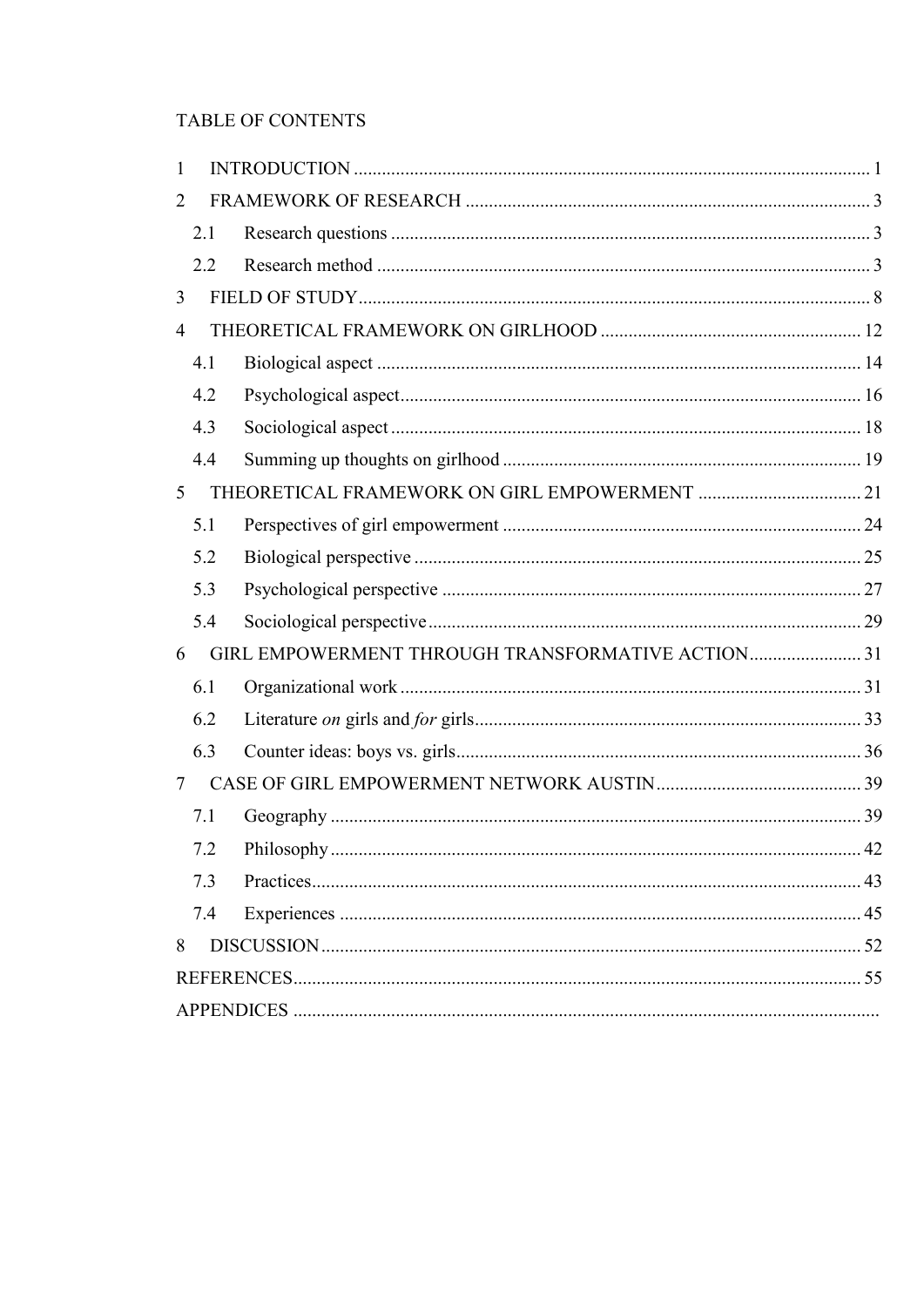TABLE OF CONTENTS

1 INTRODUCTION ..... 1

2 FRAMEWORK OF RESEARCH ..... 3

- 2.1 Research questions ..... 3
- 2.2 Research method ..... 3

3 FIELD OF STUDY ..... 8

4 THEORETICAL FRAMEWORK ON GIRLHOOD ..... 12

- 4.1 Biological aspect ..... 14
- 4.2 Psychological aspect ..... 16
- 4.3 Sociological aspect ..... 18
- 4.4 Summing up thoughts on girlhood ..... 19

5 THEORETICAL FRAMEWORK ON GIRL EMPOWERMENT ..... 21

- 5.1 Perspectives of girl empowerment ..... 24
- 5.2 Biological perspective ..... 25
- 5.3 Psychological perspective ..... 27
- 5.4 Sociological perspective ..... 29

6 GIRL EMPOWERMENT THROUGH TRANSFORMATIVE ACTION ..... 31

- 6.1 Organizational work ..... 31
- 6.2 Literature *on* girls and *for* girls ..... 33
- 6.3 Counter ideas: boys vs. girls ..... 36

7 CASE OF GIRL EMPOWERMENT NETWORK AUSTIN ..... 39

- 7.1 Geography ..... 39
- 7.2 Philosophy ..... 42
- 7.3 Practices ..... 43
- 7.4 Experiences ..... 45

8 DISCUSSION ..... 52

REFERENCES ..... 55

APPENDICES .....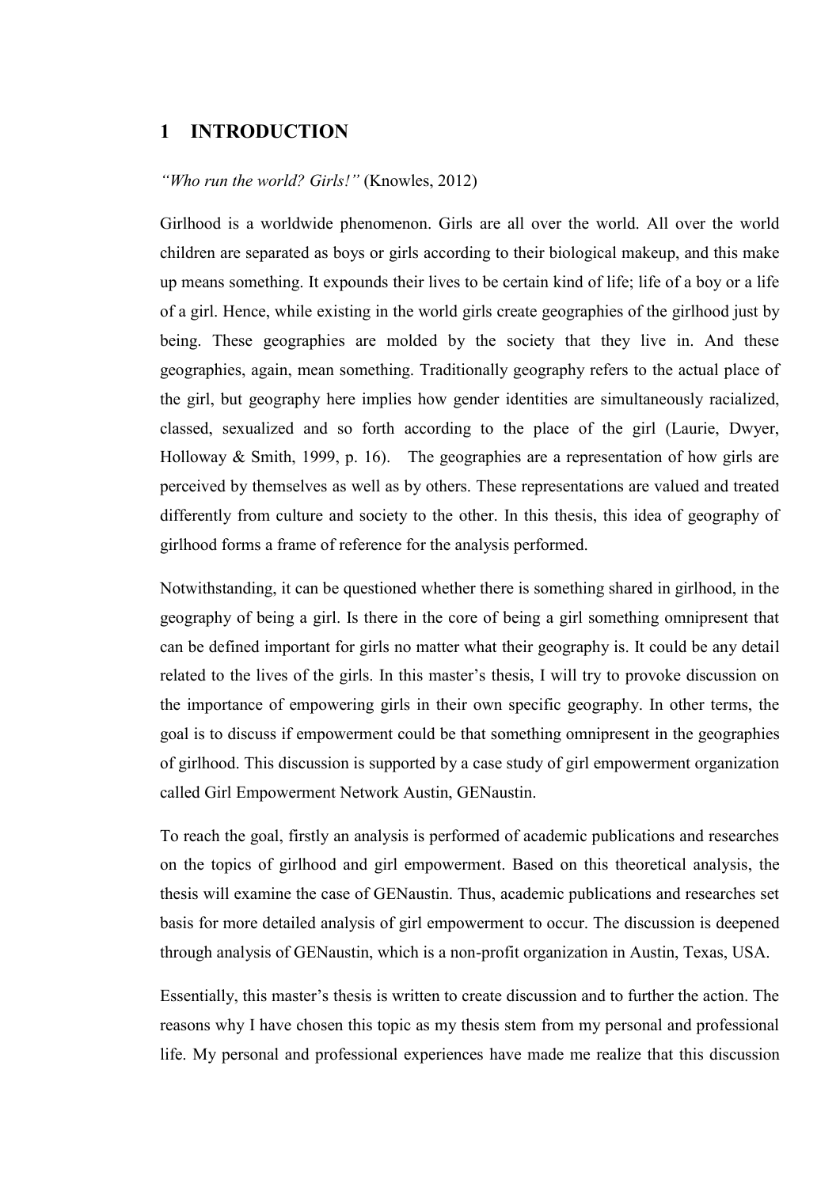# 1 INTRODUCTION

*"Who run the world? Girls!"* (Knowles, 2012)

Girlhood is a worldwide phenomenon. Girls are all over the world. All over the world children are separated as boys or girls according to their biological makeup, and this make up means something. It expounds their lives to be certain kind of life; life of a boy or a life of a girl. Hence, while existing in the world girls create geographies of the girlhood just by being. These geographies are molded by the society that they live in. And these geographies, again, mean something. Traditionally geography refers to the actual place of the girl, but geography here implies how gender identities are simultaneously racialized, classed, sexualized and so forth according to the place of the girl (Laurie, Dwyer, Holloway & Smith, 1999, p. 16). The geographies are a representation of how girls are perceived by themselves as well as by others. These representations are valued and treated differently from culture and society to the other. In this thesis, this idea of geography of girlhood forms a frame of reference for the analysis performed.

Notwithstanding, it can be questioned whether there is something shared in girlhood, in the geography of being a girl. Is there in the core of being a girl something omnipresent that can be defined important for girls no matter what their geography is. It could be any detail related to the lives of the girls. In this master's thesis, I will try to provoke discussion on the importance of empowering girls in their own specific geography. In other terms, the goal is to discuss if empowerment could be that something omnipresent in the geographies of girlhood. This discussion is supported by a case study of girl empowerment organization called Girl Empowerment Network Austin, GENaustin.

To reach the goal, firstly an analysis is performed of academic publications and researches on the topics of girlhood and girl empowerment. Based on this theoretical analysis, the thesis will examine the case of GENaustin. Thus, academic publications and researches set basis for more detailed analysis of girl empowerment to occur. The discussion is deepened through analysis of GENaustin, which is a non-profit organization in Austin, Texas, USA.

Essentially, this master's thesis is written to create discussion and to further the action. The reasons why I have chosen this topic as my thesis stem from my personal and professional life. My personal and professional experiences have made me realize that this discussion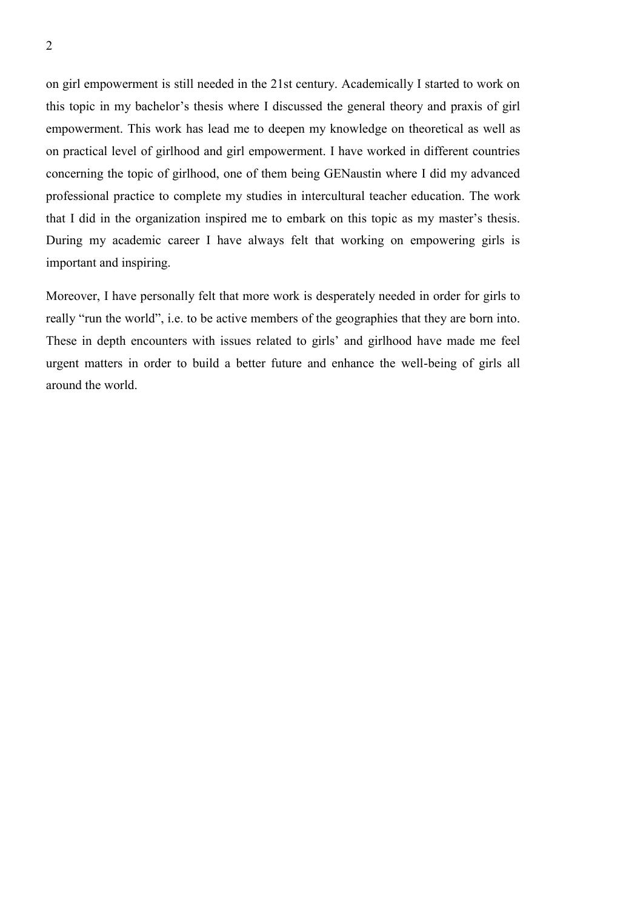on girl empowerment is still needed in the 21st century. Academically I started to work on this topic in my bachelor's thesis where I discussed the general theory and praxis of girl empowerment. This work has lead me to deepen my knowledge on theoretical as well as on practical level of girlhood and girl empowerment. I have worked in different countries concerning the topic of girlhood, one of them being GENaustin where I did my advanced professional practice to complete my studies in intercultural teacher education. The work that I did in the organization inspired me to embark on this topic as my master's thesis. During my academic career I have always felt that working on empowering girls is important and inspiring.

Moreover, I have personally felt that more work is desperately needed in order for girls to really "run the world", i.e. to be active members of the geographies that they are born into. These in depth encounters with issues related to girls' and girlhood have made me feel urgent matters in order to build a better future and enhance the well-being of girls all around the world.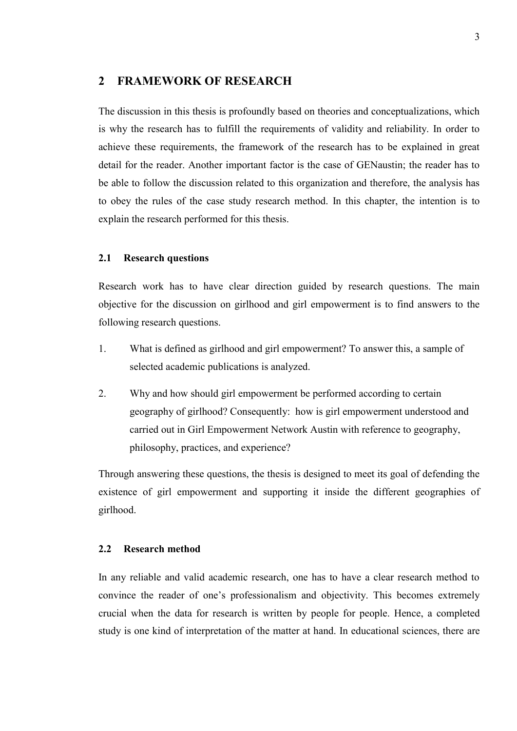## 2 FRAMEWORK OF RESEARCH

The discussion in this thesis is profoundly based on theories and conceptualizations, which is why the research has to fulfill the requirements of validity and reliability. In order to achieve these requirements, the framework of the research has to be explained in great detail for the reader. Another important factor is the case of GENaustin; the reader has to be able to follow the discussion related to this organization and therefore, the analysis has to obey the rules of the case study research method. In this chapter, the intention is to explain the research performed for this thesis.

### 2.1 Research questions

Research work has to have clear direction guided by research questions. The main objective for the discussion on girlhood and girl empowerment is to find answers to the following research questions.

1. What is defined as girlhood and girl empowerment? To answer this, a sample of selected academic publications is analyzed.
2. Why and how should girl empowerment be performed according to certain geography of girlhood? Consequently: how is girl empowerment understood and carried out in Girl Empowerment Network Austin with reference to geography, philosophy, practices, and experience?

Through answering these questions, the thesis is designed to meet its goal of defending the existence of girl empowerment and supporting it inside the different geographies of girlhood.

### 2.2 Research method

In any reliable and valid academic research, one has to have a clear research method to convince the reader of one's professionalism and objectivity. This becomes extremely crucial when the data for research is written by people for people. Hence, a completed study is one kind of interpretation of the matter at hand. In educational sciences, there are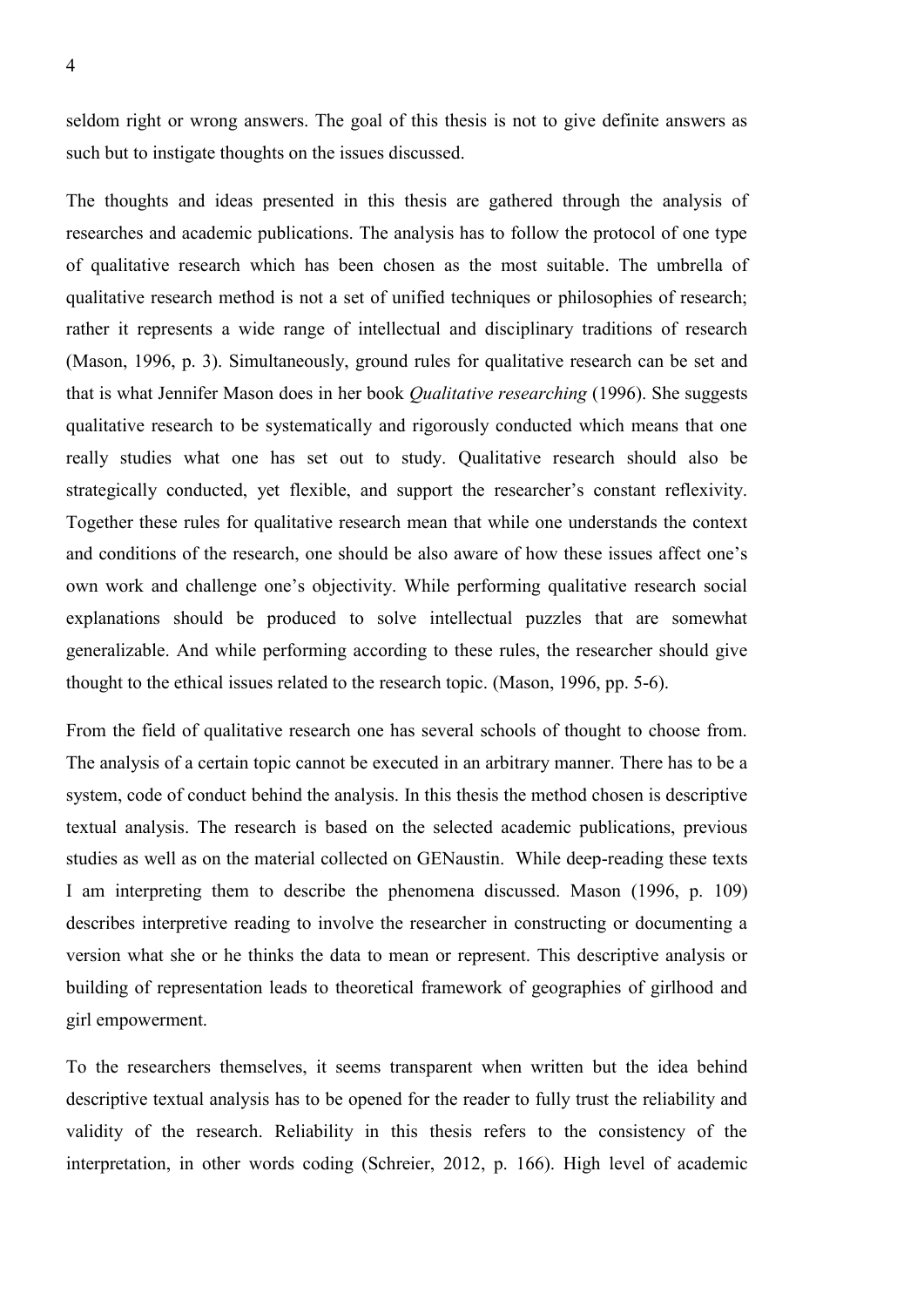seldom right or wrong answers. The goal of this thesis is not to give definite answers as such but to instigate thoughts on the issues discussed.

The thoughts and ideas presented in this thesis are gathered through the analysis of researches and academic publications. The analysis has to follow the protocol of one type of qualitative research which has been chosen as the most suitable. The umbrella of qualitative research method is not a set of unified techniques or philosophies of research; rather it represents a wide range of intellectual and disciplinary traditions of research (Mason, 1996, p. 3). Simultaneously, ground rules for qualitative research can be set and that is what Jennifer Mason does in her book *Qualitative researching* (1996). She suggests qualitative research to be systematically and rigorously conducted which means that one really studies what one has set out to study. Qualitative research should also be strategically conducted, yet flexible, and support the researcher's constant reflexivity. Together these rules for qualitative research mean that while one understands the context and conditions of the research, one should be also aware of how these issues affect one's own work and challenge one's objectivity. While performing qualitative research social explanations should be produced to solve intellectual puzzles that are somewhat generalizable. And while performing according to these rules, the researcher should give thought to the ethical issues related to the research topic. (Mason, 1996, pp. 5-6).

From the field of qualitative research one has several schools of thought to choose from. The analysis of a certain topic cannot be executed in an arbitrary manner. There has to be a system, code of conduct behind the analysis. In this thesis the method chosen is descriptive textual analysis. The research is based on the selected academic publications, previous studies as well as on the material collected on GENaustin. While deep-reading these texts I am interpreting them to describe the phenomena discussed. Mason (1996, p. 109) describes interpretive reading to involve the researcher in constructing or documenting a version what she or he thinks the data to mean or represent. This descriptive analysis or building of representation leads to theoretical framework of geographies of girlhood and girl empowerment.

To the researchers themselves, it seems transparent when written but the idea behind descriptive textual analysis has to be opened for the reader to fully trust the reliability and validity of the research. Reliability in this thesis refers to the consistency of the interpretation, in other words coding (Schreier, 2012, p. 166). High level of academic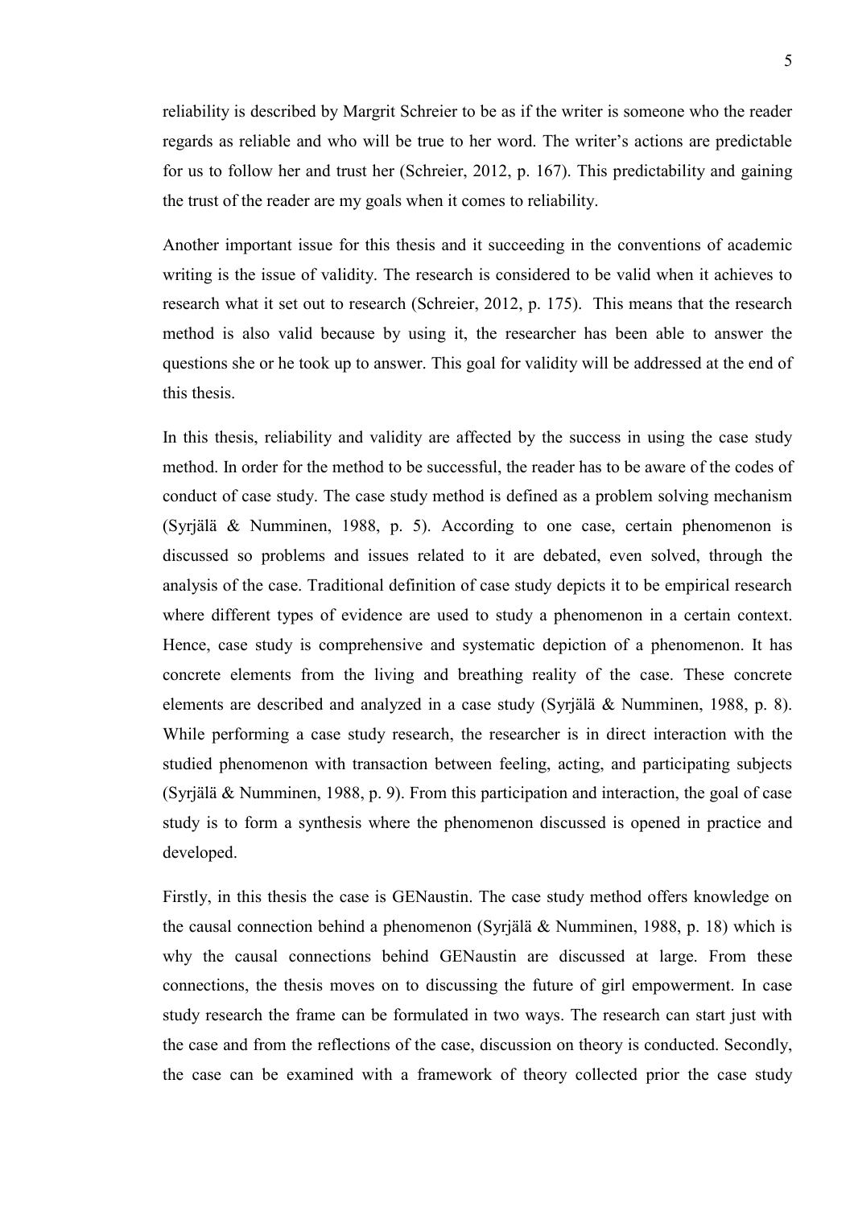reliability is described by Margrit Schreier to be as if the writer is someone who the reader regards as reliable and who will be true to her word. The writer's actions are predictable for us to follow her and trust her (Schreier, 2012, p. 167). This predictability and gaining the trust of the reader are my goals when it comes to reliability.

Another important issue for this thesis and it succeeding in the conventions of academic writing is the issue of validity. The research is considered to be valid when it achieves to research what it set out to research (Schreier, 2012, p. 175). This means that the research method is also valid because by using it, the researcher has been able to answer the questions she or he took up to answer. This goal for validity will be addressed at the end of this thesis.

In this thesis, reliability and validity are affected by the success in using the case study method. In order for the method to be successful, the reader has to be aware of the codes of conduct of case study. The case study method is defined as a problem solving mechanism (Syrjälä & Numminen, 1988, p. 5). According to one case, certain phenomenon is discussed so problems and issues related to it are debated, even solved, through the analysis of the case. Traditional definition of case study depicts it to be empirical research where different types of evidence are used to study a phenomenon in a certain context. Hence, case study is comprehensive and systematic depiction of a phenomenon. It has concrete elements from the living and breathing reality of the case. These concrete elements are described and analyzed in a case study (Syrjälä & Numminen, 1988, p. 8). While performing a case study research, the researcher is in direct interaction with the studied phenomenon with transaction between feeling, acting, and participating subjects (Syrjälä & Numminen, 1988, p. 9). From this participation and interaction, the goal of case study is to form a synthesis where the phenomenon discussed is opened in practice and developed.

Firstly, in this thesis the case is GENaustin. The case study method offers knowledge on the causal connection behind a phenomenon (Syrjälä & Numminen, 1988, p. 18) which is why the causal connections behind GENaustin are discussed at large. From these connections, the thesis moves on to discussing the future of girl empowerment. In case study research the frame can be formulated in two ways. The research can start just with the case and from the reflections of the case, discussion on theory is conducted. Secondly, the case can be examined with a framework of theory collected prior the case study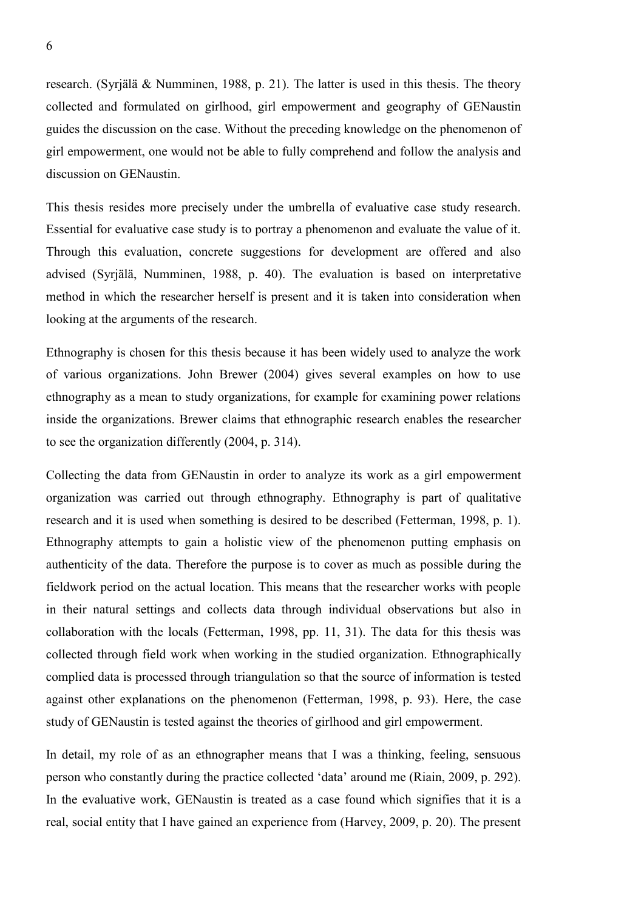research. (Syrjälä & Numminen, 1988, p. 21). The latter is used in this thesis. The theory collected and formulated on girlhood, girl empowerment and geography of GENaustin guides the discussion on the case. Without the preceding knowledge on the phenomenon of girl empowerment, one would not be able to fully comprehend and follow the analysis and discussion on GENaustin.

This thesis resides more precisely under the umbrella of evaluative case study research. Essential for evaluative case study is to portray a phenomenon and evaluate the value of it. Through this evaluation, concrete suggestions for development are offered and also advised (Syrjälä, Numminen, 1988, p. 40). The evaluation is based on interpretative method in which the researcher herself is present and it is taken into consideration when looking at the arguments of the research.

Ethnography is chosen for this thesis because it has been widely used to analyze the work of various organizations. John Brewer (2004) gives several examples on how to use ethnography as a mean to study organizations, for example for examining power relations inside the organizations. Brewer claims that ethnographic research enables the researcher to see the organization differently (2004, p. 314).

Collecting the data from GENaustin in order to analyze its work as a girl empowerment organization was carried out through ethnography. Ethnography is part of qualitative research and it is used when something is desired to be described (Fetterman, 1998, p. 1). Ethnography attempts to gain a holistic view of the phenomenon putting emphasis on authenticity of the data. Therefore the purpose is to cover as much as possible during the fieldwork period on the actual location. This means that the researcher works with people in their natural settings and collects data through individual observations but also in collaboration with the locals (Fetterman, 1998, pp. 11, 31). The data for this thesis was collected through field work when working in the studied organization. Ethnographically complied data is processed through triangulation so that the source of information is tested against other explanations on the phenomenon (Fetterman, 1998, p. 93). Here, the case study of GENaustin is tested against the theories of girlhood and girl empowerment.

In detail, my role of as an ethnographer means that I was a thinking, feeling, sensuous person who constantly during the practice collected 'data' around me (Riain, 2009, p. 292). In the evaluative work, GENaustin is treated as a case found which signifies that it is a real, social entity that I have gained an experience from (Harvey, 2009, p. 20). The present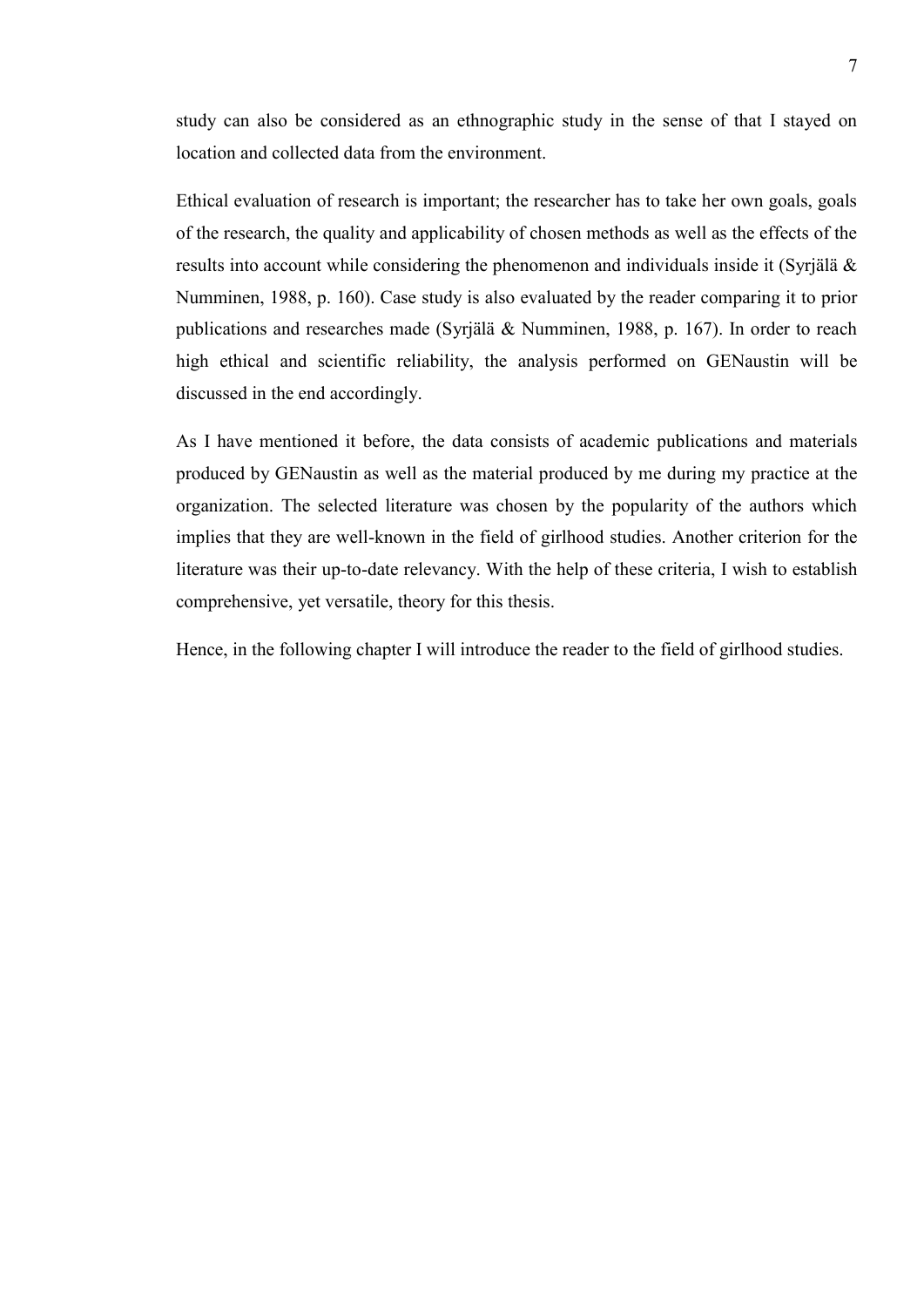study can also be considered as an ethnographic study in the sense of that I stayed on location and collected data from the environment.

Ethical evaluation of research is important; the researcher has to take her own goals, goals of the research, the quality and applicability of chosen methods as well as the effects of the results into account while considering the phenomenon and individuals inside it (Syrjälä & Numminen, 1988, p. 160). Case study is also evaluated by the reader comparing it to prior publications and researches made (Syrjälä & Numminen, 1988, p. 167). In order to reach high ethical and scientific reliability, the analysis performed on GENaustin will be discussed in the end accordingly.

As I have mentioned it before, the data consists of academic publications and materials produced by GENaustin as well as the material produced by me during my practice at the organization. The selected literature was chosen by the popularity of the authors which implies that they are well-known in the field of girlhood studies. Another criterion for the literature was their up-to-date relevancy. With the help of these criteria, I wish to establish comprehensive, yet versatile, theory for this thesis.

Hence, in the following chapter I will introduce the reader to the field of girlhood studies.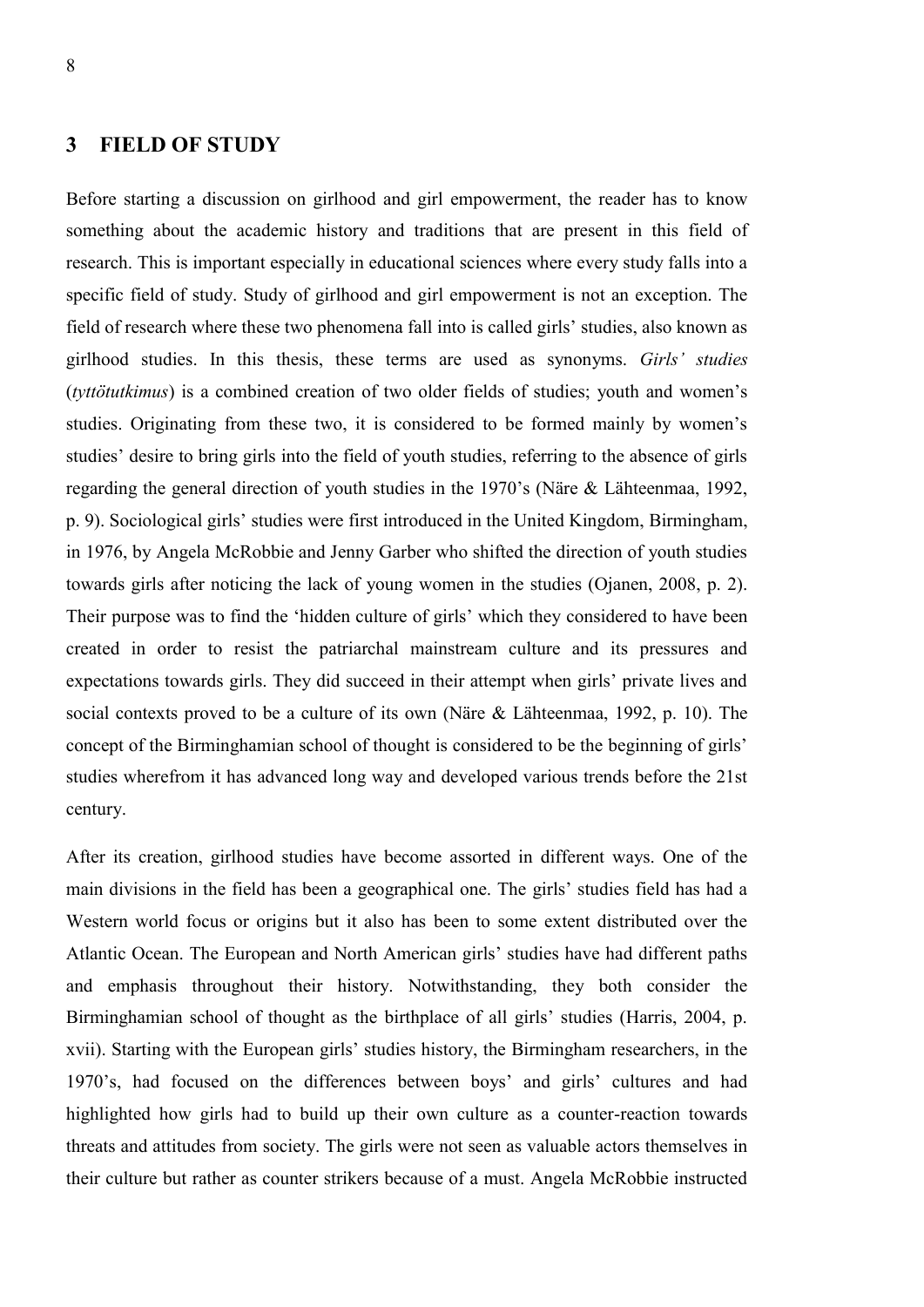# 3 FIELD OF STUDY

Before starting a discussion on girlhood and girl empowerment, the reader has to know something about the academic history and traditions that are present in this field of research. This is important especially in educational sciences where every study falls into a specific field of study. Study of girlhood and girl empowerment is not an exception. The field of research where these two phenomena fall into is called girls' studies, also known as girlhood studies. In this thesis, these terms are used as synonyms. *Girls' studies* (*tyttötutkimus*) is a combined creation of two older fields of studies; youth and women's studies. Originating from these two, it is considered to be formed mainly by women's studies' desire to bring girls into the field of youth studies, referring to the absence of girls regarding the general direction of youth studies in the 1970's (Näre & Lähteenmaa, 1992, p. 9). Sociological girls' studies were first introduced in the United Kingdom, Birmingham, in 1976, by Angela McRobbie and Jenny Garber who shifted the direction of youth studies towards girls after noticing the lack of young women in the studies (Ojanen, 2008, p. 2). Their purpose was to find the 'hidden culture of girls' which they considered to have been created in order to resist the patriarchal mainstream culture and its pressures and expectations towards girls. They did succeed in their attempt when girls' private lives and social contexts proved to be a culture of its own (Näre & Lähteenmaa, 1992, p. 10). The concept of the Birminghamian school of thought is considered to be the beginning of girls' studies wherefrom it has advanced long way and developed various trends before the 21st century.

After its creation, girlhood studies have become assorted in different ways. One of the main divisions in the field has been a geographical one. The girls' studies field has had a Western world focus or origins but it also has been to some extent distributed over the Atlantic Ocean. The European and North American girls' studies have had different paths and emphasis throughout their history. Notwithstanding, they both consider the Birminghamian school of thought as the birthplace of all girls' studies (Harris, 2004, p. xvii). Starting with the European girls' studies history, the Birmingham researchers, in the 1970's, had focused on the differences between boys' and girls' cultures and had highlighted how girls had to build up their own culture as a counter-reaction towards threats and attitudes from society. The girls were not seen as valuable actors themselves in their culture but rather as counter strikers because of a must. Angela McRobbie instructed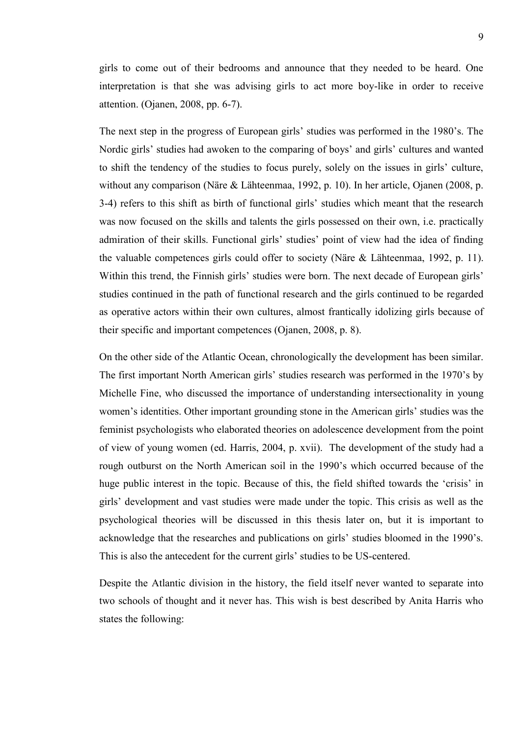girls to come out of their bedrooms and announce that they needed to be heard. One interpretation is that she was advising girls to act more boy-like in order to receive attention. (Ojanen, 2008, pp. 6-7).

The next step in the progress of European girls' studies was performed in the 1980's. The Nordic girls' studies had awoken to the comparing of boys' and girls' cultures and wanted to shift the tendency of the studies to focus purely, solely on the issues in girls' culture, without any comparison (Näre & Lähteenmaa, 1992, p. 10). In her article, Ojanen (2008, p. 3-4) refers to this shift as birth of functional girls' studies which meant that the research was now focused on the skills and talents the girls possessed on their own, i.e. practically admiration of their skills. Functional girls' studies' point of view had the idea of finding the valuable competences girls could offer to society (Näre & Lähteenmaa, 1992, p. 11). Within this trend, the Finnish girls' studies were born. The next decade of European girls' studies continued in the path of functional research and the girls continued to be regarded as operative actors within their own cultures, almost frantically idolizing girls because of their specific and important competences (Ojanen, 2008, p. 8).

On the other side of the Atlantic Ocean, chronologically the development has been similar. The first important North American girls' studies research was performed in the 1970's by Michelle Fine, who discussed the importance of understanding intersectionality in young women's identities. Other important grounding stone in the American girls' studies was the feminist psychologists who elaborated theories on adolescence development from the point of view of young women (ed. Harris, 2004, p. xvii). The development of the study had a rough outburst on the North American soil in the 1990's which occurred because of the huge public interest in the topic. Because of this, the field shifted towards the 'crisis' in girls' development and vast studies were made under the topic. This crisis as well as the psychological theories will be discussed in this thesis later on, but it is important to acknowledge that the researches and publications on girls' studies bloomed in the 1990's. This is also the antecedent for the current girls' studies to be US-centered.

Despite the Atlantic division in the history, the field itself never wanted to separate into two schools of thought and it never has. This wish is best described by Anita Harris who states the following: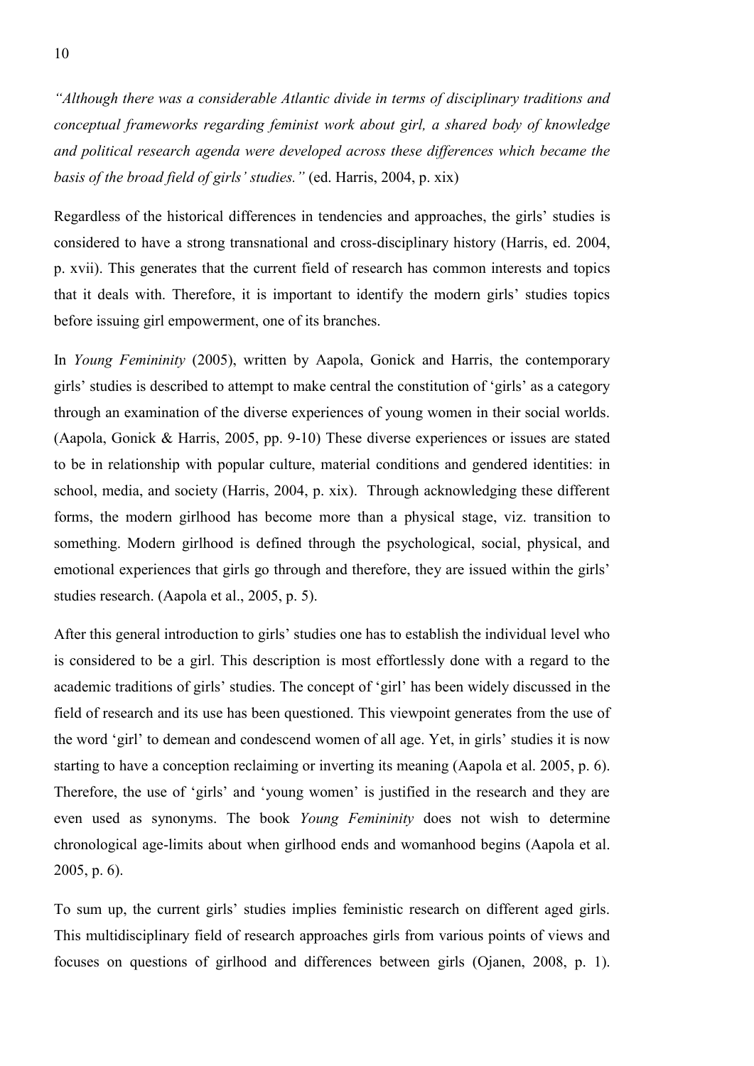*"Although there was a considerable Atlantic divide in terms of disciplinary traditions and conceptual frameworks regarding feminist work about girl, a shared body of knowledge and political research agenda were developed across these differences which became the basis of the broad field of girls' studies."* (ed. Harris, 2004, p. xix)

Regardless of the historical differences in tendencies and approaches, the girls' studies is considered to have a strong transnational and cross-disciplinary history (Harris, ed. 2004, p. xvii). This generates that the current field of research has common interests and topics that it deals with. Therefore, it is important to identify the modern girls' studies topics before issuing girl empowerment, one of its branches.

In *Young Femininity* (2005), written by Aapola, Gonick and Harris, the contemporary girls' studies is described to attempt to make central the constitution of 'girls' as a category through an examination of the diverse experiences of young women in their social worlds. (Aapola, Gonick & Harris, 2005, pp. 9-10) These diverse experiences or issues are stated to be in relationship with popular culture, material conditions and gendered identities: in school, media, and society (Harris, 2004, p. xix). Through acknowledging these different forms, the modern girlhood has become more than a physical stage, viz. transition to something. Modern girlhood is defined through the psychological, social, physical, and emotional experiences that girls go through and therefore, they are issued within the girls' studies research. (Aapola et al., 2005, p. 5).

After this general introduction to girls' studies one has to establish the individual level who is considered to be a girl. This description is most effortlessly done with a regard to the academic traditions of girls' studies. The concept of 'girl' has been widely discussed in the field of research and its use has been questioned. This viewpoint generates from the use of the word 'girl' to demean and condescend women of all age. Yet, in girls' studies it is now starting to have a conception reclaiming or inverting its meaning (Aapola et al. 2005, p. 6). Therefore, the use of 'girls' and 'young women' is justified in the research and they are even used as synonyms. The book *Young Femininity* does not wish to determine chronological age-limits about when girlhood ends and womanhood begins (Aapola et al. 2005, p. 6).

To sum up, the current girls' studies implies feministic research on different aged girls. This multidisciplinary field of research approaches girls from various points of views and focuses on questions of girlhood and differences between girls (Ojanen, 2008, p. 1).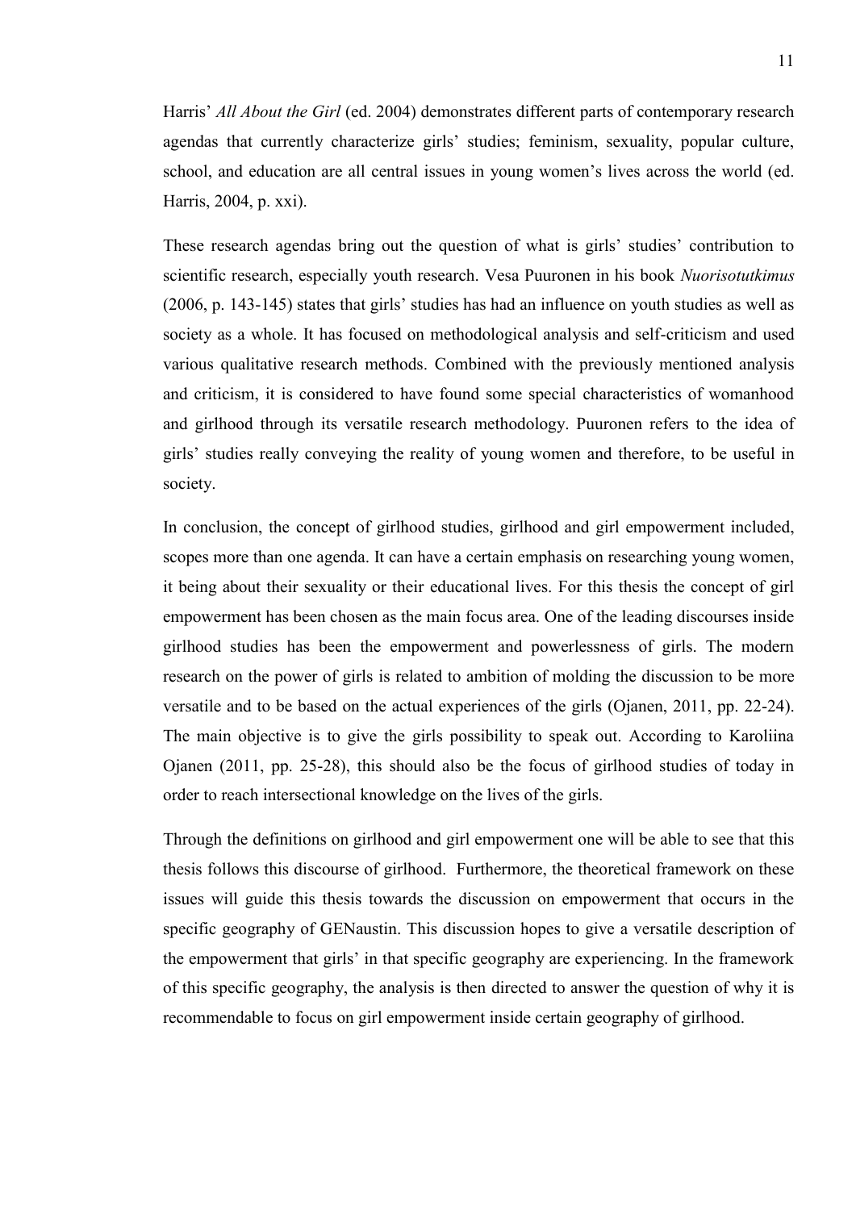Harris' *All About the Girl* (ed. 2004) demonstrates different parts of contemporary research agendas that currently characterize girls' studies; feminism, sexuality, popular culture, school, and education are all central issues in young women's lives across the world (ed. Harris, 2004, p. xxi).

These research agendas bring out the question of what is girls' studies' contribution to scientific research, especially youth research. Vesa Puuronen in his book *Nuorisotutkimus* (2006, p. 143-145) states that girls' studies has had an influence on youth studies as well as society as a whole. It has focused on methodological analysis and self-criticism and used various qualitative research methods. Combined with the previously mentioned analysis and criticism, it is considered to have found some special characteristics of womanhood and girlhood through its versatile research methodology. Puuronen refers to the idea of girls' studies really conveying the reality of young women and therefore, to be useful in society.

In conclusion, the concept of girlhood studies, girlhood and girl empowerment included, scopes more than one agenda. It can have a certain emphasis on researching young women, it being about their sexuality or their educational lives. For this thesis the concept of girl empowerment has been chosen as the main focus area. One of the leading discourses inside girlhood studies has been the empowerment and powerlessness of girls. The modern research on the power of girls is related to ambition of molding the discussion to be more versatile and to be based on the actual experiences of the girls (Ojanen, 2011, pp. 22-24). The main objective is to give the girls possibility to speak out. According to Karoliina Ojanen (2011, pp. 25-28), this should also be the focus of girlhood studies of today in order to reach intersectional knowledge on the lives of the girls.

Through the definitions on girlhood and girl empowerment one will be able to see that this thesis follows this discourse of girlhood. Furthermore, the theoretical framework on these issues will guide this thesis towards the discussion on empowerment that occurs in the specific geography of GENaustin. This discussion hopes to give a versatile description of the empowerment that girls' in that specific geography are experiencing. In the framework of this specific geography, the analysis is then directed to answer the question of why it is recommendable to focus on girl empowerment inside certain geography of girlhood.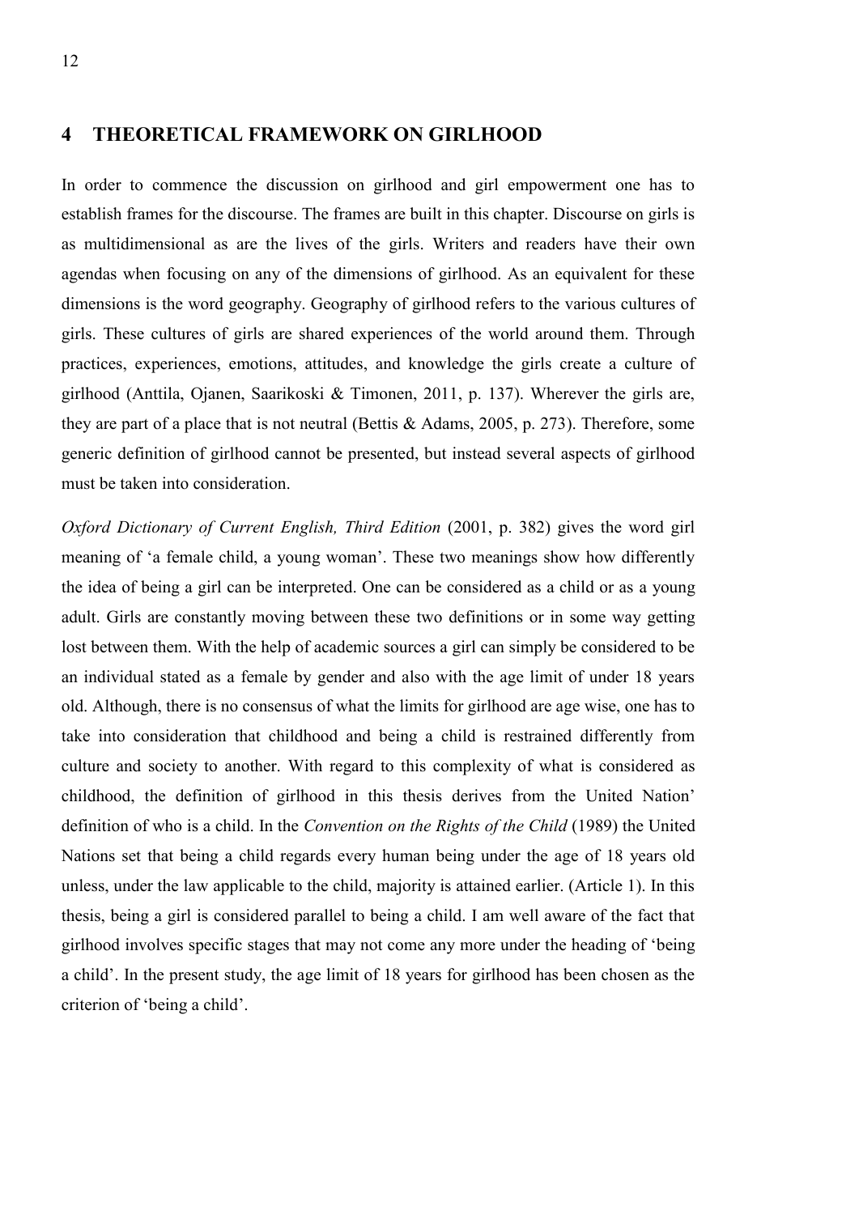# 4 THEORETICAL FRAMEWORK ON GIRLHOOD

In order to commence the discussion on girlhood and girl empowerment one has to establish frames for the discourse. The frames are built in this chapter. Discourse on girls is as multidimensional as are the lives of the girls. Writers and readers have their own agendas when focusing on any of the dimensions of girlhood. As an equivalent for these dimensions is the word geography. Geography of girlhood refers to the various cultures of girls. These cultures of girls are shared experiences of the world around them. Through practices, experiences, emotions, attitudes, and knowledge the girls create a culture of girlhood (Anttila, Ojanen, Saarikoski & Timonen, 2011, p. 137). Wherever the girls are, they are part of a place that is not neutral (Bettis & Adams, 2005, p. 273). Therefore, some generic definition of girlhood cannot be presented, but instead several aspects of girlhood must be taken into consideration.

*Oxford Dictionary of Current English, Third Edition* (2001, p. 382) gives the word girl meaning of 'a female child, a young woman'. These two meanings show how differently the idea of being a girl can be interpreted. One can be considered as a child or as a young adult. Girls are constantly moving between these two definitions or in some way getting lost between them. With the help of academic sources a girl can simply be considered to be an individual stated as a female by gender and also with the age limit of under 18 years old. Although, there is no consensus of what the limits for girlhood are age wise, one has to take into consideration that childhood and being a child is restrained differently from culture and society to another. With regard to this complexity of what is considered as childhood, the definition of girlhood in this thesis derives from the United Nation' definition of who is a child. In the *Convention on the Rights of the Child* (1989) the United Nations set that being a child regards every human being under the age of 18 years old unless, under the law applicable to the child, majority is attained earlier. (Article 1). In this thesis, being a girl is considered parallel to being a child. I am well aware of the fact that girlhood involves specific stages that may not come any more under the heading of 'being a child'. In the present study, the age limit of 18 years for girlhood has been chosen as the criterion of 'being a child'.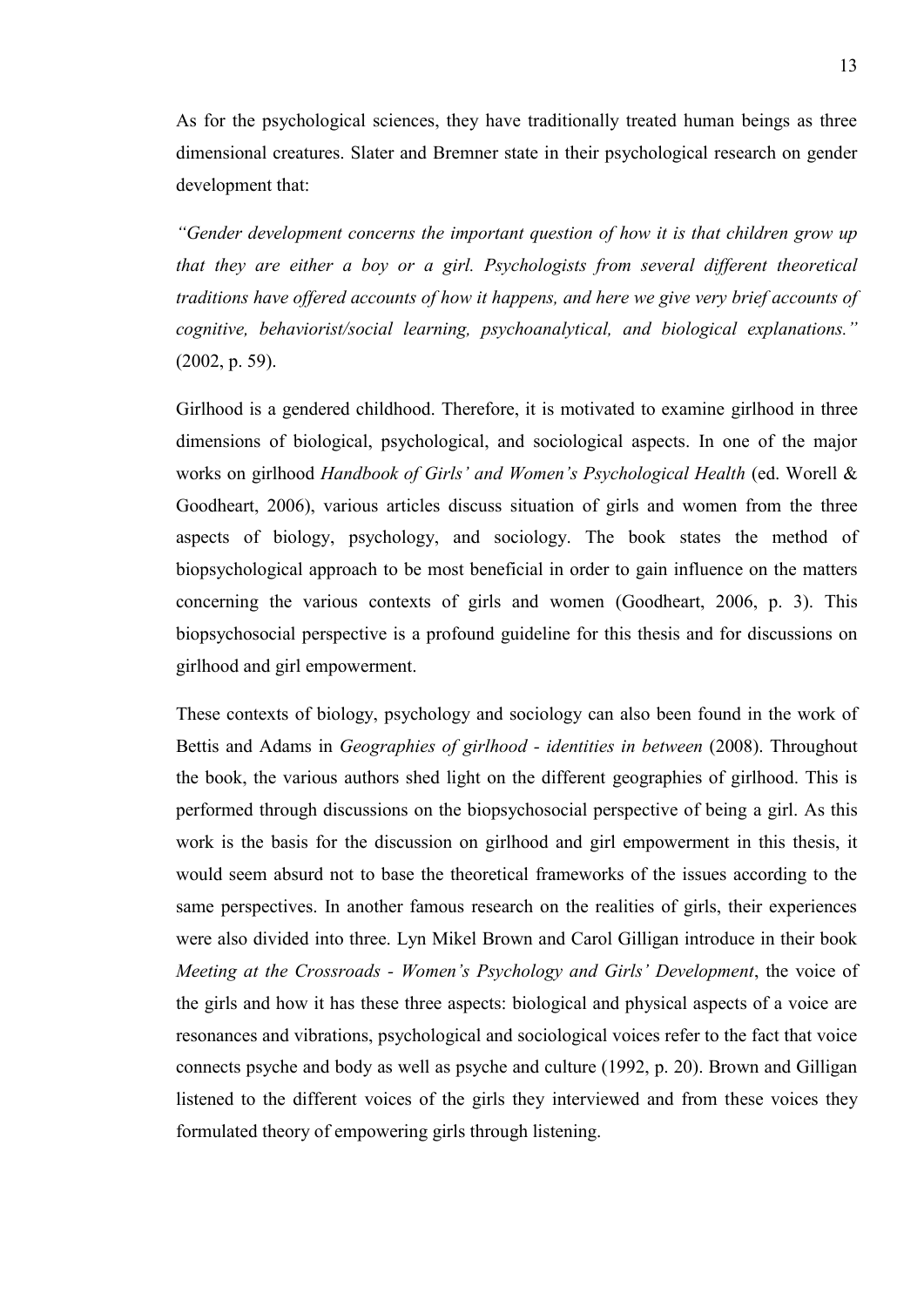As for the psychological sciences, they have traditionally treated human beings as three dimensional creatures. Slater and Bremner state in their psychological research on gender development that:

*"Gender development concerns the important question of how it is that children grow up that they are either a boy or a girl. Psychologists from several different theoretical traditions have offered accounts of how it happens, and here we give very brief accounts of cognitive, behaviorist/social learning, psychoanalytical, and biological explanations."* (2002, p. 59).

Girlhood is a gendered childhood. Therefore, it is motivated to examine girlhood in three dimensions of biological, psychological, and sociological aspects. In one of the major works on girlhood *Handbook of Girls' and Women's Psychological Health* (ed. Worell & Goodheart, 2006), various articles discuss situation of girls and women from the three aspects of biology, psychology, and sociology. The book states the method of biopsychological approach to be most beneficial in order to gain influence on the matters concerning the various contexts of girls and women (Goodheart, 2006, p. 3). This biopsychosocial perspective is a profound guideline for this thesis and for discussions on girlhood and girl empowerment.

These contexts of biology, psychology and sociology can also been found in the work of Bettis and Adams in *Geographies of girlhood - identities in between* (2008). Throughout the book, the various authors shed light on the different geographies of girlhood. This is performed through discussions on the biopsychosocial perspective of being a girl. As this work is the basis for the discussion on girlhood and girl empowerment in this thesis, it would seem absurd not to base the theoretical frameworks of the issues according to the same perspectives. In another famous research on the realities of girls, their experiences were also divided into three. Lyn Mikel Brown and Carol Gilligan introduce in their book *Meeting at the Crossroads - Women's Psychology and Girls' Development*, the voice of the girls and how it has these three aspects: biological and physical aspects of a voice are resonances and vibrations, psychological and sociological voices refer to the fact that voice connects psyche and body as well as psyche and culture (1992, p. 20). Brown and Gilligan listened to the different voices of the girls they interviewed and from these voices they formulated theory of empowering girls through listening.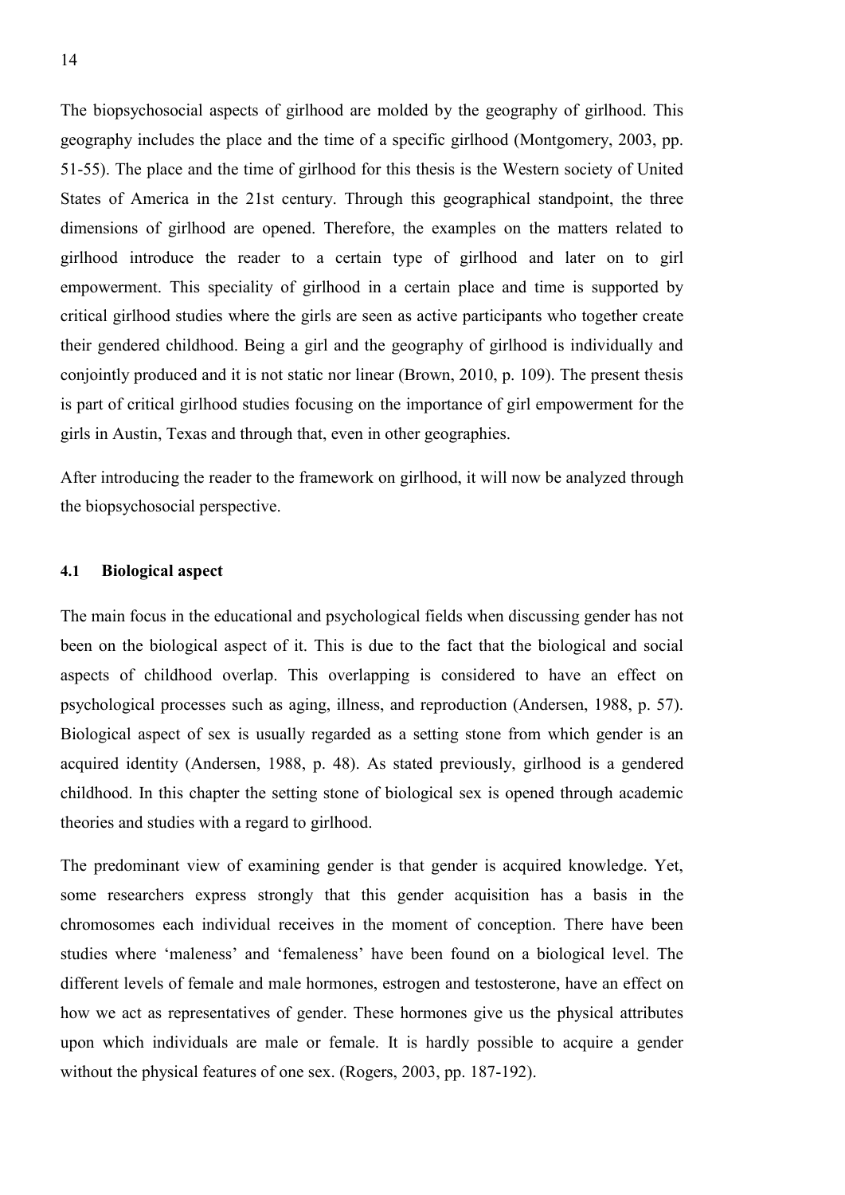The biopsychosocial aspects of girlhood are molded by the geography of girlhood. This geography includes the place and the time of a specific girlhood (Montgomery, 2003, pp. 51-55). The place and the time of girlhood for this thesis is the Western society of United States of America in the 21st century. Through this geographical standpoint, the three dimensions of girlhood are opened. Therefore, the examples on the matters related to girlhood introduce the reader to a certain type of girlhood and later on to girl empowerment. This speciality of girlhood in a certain place and time is supported by critical girlhood studies where the girls are seen as active participants who together create their gendered childhood. Being a girl and the geography of girlhood is individually and conjointly produced and it is not static nor linear (Brown, 2010, p. 109). The present thesis is part of critical girlhood studies focusing on the importance of girl empowerment for the girls in Austin, Texas and through that, even in other geographies.

After introducing the reader to the framework on girlhood, it will now be analyzed through the biopsychosocial perspective.

### 4.1 Biological aspect

The main focus in the educational and psychological fields when discussing gender has not been on the biological aspect of it. This is due to the fact that the biological and social aspects of childhood overlap. This overlapping is considered to have an effect on psychological processes such as aging, illness, and reproduction (Andersen, 1988, p. 57). Biological aspect of sex is usually regarded as a setting stone from which gender is an acquired identity (Andersen, 1988, p. 48). As stated previously, girlhood is a gendered childhood. In this chapter the setting stone of biological sex is opened through academic theories and studies with a regard to girlhood.

The predominant view of examining gender is that gender is acquired knowledge. Yet, some researchers express strongly that this gender acquisition has a basis in the chromosomes each individual receives in the moment of conception. There have been studies where 'maleness' and 'femaleness' have been found on a biological level. The different levels of female and male hormones, estrogen and testosterone, have an effect on how we act as representatives of gender. These hormones give us the physical attributes upon which individuals are male or female. It is hardly possible to acquire a gender without the physical features of one sex. (Rogers, 2003, pp. 187-192).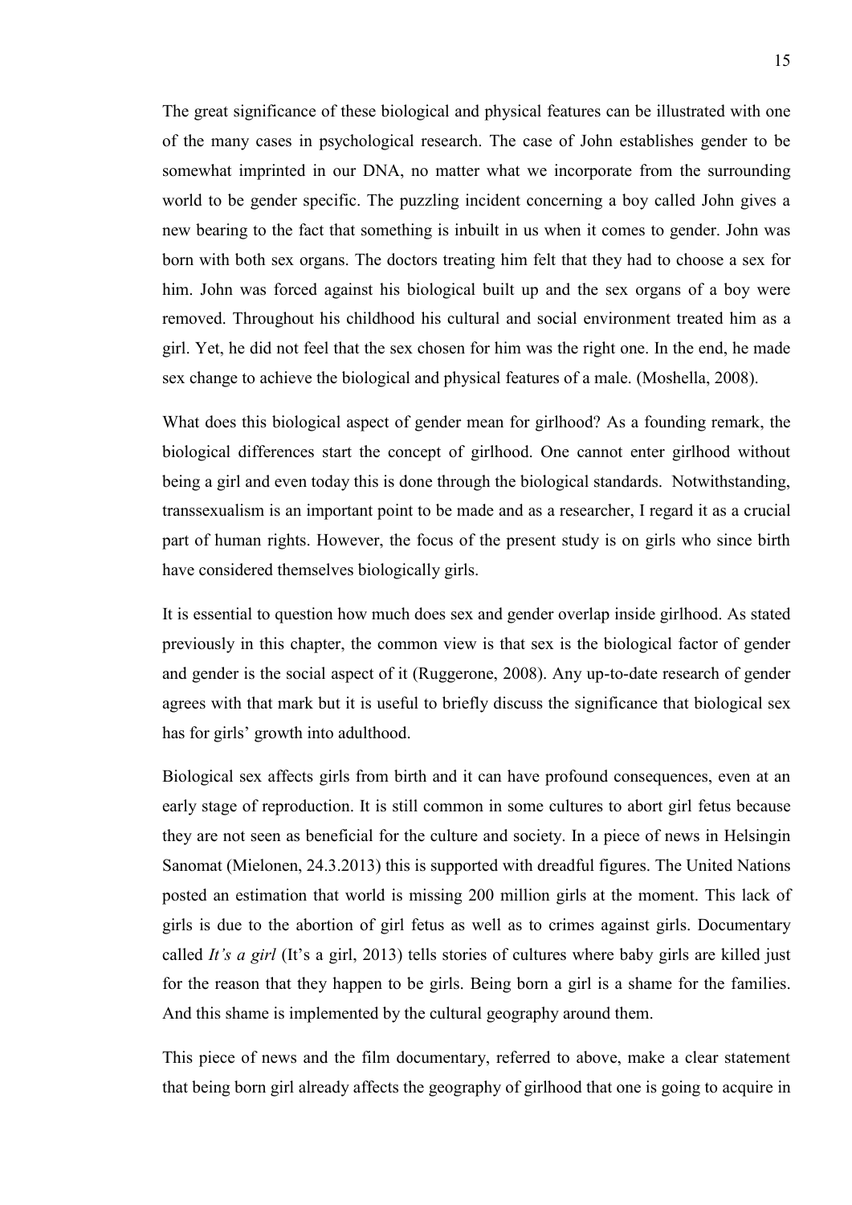The great significance of these biological and physical features can be illustrated with one of the many cases in psychological research. The case of John establishes gender to be somewhat imprinted in our DNA, no matter what we incorporate from the surrounding world to be gender specific. The puzzling incident concerning a boy called John gives a new bearing to the fact that something is inbuilt in us when it comes to gender. John was born with both sex organs. The doctors treating him felt that they had to choose a sex for him. John was forced against his biological built up and the sex organs of a boy were removed. Throughout his childhood his cultural and social environment treated him as a girl. Yet, he did not feel that the sex chosen for him was the right one. In the end, he made sex change to achieve the biological and physical features of a male. (Moshella, 2008).

What does this biological aspect of gender mean for girlhood? As a founding remark, the biological differences start the concept of girlhood. One cannot enter girlhood without being a girl and even today this is done through the biological standards. Notwithstanding, transsexualism is an important point to be made and as a researcher, I regard it as a crucial part of human rights. However, the focus of the present study is on girls who since birth have considered themselves biologically girls.

It is essential to question how much does sex and gender overlap inside girlhood. As stated previously in this chapter, the common view is that sex is the biological factor of gender and gender is the social aspect of it (Ruggerone, 2008). Any up-to-date research of gender agrees with that mark but it is useful to briefly discuss the significance that biological sex has for girls' growth into adulthood.

Biological sex affects girls from birth and it can have profound consequences, even at an early stage of reproduction. It is still common in some cultures to abort girl fetus because they are not seen as beneficial for the culture and society. In a piece of news in Helsingin Sanomat (Mielonen, 24.3.2013) this is supported with dreadful figures. The United Nations posted an estimation that world is missing 200 million girls at the moment. This lack of girls is due to the abortion of girl fetus as well as to crimes against girls. Documentary called *It's a girl* (It's a girl, 2013) tells stories of cultures where baby girls are killed just for the reason that they happen to be girls. Being born a girl is a shame for the families. And this shame is implemented by the cultural geography around them.

This piece of news and the film documentary, referred to above, make a clear statement that being born girl already affects the geography of girlhood that one is going to acquire in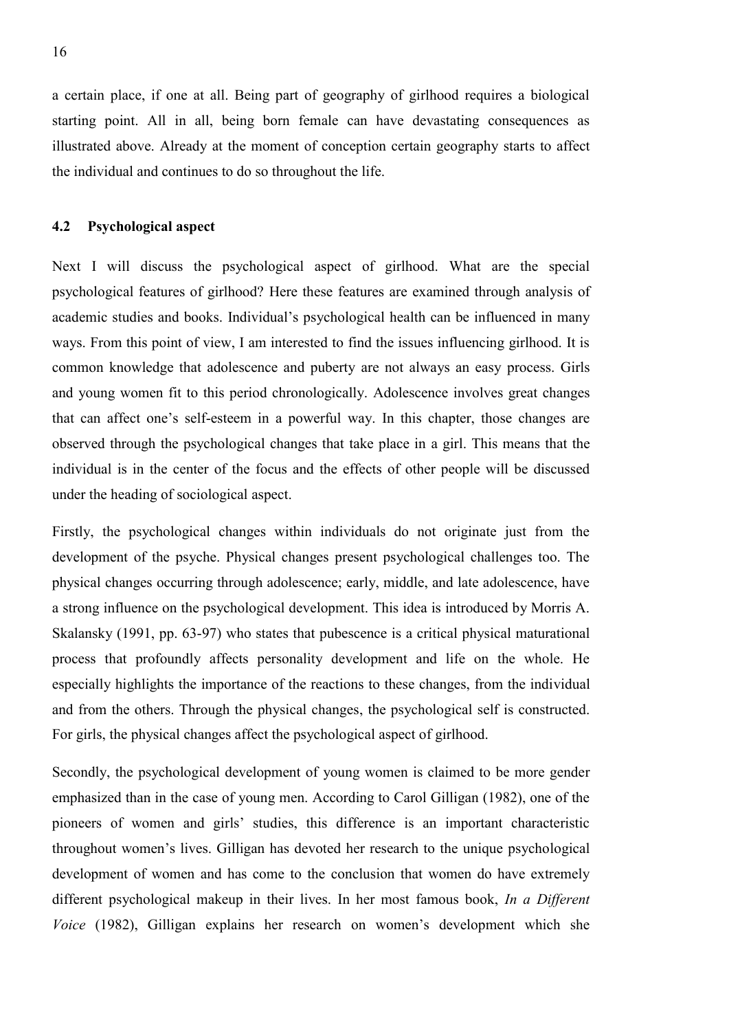a certain place, if one at all. Being part of geography of girlhood requires a biological starting point. All in all, being born female can have devastating consequences as illustrated above. Already at the moment of conception certain geography starts to affect the individual and continues to do so throughout the life.

### 4.2 Psychological aspect

Next I will discuss the psychological aspect of girlhood. What are the special psychological features of girlhood? Here these features are examined through analysis of academic studies and books. Individual's psychological health can be influenced in many ways. From this point of view, I am interested to find the issues influencing girlhood. It is common knowledge that adolescence and puberty are not always an easy process. Girls and young women fit to this period chronologically. Adolescence involves great changes that can affect one's self-esteem in a powerful way. In this chapter, those changes are observed through the psychological changes that take place in a girl. This means that the individual is in the center of the focus and the effects of other people will be discussed under the heading of sociological aspect.

Firstly, the psychological changes within individuals do not originate just from the development of the psyche. Physical changes present psychological challenges too. The physical changes occurring through adolescence; early, middle, and late adolescence, have a strong influence on the psychological development. This idea is introduced by Morris A. Skalansky (1991, pp. 63-97) who states that pubescence is a critical physical maturational process that profoundly affects personality development and life on the whole. He especially highlights the importance of the reactions to these changes, from the individual and from the others. Through the physical changes, the psychological self is constructed. For girls, the physical changes affect the psychological aspect of girlhood.

Secondly, the psychological development of young women is claimed to be more gender emphasized than in the case of young men. According to Carol Gilligan (1982), one of the pioneers of women and girls' studies, this difference is an important characteristic throughout women's lives. Gilligan has devoted her research to the unique psychological development of women and has come to the conclusion that women do have extremely different psychological makeup in their lives. In her most famous book, *In a Different Voice* (1982), Gilligan explains her research on women's development which she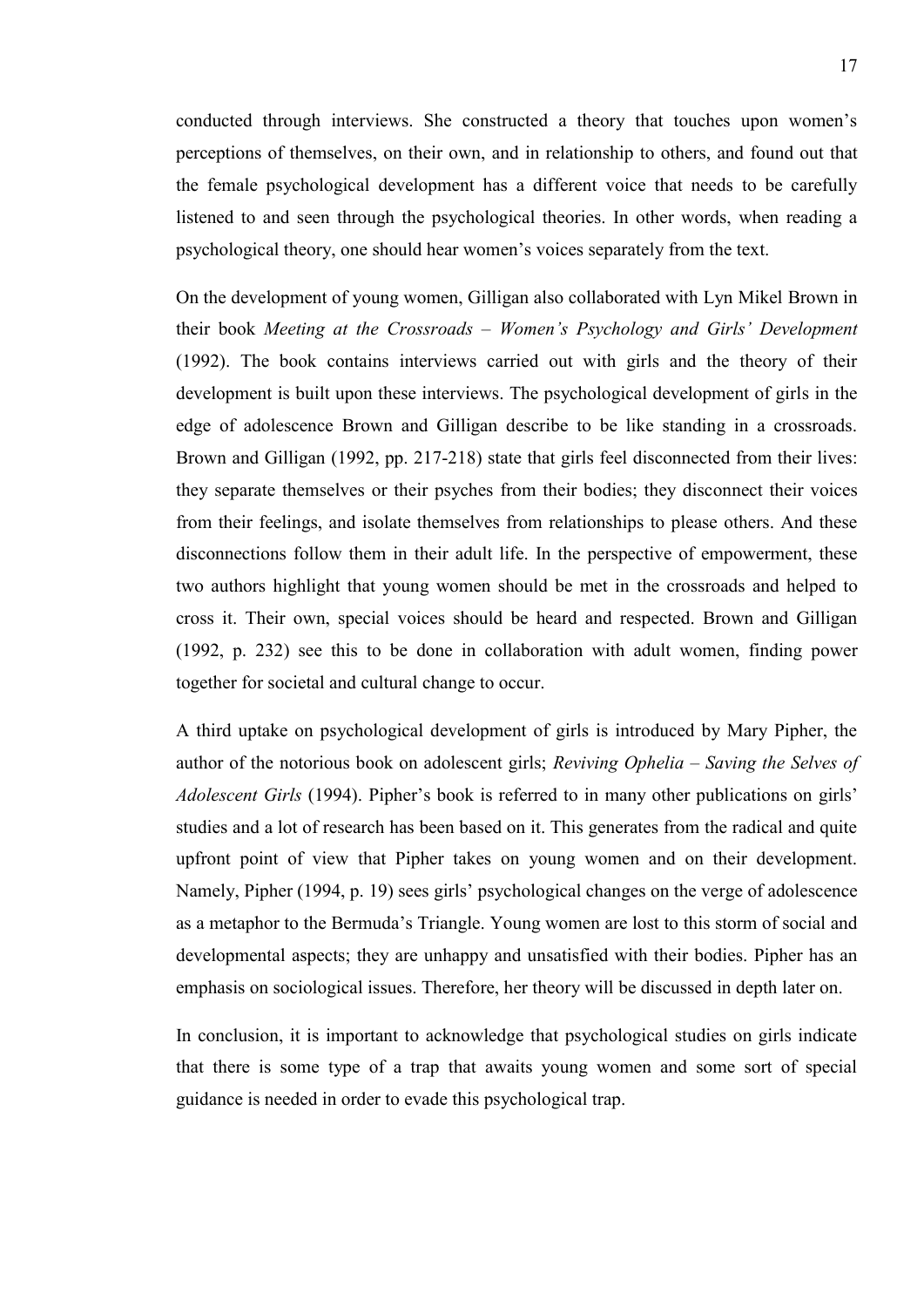conducted through interviews. She constructed a theory that touches upon women's perceptions of themselves, on their own, and in relationship to others, and found out that the female psychological development has a different voice that needs to be carefully listened to and seen through the psychological theories. In other words, when reading a psychological theory, one should hear women's voices separately from the text.

On the development of young women, Gilligan also collaborated with Lyn Mikel Brown in their book *Meeting at the Crossroads – Women's Psychology and Girls' Development* (1992). The book contains interviews carried out with girls and the theory of their development is built upon these interviews. The psychological development of girls in the edge of adolescence Brown and Gilligan describe to be like standing in a crossroads. Brown and Gilligan (1992, pp. 217-218) state that girls feel disconnected from their lives: they separate themselves or their psyches from their bodies; they disconnect their voices from their feelings, and isolate themselves from relationships to please others. And these disconnections follow them in their adult life. In the perspective of empowerment, these two authors highlight that young women should be met in the crossroads and helped to cross it. Their own, special voices should be heard and respected. Brown and Gilligan (1992, p. 232) see this to be done in collaboration with adult women, finding power together for societal and cultural change to occur.

A third uptake on psychological development of girls is introduced by Mary Pipher, the author of the notorious book on adolescent girls; *Reviving Ophelia – Saving the Selves of Adolescent Girls* (1994). Pipher's book is referred to in many other publications on girls' studies and a lot of research has been based on it. This generates from the radical and quite upfront point of view that Pipher takes on young women and on their development. Namely, Pipher (1994, p. 19) sees girls' psychological changes on the verge of adolescence as a metaphor to the Bermuda's Triangle. Young women are lost to this storm of social and developmental aspects; they are unhappy and unsatisfied with their bodies. Pipher has an emphasis on sociological issues. Therefore, her theory will be discussed in depth later on.

In conclusion, it is important to acknowledge that psychological studies on girls indicate that there is some type of a trap that awaits young women and some sort of special guidance is needed in order to evade this psychological trap.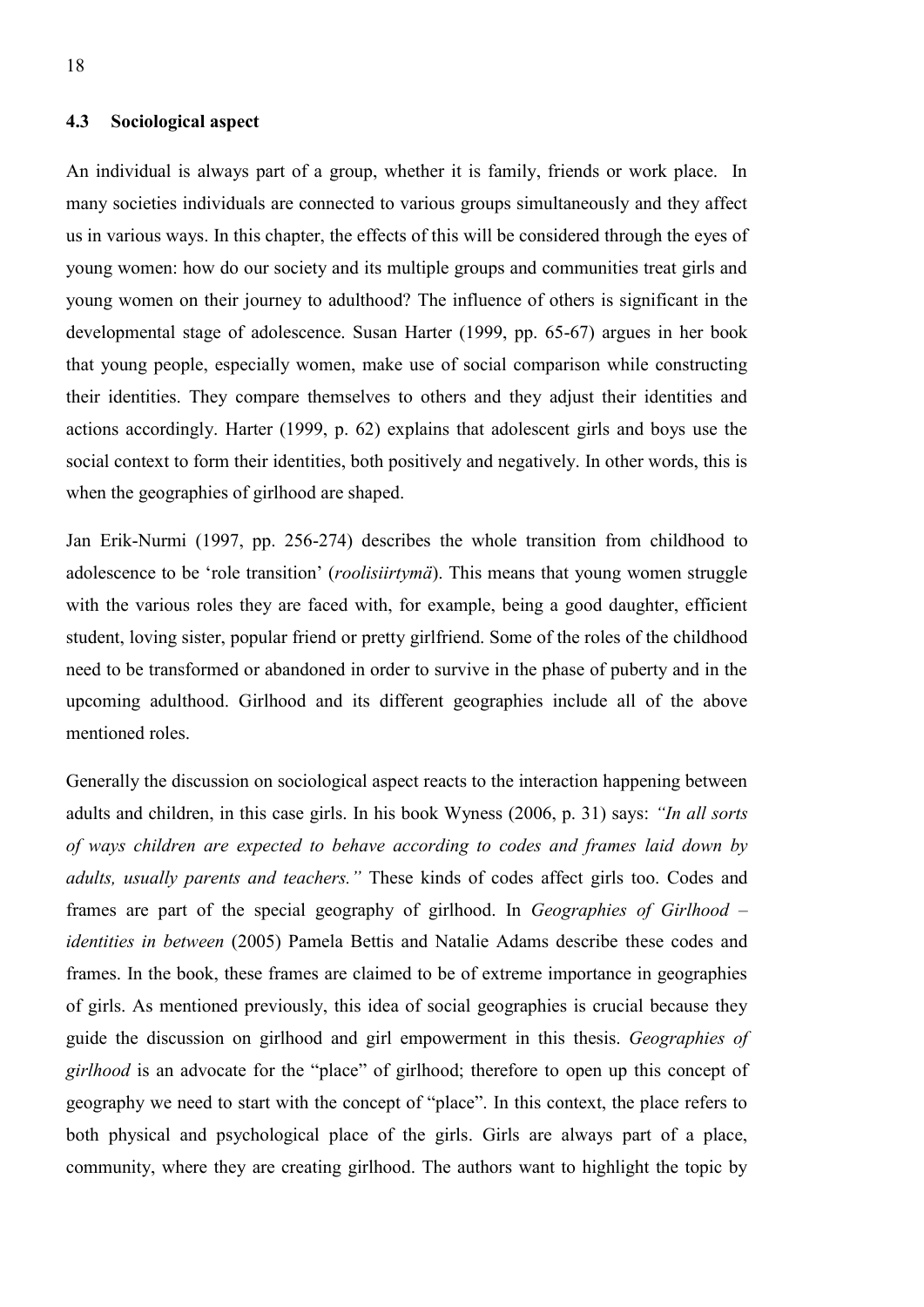### 4.3 Sociological aspect

An individual is always part of a group, whether it is family, friends or work place. In many societies individuals are connected to various groups simultaneously and they affect us in various ways. In this chapter, the effects of this will be considered through the eyes of young women: how do our society and its multiple groups and communities treat girls and young women on their journey to adulthood? The influence of others is significant in the developmental stage of adolescence. Susan Harter (1999, pp. 65-67) argues in her book that young people, especially women, make use of social comparison while constructing their identities. They compare themselves to others and they adjust their identities and actions accordingly. Harter (1999, p. 62) explains that adolescent girls and boys use the social context to form their identities, both positively and negatively. In other words, this is when the geographies of girlhood are shaped.

Jan Erik-Nurmi (1997, pp. 256-274) describes the whole transition from childhood to adolescence to be 'role transition' (*roolisiirtymä*). This means that young women struggle with the various roles they are faced with, for example, being a good daughter, efficient student, loving sister, popular friend or pretty girlfriend. Some of the roles of the childhood need to be transformed or abandoned in order to survive in the phase of puberty and in the upcoming adulthood. Girlhood and its different geographies include all of the above mentioned roles.

Generally the discussion on sociological aspect reacts to the interaction happening between adults and children, in this case girls. In his book Wyness (2006, p. 31) says: *"In all sorts of ways children are expected to behave according to codes and frames laid down by adults, usually parents and teachers."* These kinds of codes affect girls too. Codes and frames are part of the special geography of girlhood. In *Geographies of Girlhood – identities in between* (2005) Pamela Bettis and Natalie Adams describe these codes and frames. In the book, these frames are claimed to be of extreme importance in geographies of girls. As mentioned previously, this idea of social geographies is crucial because they guide the discussion on girlhood and girl empowerment in this thesis. *Geographies of girlhood* is an advocate for the "place" of girlhood; therefore to open up this concept of geography we need to start with the concept of "place". In this context, the place refers to both physical and psychological place of the girls. Girls are always part of a place, community, where they are creating girlhood. The authors want to highlight the topic by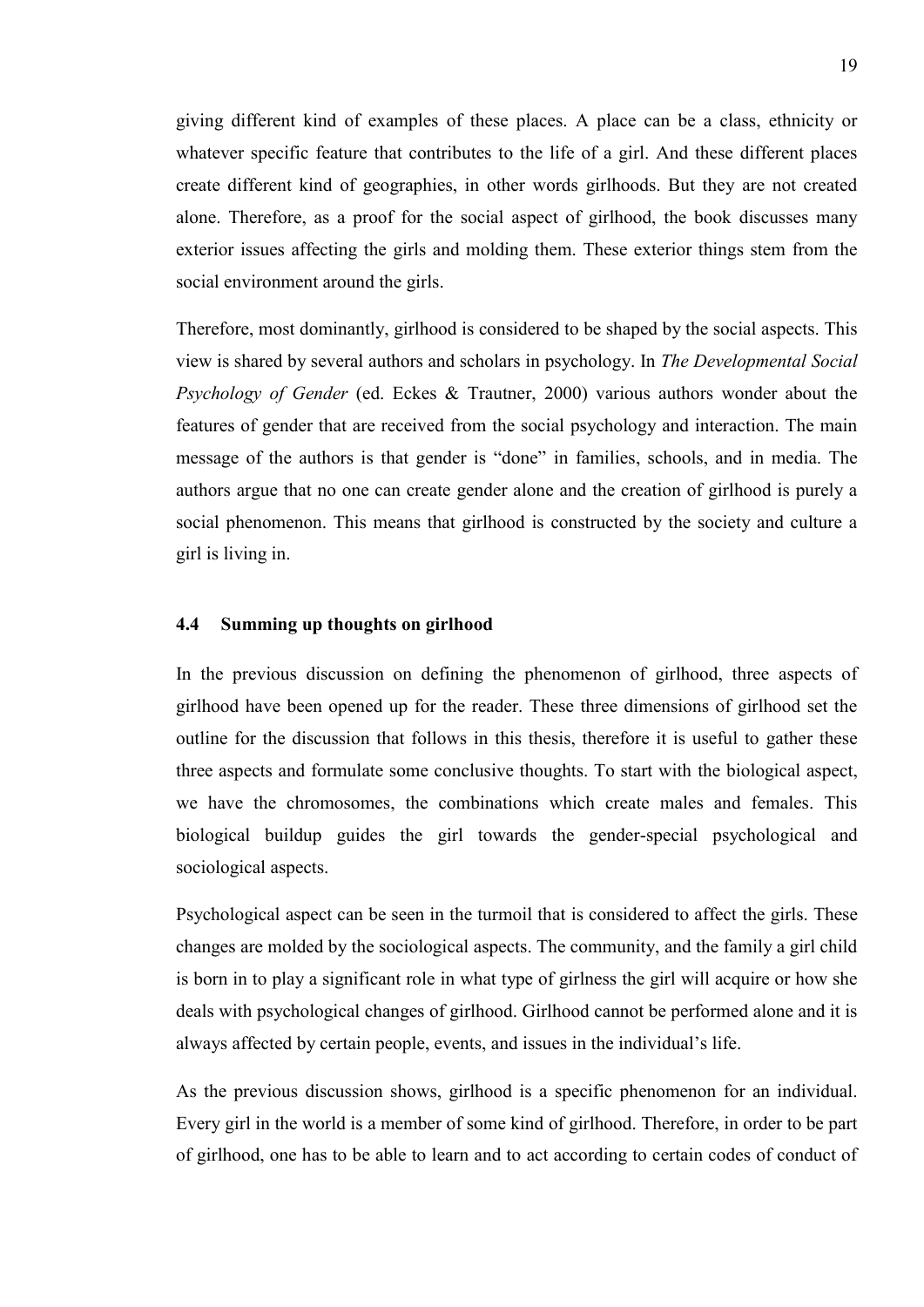giving different kind of examples of these places. A place can be a class, ethnicity or whatever specific feature that contributes to the life of a girl. And these different places create different kind of geographies, in other words girlhoods. But they are not created alone. Therefore, as a proof for the social aspect of girlhood, the book discusses many exterior issues affecting the girls and molding them. These exterior things stem from the social environment around the girls.

Therefore, most dominantly, girlhood is considered to be shaped by the social aspects. This view is shared by several authors and scholars in psychology. In *The Developmental Social Psychology of Gender* (ed. Eckes & Trautner, 2000) various authors wonder about the features of gender that are received from the social psychology and interaction. The main message of the authors is that gender is "done" in families, schools, and in media. The authors argue that no one can create gender alone and the creation of girlhood is purely a social phenomenon. This means that girlhood is constructed by the society and culture a girl is living in.

### 4.4 Summing up thoughts on girlhood

In the previous discussion on defining the phenomenon of girlhood, three aspects of girlhood have been opened up for the reader. These three dimensions of girlhood set the outline for the discussion that follows in this thesis, therefore it is useful to gather these three aspects and formulate some conclusive thoughts. To start with the biological aspect, we have the chromosomes, the combinations which create males and females. This biological buildup guides the girl towards the gender-special psychological and sociological aspects.

Psychological aspect can be seen in the turmoil that is considered to affect the girls. These changes are molded by the sociological aspects. The community, and the family a girl child is born in to play a significant role in what type of girlness the girl will acquire or how she deals with psychological changes of girlhood. Girlhood cannot be performed alone and it is always affected by certain people, events, and issues in the individual's life.

As the previous discussion shows, girlhood is a specific phenomenon for an individual. Every girl in the world is a member of some kind of girlhood. Therefore, in order to be part of girlhood, one has to be able to learn and to act according to certain codes of conduct of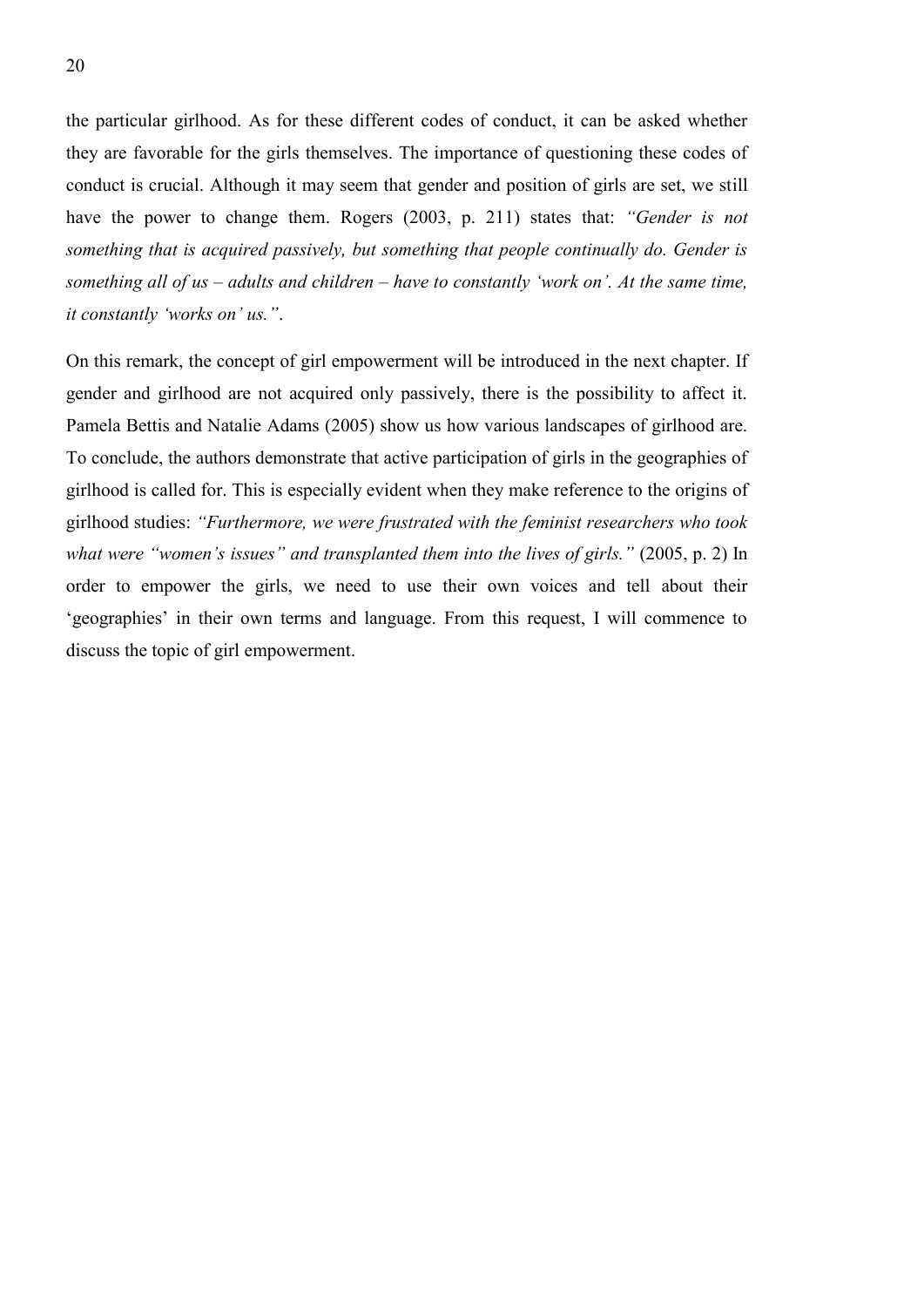the particular girlhood. As for these different codes of conduct, it can be asked whether they are favorable for the girls themselves. The importance of questioning these codes of conduct is crucial. Although it may seem that gender and position of girls are set, we still have the power to change them. Rogers (2003, p. 211) states that: *"Gender is not something that is acquired passively, but something that people continually do. Gender is something all of us – adults and children – have to constantly 'work on'. At the same time, it constantly 'works on' us."*.

On this remark, the concept of girl empowerment will be introduced in the next chapter. If gender and girlhood are not acquired only passively, there is the possibility to affect it. Pamela Bettis and Natalie Adams (2005) show us how various landscapes of girlhood are. To conclude, the authors demonstrate that active participation of girls in the geographies of girlhood is called for. This is especially evident when they make reference to the origins of girlhood studies: *"Furthermore, we were frustrated with the feminist researchers who took what were "women's issues" and transplanted them into the lives of girls."* (2005, p. 2) In order to empower the girls, we need to use their own voices and tell about their 'geographies' in their own terms and language. From this request, I will commence to discuss the topic of girl empowerment.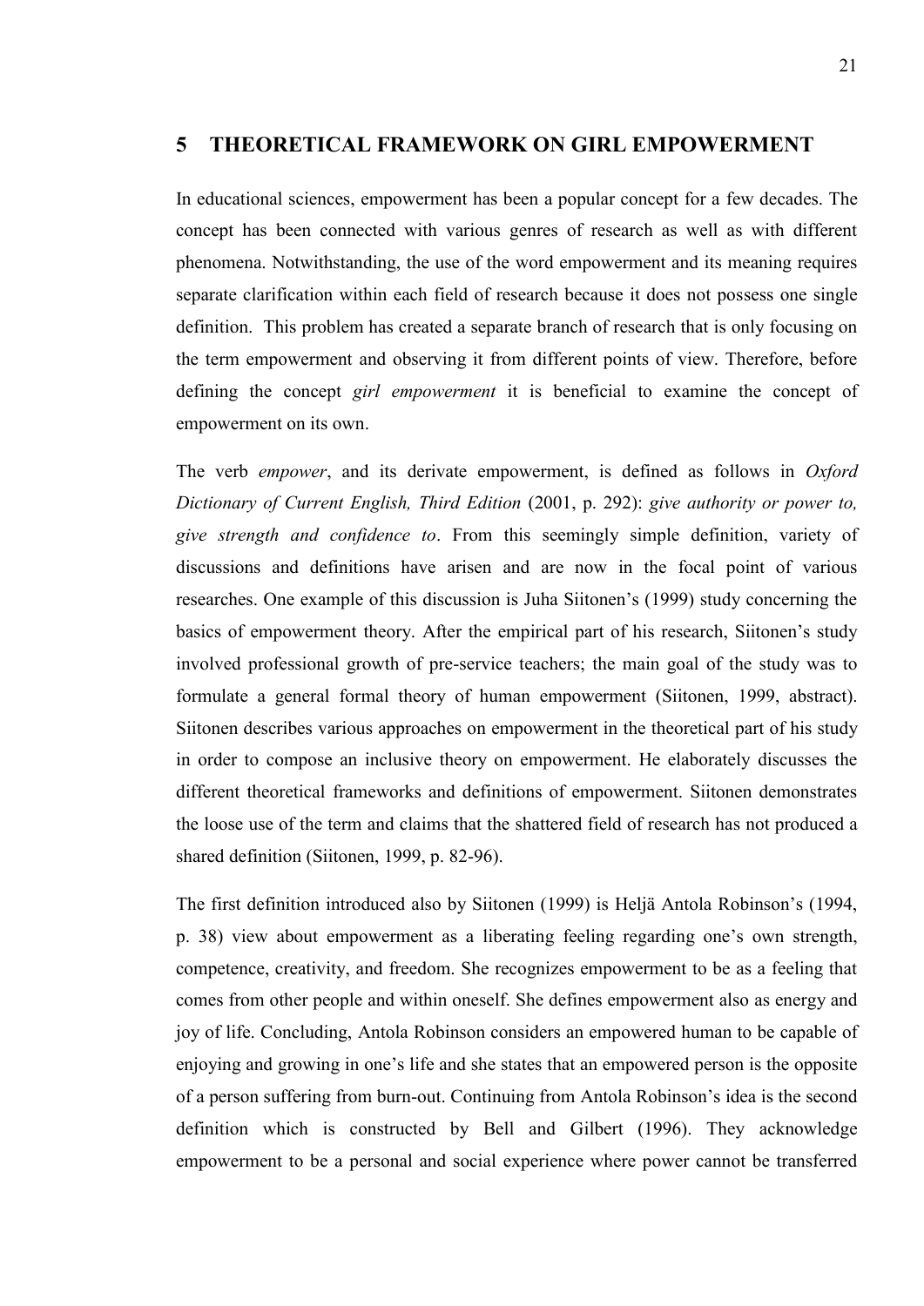# 5 THEORETICAL FRAMEWORK ON GIRL EMPOWERMENT

In educational sciences, empowerment has been a popular concept for a few decades. The concept has been connected with various genres of research as well as with different phenomena. Notwithstanding, the use of the word empowerment and its meaning requires separate clarification within each field of research because it does not possess one single definition. This problem has created a separate branch of research that is only focusing on the term empowerment and observing it from different points of view. Therefore, before defining the concept *girl empowerment* it is beneficial to examine the concept of empowerment on its own.

The verb *empower*, and its derivate empowerment, is defined as follows in *Oxford Dictionary of Current English, Third Edition* (2001, p. 292): *give authority or power to, give strength and confidence to*. From this seemingly simple definition, variety of discussions and definitions have arisen and are now in the focal point of various researches. One example of this discussion is Juha Siitonen's (1999) study concerning the basics of empowerment theory. After the empirical part of his research, Siitonen's study involved professional growth of pre-service teachers; the main goal of the study was to formulate a general formal theory of human empowerment (Siitonen, 1999, abstract). Siitonen describes various approaches on empowerment in the theoretical part of his study in order to compose an inclusive theory on empowerment. He elaborately discusses the different theoretical frameworks and definitions of empowerment. Siitonen demonstrates the loose use of the term and claims that the shattered field of research has not produced a shared definition (Siitonen, 1999, p. 82-96).

The first definition introduced also by Siitonen (1999) is Heljä Antola Robinson's (1994, p. 38) view about empowerment as a liberating feeling regarding one's own strength, competence, creativity, and freedom. She recognizes empowerment to be as a feeling that comes from other people and within oneself. She defines empowerment also as energy and joy of life. Concluding, Antola Robinson considers an empowered human to be capable of enjoying and growing in one's life and she states that an empowered person is the opposite of a person suffering from burn-out. Continuing from Antola Robinson's idea is the second definition which is constructed by Bell and Gilbert (1996). They acknowledge empowerment to be a personal and social experience where power cannot be transferred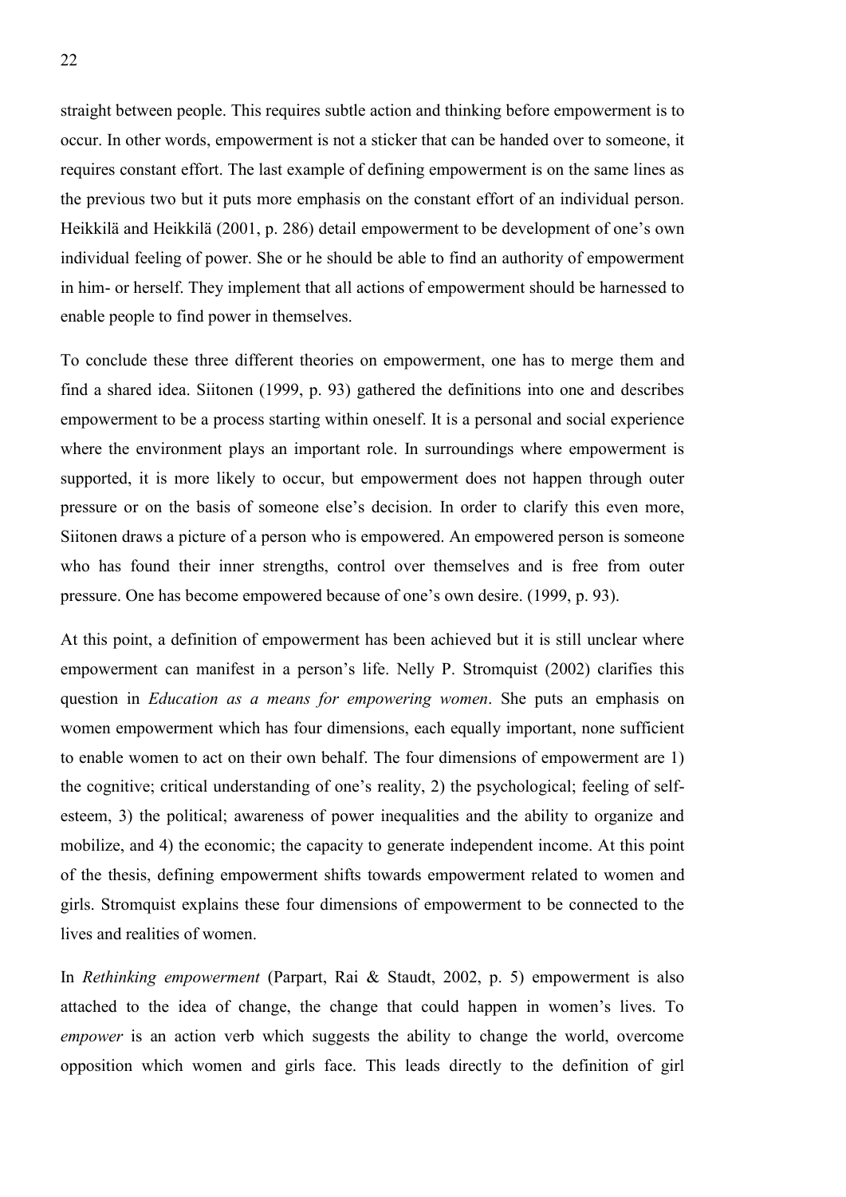straight between people. This requires subtle action and thinking before empowerment is to occur. In other words, empowerment is not a sticker that can be handed over to someone, it requires constant effort. The last example of defining empowerment is on the same lines as the previous two but it puts more emphasis on the constant effort of an individual person. Heikkilä and Heikkilä (2001, p. 286) detail empowerment to be development of one's own individual feeling of power. She or he should be able to find an authority of empowerment in him- or herself. They implement that all actions of empowerment should be harnessed to enable people to find power in themselves.

To conclude these three different theories on empowerment, one has to merge them and find a shared idea. Siitonen (1999, p. 93) gathered the definitions into one and describes empowerment to be a process starting within oneself. It is a personal and social experience where the environment plays an important role. In surroundings where empowerment is supported, it is more likely to occur, but empowerment does not happen through outer pressure or on the basis of someone else's decision. In order to clarify this even more, Siitonen draws a picture of a person who is empowered. An empowered person is someone who has found their inner strengths, control over themselves and is free from outer pressure. One has become empowered because of one's own desire. (1999, p. 93).

At this point, a definition of empowerment has been achieved but it is still unclear where empowerment can manifest in a person's life. Nelly P. Stromquist (2002) clarifies this question in *Education as a means for empowering women*. She puts an emphasis on women empowerment which has four dimensions, each equally important, none sufficient to enable women to act on their own behalf. The four dimensions of empowerment are 1) the cognitive; critical understanding of one's reality, 2) the psychological; feeling of self-esteem, 3) the political; awareness of power inequalities and the ability to organize and mobilize, and 4) the economic; the capacity to generate independent income. At this point of the thesis, defining empowerment shifts towards empowerment related to women and girls. Stromquist explains these four dimensions of empowerment to be connected to the lives and realities of women.

In *Rethinking empowerment* (Parpart, Rai & Staudt, 2002, p. 5) empowerment is also attached to the idea of change, the change that could happen in women's lives. To *empower* is an action verb which suggests the ability to change the world, overcome opposition which women and girls face. This leads directly to the definition of girl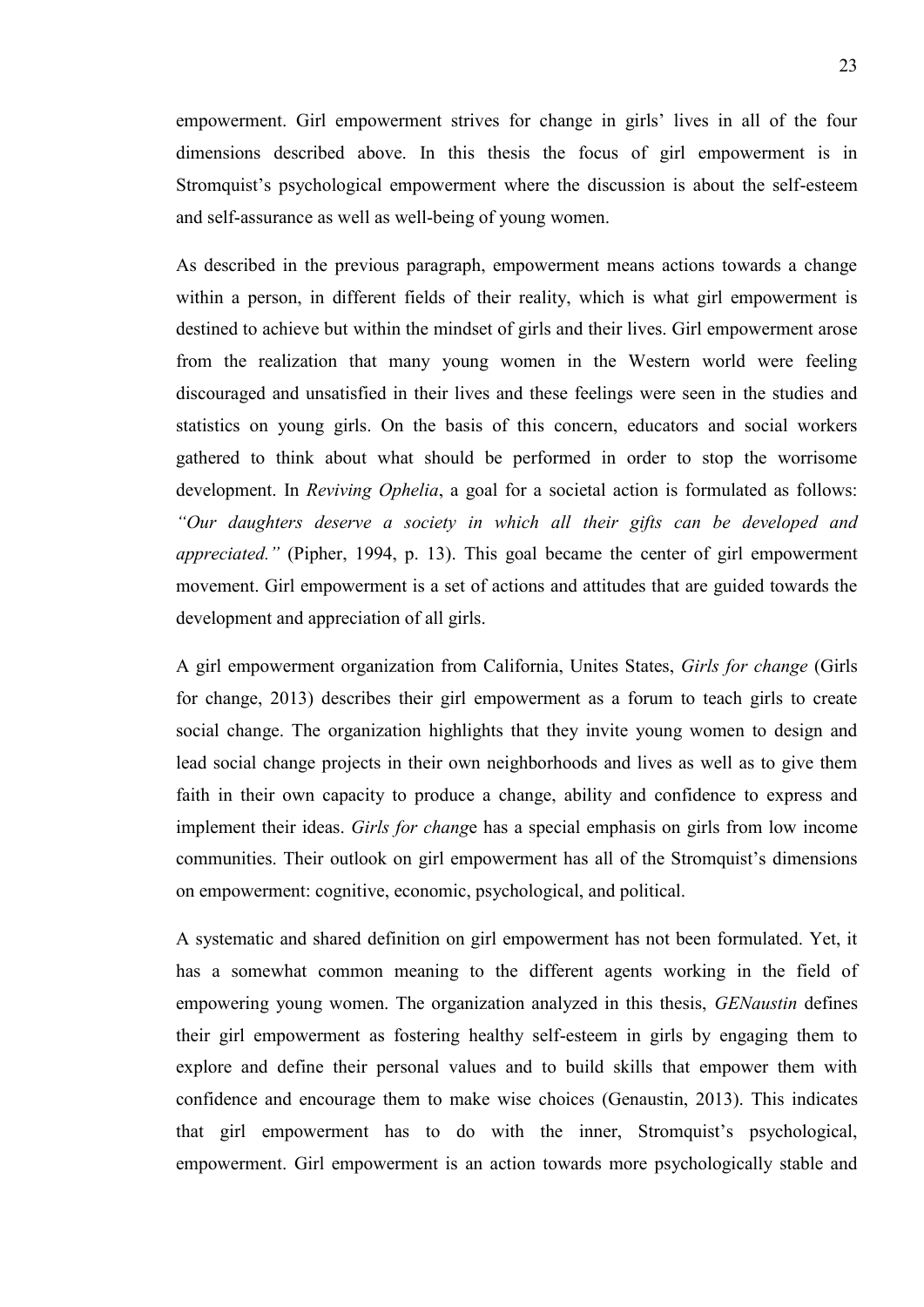empowerment. Girl empowerment strives for change in girls' lives in all of the four dimensions described above. In this thesis the focus of girl empowerment is in Stromquist's psychological empowerment where the discussion is about the self-esteem and self-assurance as well as well-being of young women.

As described in the previous paragraph, empowerment means actions towards a change within a person, in different fields of their reality, which is what girl empowerment is destined to achieve but within the mindset of girls and their lives. Girl empowerment arose from the realization that many young women in the Western world were feeling discouraged and unsatisfied in their lives and these feelings were seen in the studies and statistics on young girls. On the basis of this concern, educators and social workers gathered to think about what should be performed in order to stop the worrisome development. In *Reviving Ophelia*, a goal for a societal action is formulated as follows: *"Our daughters deserve a society in which all their gifts can be developed and appreciated."* (Pipher, 1994, p. 13). This goal became the center of girl empowerment movement. Girl empowerment is a set of actions and attitudes that are guided towards the development and appreciation of all girls.

A girl empowerment organization from California, Unites States, *Girls for change* (Girls for change, 2013) describes their girl empowerment as a forum to teach girls to create social change. The organization highlights that they invite young women to design and lead social change projects in their own neighborhoods and lives as well as to give them faith in their own capacity to produce a change, ability and confidence to express and implement their ideas. *Girls for change* has a special emphasis on girls from low income communities. Their outlook on girl empowerment has all of the Stromquist's dimensions on empowerment: cognitive, economic, psychological, and political.

A systematic and shared definition on girl empowerment has not been formulated. Yet, it has a somewhat common meaning to the different agents working in the field of empowering young women. The organization analyzed in this thesis, *GENaustin* defines their girl empowerment as fostering healthy self-esteem in girls by engaging them to explore and define their personal values and to build skills that empower them with confidence and encourage them to make wise choices (Genaustin, 2013). This indicates that girl empowerment has to do with the inner, Stromquist's psychological, empowerment. Girl empowerment is an action towards more psychologically stable and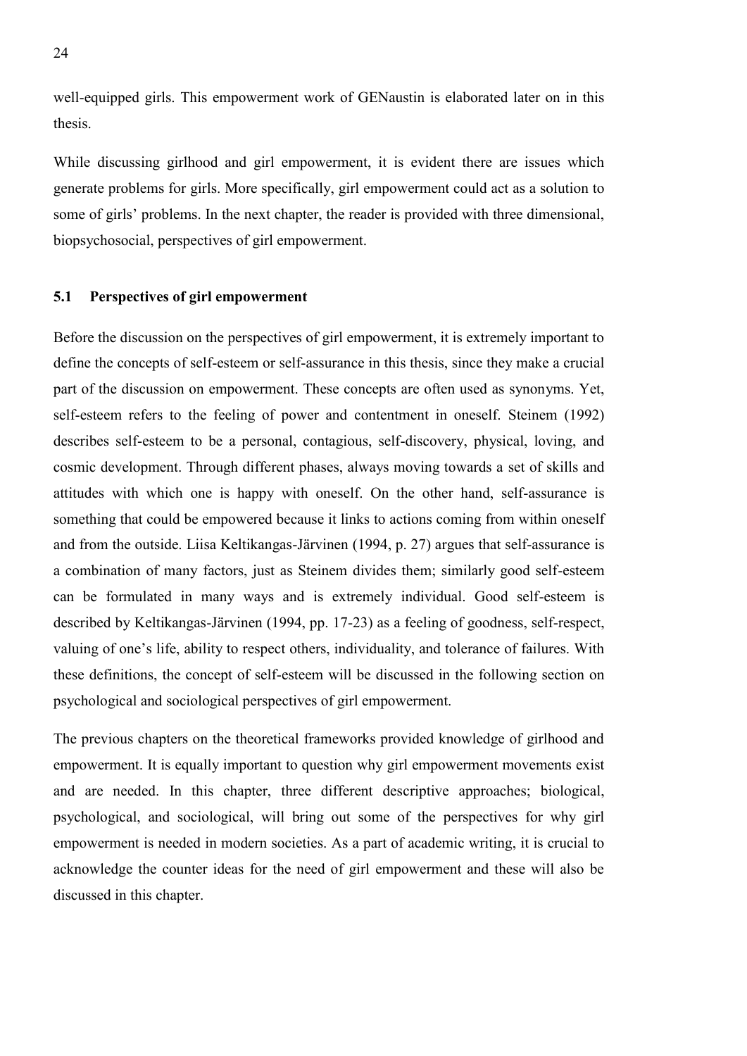well-equipped girls. This empowerment work of GENaustin is elaborated later on in this thesis.

While discussing girlhood and girl empowerment, it is evident there are issues which generate problems for girls. More specifically, girl empowerment could act as a solution to some of girls' problems. In the next chapter, the reader is provided with three dimensional, biopsychosocial, perspectives of girl empowerment.

## 5.1 Perspectives of girl empowerment

Before the discussion on the perspectives of girl empowerment, it is extremely important to define the concepts of self-esteem or self-assurance in this thesis, since they make a crucial part of the discussion on empowerment. These concepts are often used as synonyms. Yet, self-esteem refers to the feeling of power and contentment in oneself. Steinem (1992) describes self-esteem to be a personal, contagious, self-discovery, physical, loving, and cosmic development. Through different phases, always moving towards a set of skills and attitudes with which one is happy with oneself. On the other hand, self-assurance is something that could be empowered because it links to actions coming from within oneself and from the outside. Liisa Keltikangas-Järvinen (1994, p. 27) argues that self-assurance is a combination of many factors, just as Steinem divides them; similarly good self-esteem can be formulated in many ways and is extremely individual. Good self-esteem is described by Keltikangas-Järvinen (1994, pp. 17-23) as a feeling of goodness, self-respect, valuing of one's life, ability to respect others, individuality, and tolerance of failures. With these definitions, the concept of self-esteem will be discussed in the following section on psychological and sociological perspectives of girl empowerment.

The previous chapters on the theoretical frameworks provided knowledge of girlhood and empowerment. It is equally important to question why girl empowerment movements exist and are needed. In this chapter, three different descriptive approaches; biological, psychological, and sociological, will bring out some of the perspectives for why girl empowerment is needed in modern societies. As a part of academic writing, it is crucial to acknowledge the counter ideas for the need of girl empowerment and these will also be discussed in this chapter.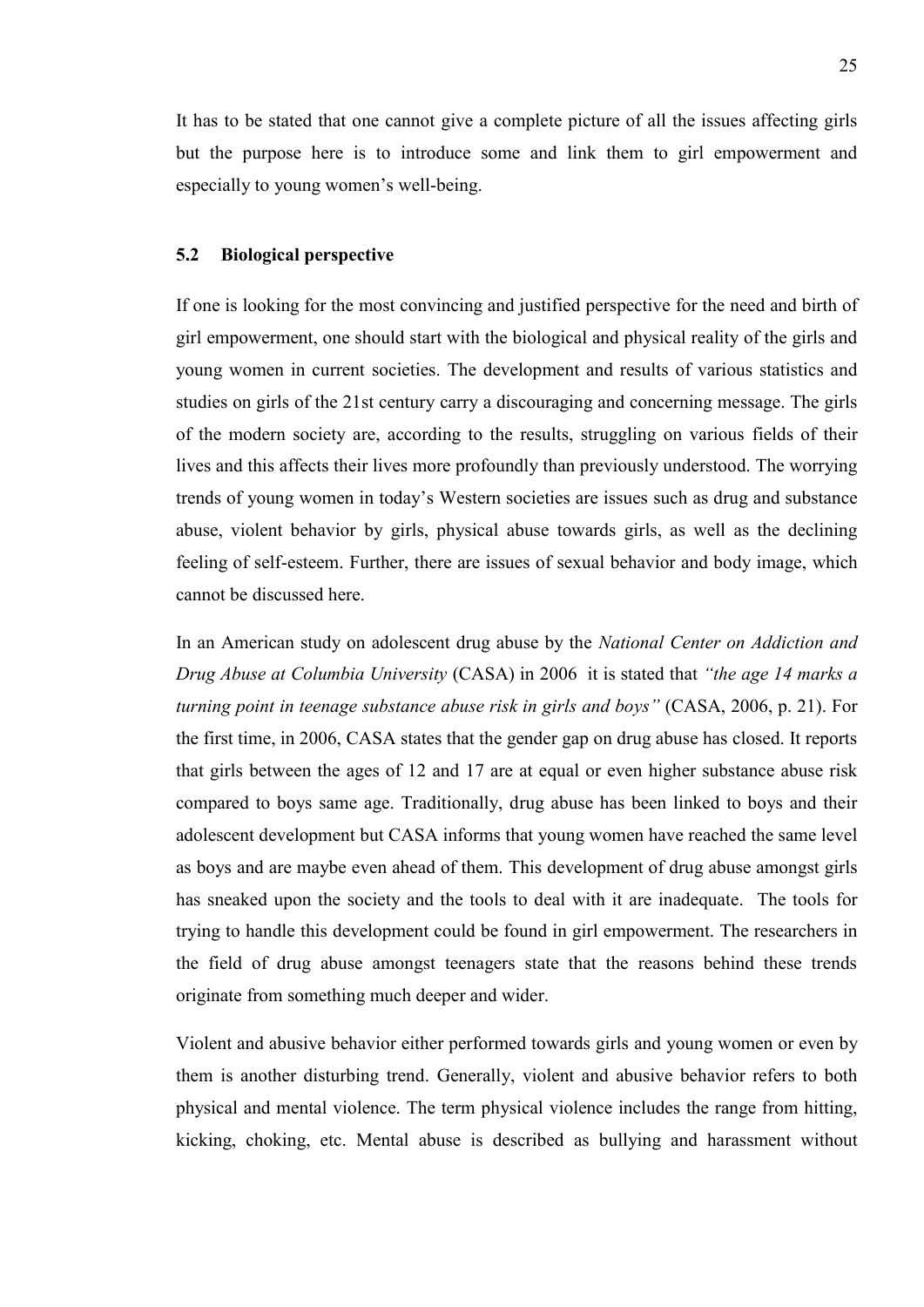It has to be stated that one cannot give a complete picture of all the issues affecting girls but the purpose here is to introduce some and link them to girl empowerment and especially to young women's well-being.

### 5.2 Biological perspective

If one is looking for the most convincing and justified perspective for the need and birth of girl empowerment, one should start with the biological and physical reality of the girls and young women in current societies. The development and results of various statistics and studies on girls of the 21st century carry a discouraging and concerning message. The girls of the modern society are, according to the results, struggling on various fields of their lives and this affects their lives more profoundly than previously understood. The worrying trends of young women in today's Western societies are issues such as drug and substance abuse, violent behavior by girls, physical abuse towards girls, as well as the declining feeling of self-esteem. Further, there are issues of sexual behavior and body image, which cannot be discussed here.

In an American study on adolescent drug abuse by the *National Center on Addiction and Drug Abuse at Columbia University* (CASA) in 2006 it is stated that *"the age 14 marks a turning point in teenage substance abuse risk in girls and boys"* (CASA, 2006, p. 21). For the first time, in 2006, CASA states that the gender gap on drug abuse has closed. It reports that girls between the ages of 12 and 17 are at equal or even higher substance abuse risk compared to boys same age. Traditionally, drug abuse has been linked to boys and their adolescent development but CASA informs that young women have reached the same level as boys and are maybe even ahead of them. This development of drug abuse amongst girls has sneaked upon the society and the tools to deal with it are inadequate. The tools for trying to handle this development could be found in girl empowerment. The researchers in the field of drug abuse amongst teenagers state that the reasons behind these trends originate from something much deeper and wider.

Violent and abusive behavior either performed towards girls and young women or even by them is another disturbing trend. Generally, violent and abusive behavior refers to both physical and mental violence. The term physical violence includes the range from hitting, kicking, choking, etc. Mental abuse is described as bullying and harassment without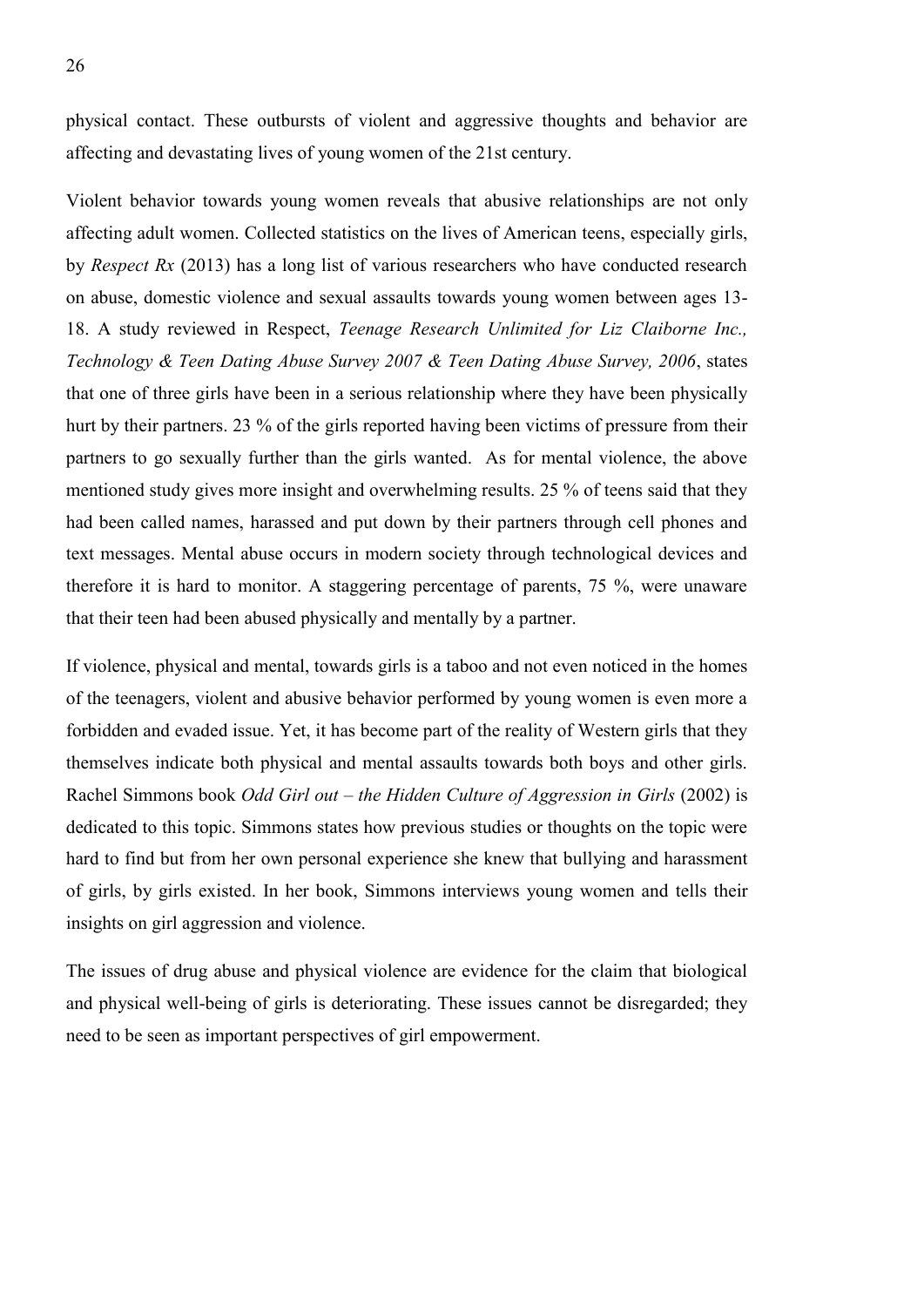physical contact. These outbursts of violent and aggressive thoughts and behavior are affecting and devastating lives of young women of the 21st century.

Violent behavior towards young women reveals that abusive relationships are not only affecting adult women. Collected statistics on the lives of American teens, especially girls, by *Respect Rx* (2013) has a long list of various researchers who have conducted research on abuse, domestic violence and sexual assaults towards young women between ages 13-18. A study reviewed in Respect, *Teenage Research Unlimited for Liz Claiborne Inc., Technology & Teen Dating Abuse Survey 2007 & Teen Dating Abuse Survey, 2006*, states that one of three girls have been in a serious relationship where they have been physically hurt by their partners. 23 % of the girls reported having been victims of pressure from their partners to go sexually further than the girls wanted. As for mental violence, the above mentioned study gives more insight and overwhelming results. 25 % of teens said that they had been called names, harassed and put down by their partners through cell phones and text messages. Mental abuse occurs in modern society through technological devices and therefore it is hard to monitor. A staggering percentage of parents, 75 %, were unaware that their teen had been abused physically and mentally by a partner.

If violence, physical and mental, towards girls is a taboo and not even noticed in the homes of the teenagers, violent and abusive behavior performed by young women is even more a forbidden and evaded issue. Yet, it has become part of the reality of Western girls that they themselves indicate both physical and mental assaults towards both boys and other girls. Rachel Simmons book *Odd Girl out – the Hidden Culture of Aggression in Girls* (2002) is dedicated to this topic. Simmons states how previous studies or thoughts on the topic were hard to find but from her own personal experience she knew that bullying and harassment of girls, by girls existed. In her book, Simmons interviews young women and tells their insights on girl aggression and violence.

The issues of drug abuse and physical violence are evidence for the claim that biological and physical well-being of girls is deteriorating. These issues cannot be disregarded; they need to be seen as important perspectives of girl empowerment.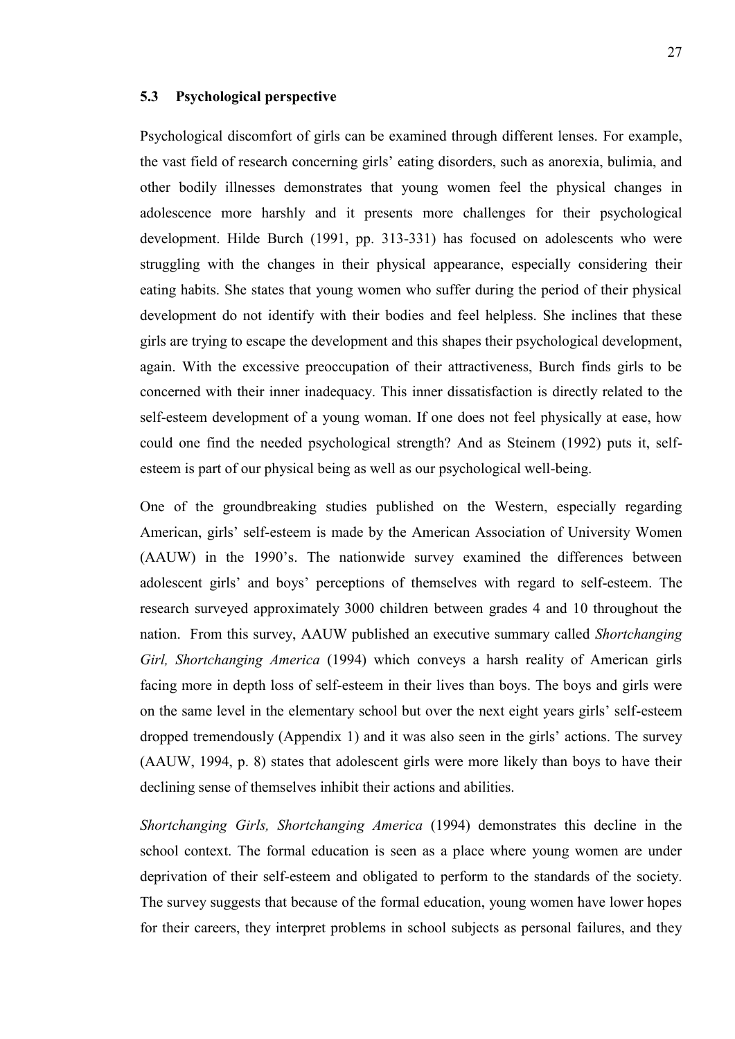### 5.3 Psychological perspective

Psychological discomfort of girls can be examined through different lenses. For example, the vast field of research concerning girls' eating disorders, such as anorexia, bulimia, and other bodily illnesses demonstrates that young women feel the physical changes in adolescence more harshly and it presents more challenges for their psychological development. Hilde Burch (1991, pp. 313-331) has focused on adolescents who were struggling with the changes in their physical appearance, especially considering their eating habits. She states that young women who suffer during the period of their physical development do not identify with their bodies and feel helpless. She inclines that these girls are trying to escape the development and this shapes their psychological development, again. With the excessive preoccupation of their attractiveness, Burch finds girls to be concerned with their inner inadequacy. This inner dissatisfaction is directly related to the self-esteem development of a young woman. If one does not feel physically at ease, how could one find the needed psychological strength? And as Steinem (1992) puts it, self-esteem is part of our physical being as well as our psychological well-being.

One of the groundbreaking studies published on the Western, especially regarding American, girls' self-esteem is made by the American Association of University Women (AAUW) in the 1990's. The nationwide survey examined the differences between adolescent girls' and boys' perceptions of themselves with regard to self-esteem. The research surveyed approximately 3000 children between grades 4 and 10 throughout the nation. From this survey, AAUW published an executive summary called *Shortchanging Girl, Shortchanging America* (1994) which conveys a harsh reality of American girls facing more in depth loss of self-esteem in their lives than boys. The boys and girls were on the same level in the elementary school but over the next eight years girls' self-esteem dropped tremendously (Appendix 1) and it was also seen in the girls' actions. The survey (AAUW, 1994, p. 8) states that adolescent girls were more likely than boys to have their declining sense of themselves inhibit their actions and abilities.

*Shortchanging Girls, Shortchanging America* (1994) demonstrates this decline in the school context. The formal education is seen as a place where young women are under deprivation of their self-esteem and obligated to perform to the standards of the society. The survey suggests that because of the formal education, young women have lower hopes for their careers, they interpret problems in school subjects as personal failures, and they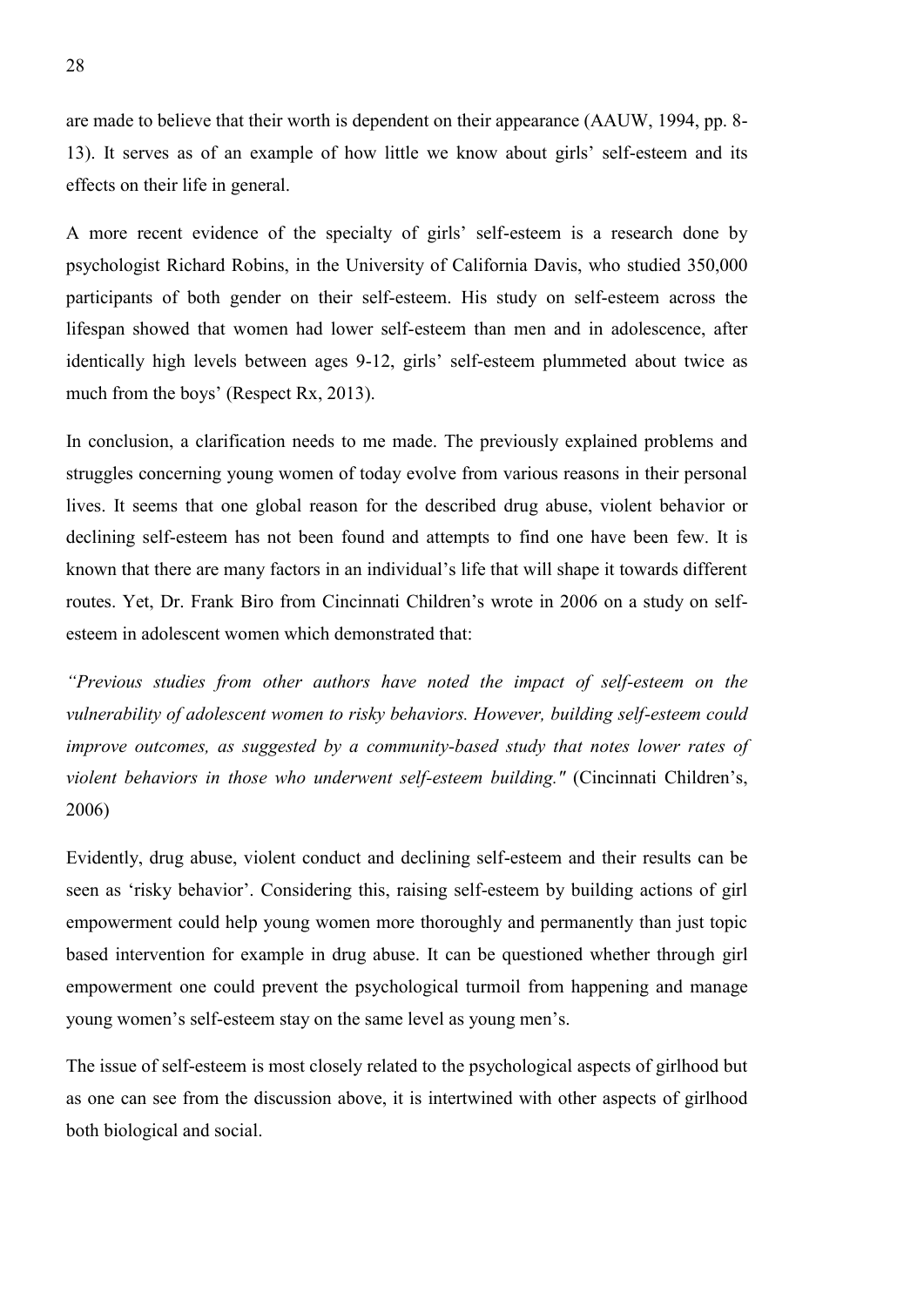are made to believe that their worth is dependent on their appearance (AAUW, 1994, pp. 8-13). It serves as of an example of how little we know about girls' self-esteem and its effects on their life in general.

A more recent evidence of the specialty of girls' self-esteem is a research done by psychologist Richard Robins, in the University of California Davis, who studied 350,000 participants of both gender on their self-esteem. His study on self-esteem across the lifespan showed that women had lower self-esteem than men and in adolescence, after identically high levels between ages 9-12, girls' self-esteem plummeted about twice as much from the boys' (Respect Rx, 2013).

In conclusion, a clarification needs to me made. The previously explained problems and struggles concerning young women of today evolve from various reasons in their personal lives. It seems that one global reason for the described drug abuse, violent behavior or declining self-esteem has not been found and attempts to find one have been few. It is known that there are many factors in an individual's life that will shape it towards different routes. Yet, Dr. Frank Biro from Cincinnati Children's wrote in 2006 on a study on self-esteem in adolescent women which demonstrated that:

*"Previous studies from other authors have noted the impact of self-esteem on the vulnerability of adolescent women to risky behaviors. However, building self-esteem could improve outcomes, as suggested by a community-based study that notes lower rates of violent behaviors in those who underwent self-esteem building."* (Cincinnati Children's, 2006)

Evidently, drug abuse, violent conduct and declining self-esteem and their results can be seen as 'risky behavior'. Considering this, raising self-esteem by building actions of girl empowerment could help young women more thoroughly and permanently than just topic based intervention for example in drug abuse. It can be questioned whether through girl empowerment one could prevent the psychological turmoil from happening and manage young women's self-esteem stay on the same level as young men's.

The issue of self-esteem is most closely related to the psychological aspects of girlhood but as one can see from the discussion above, it is intertwined with other aspects of girlhood both biological and social.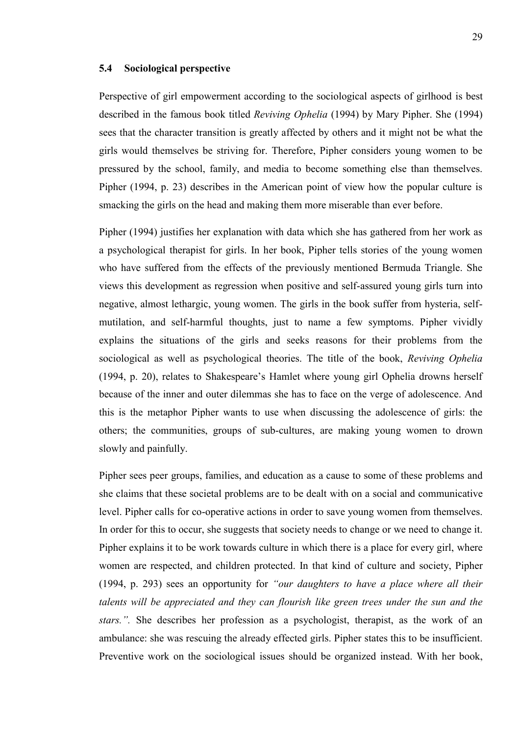### 5.4 Sociological perspective

Perspective of girl empowerment according to the sociological aspects of girlhood is best described in the famous book titled *Reviving Ophelia* (1994) by Mary Pipher. She (1994) sees that the character transition is greatly affected by others and it might not be what the girls would themselves be striving for. Therefore, Pipher considers young women to be pressured by the school, family, and media to become something else than themselves. Pipher (1994, p. 23) describes in the American point of view how the popular culture is smacking the girls on the head and making them more miserable than ever before.

Pipher (1994) justifies her explanation with data which she has gathered from her work as a psychological therapist for girls. In her book, Pipher tells stories of the young women who have suffered from the effects of the previously mentioned Bermuda Triangle. She views this development as regression when positive and self-assured young girls turn into negative, almost lethargic, young women. The girls in the book suffer from hysteria, self-mutilation, and self-harmful thoughts, just to name a few symptoms. Pipher vividly explains the situations of the girls and seeks reasons for their problems from the sociological as well as psychological theories. The title of the book, *Reviving Ophelia* (1994, p. 20), relates to Shakespeare's Hamlet where young girl Ophelia drowns herself because of the inner and outer dilemmas she has to face on the verge of adolescence. And this is the metaphor Pipher wants to use when discussing the adolescence of girls: the others; the communities, groups of sub-cultures, are making young women to drown slowly and painfully.

Pipher sees peer groups, families, and education as a cause to some of these problems and she claims that these societal problems are to be dealt with on a social and communicative level. Pipher calls for co-operative actions in order to save young women from themselves. In order for this to occur, she suggests that society needs to change or we need to change it. Pipher explains it to be work towards culture in which there is a place for every girl, where women are respected, and children protected. In that kind of culture and society, Pipher (1994, p. 293) sees an opportunity for *"our daughters to have a place where all their talents will be appreciated and they can flourish like green trees under the sun and the stars."*. She describes her profession as a psychologist, therapist, as the work of an ambulance: she was rescuing the already effected girls. Pipher states this to be insufficient. Preventive work on the sociological issues should be organized instead. With her book,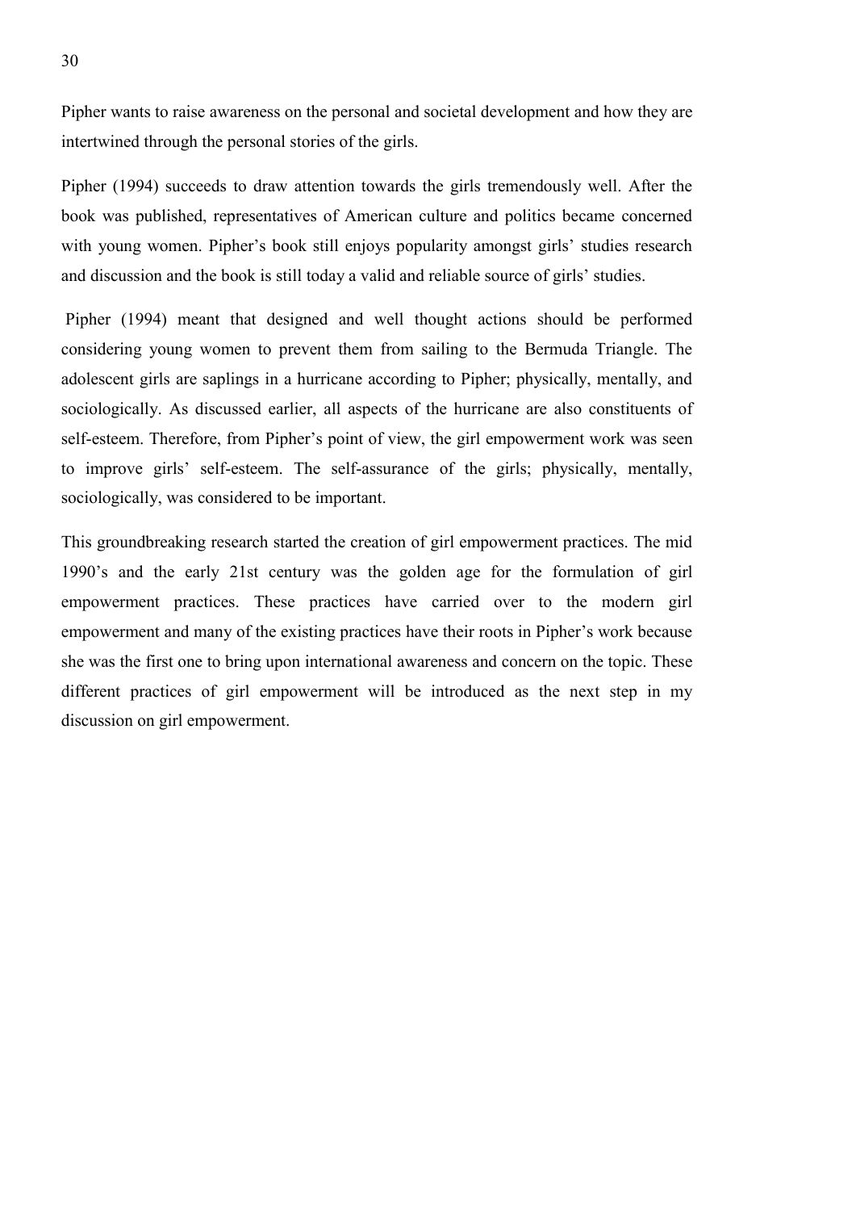Pipher wants to raise awareness on the personal and societal development and how they are intertwined through the personal stories of the girls.

Pipher (1994) succeeds to draw attention towards the girls tremendously well. After the book was published, representatives of American culture and politics became concerned with young women. Pipher's book still enjoys popularity amongst girls' studies research and discussion and the book is still today a valid and reliable source of girls' studies.

Pipher (1994) meant that designed and well thought actions should be performed considering young women to prevent them from sailing to the Bermuda Triangle. The adolescent girls are saplings in a hurricane according to Pipher; physically, mentally, and sociologically. As discussed earlier, all aspects of the hurricane are also constituents of self-esteem. Therefore, from Pipher's point of view, the girl empowerment work was seen to improve girls' self-esteem. The self-assurance of the girls; physically, mentally, sociologically, was considered to be important.

This groundbreaking research started the creation of girl empowerment practices. The mid 1990's and the early 21st century was the golden age for the formulation of girl empowerment practices. These practices have carried over to the modern girl empowerment and many of the existing practices have their roots in Pipher's work because she was the first one to bring upon international awareness and concern on the topic. These different practices of girl empowerment will be introduced as the next step in my discussion on girl empowerment.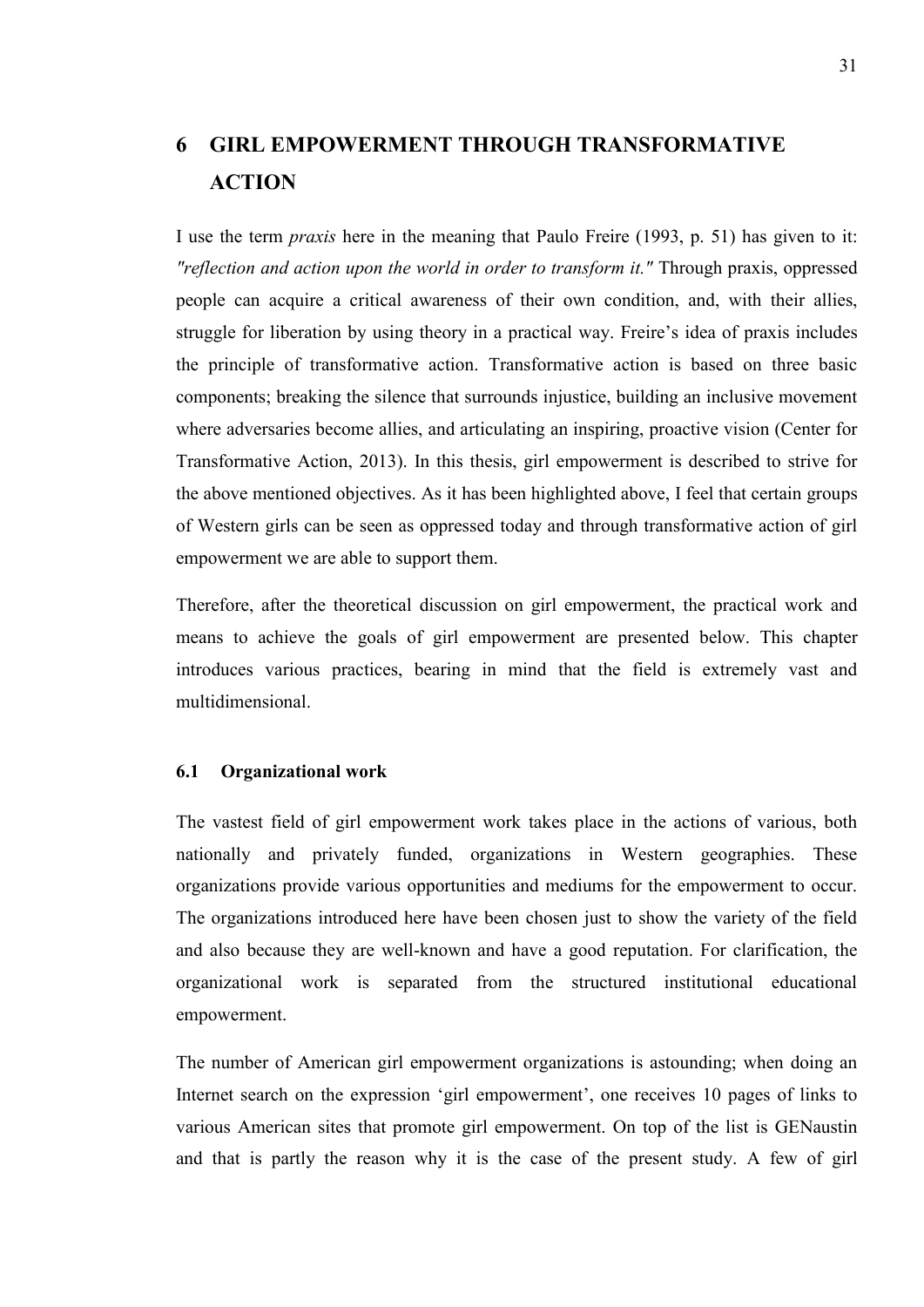# 6 GIRL EMPOWERMENT THROUGH TRANSFORMATIVE ACTION

I use the term *praxis* here in the meaning that Paulo Freire (1993, p. 51) has given to it: *"reflection and action upon the world in order to transform it."* Through praxis, oppressed people can acquire a critical awareness of their own condition, and, with their allies, struggle for liberation by using theory in a practical way. Freire's idea of praxis includes the principle of transformative action. Transformative action is based on three basic components; breaking the silence that surrounds injustice, building an inclusive movement where adversaries become allies, and articulating an inspiring, proactive vision (Center for Transformative Action, 2013). In this thesis, girl empowerment is described to strive for the above mentioned objectives. As it has been highlighted above, I feel that certain groups of Western girls can be seen as oppressed today and through transformative action of girl empowerment we are able to support them.

Therefore, after the theoretical discussion on girl empowerment, the practical work and means to achieve the goals of girl empowerment are presented below. This chapter introduces various practices, bearing in mind that the field is extremely vast and multidimensional.

## 6.1 Organizational work

The vastest field of girl empowerment work takes place in the actions of various, both nationally and privately funded, organizations in Western geographies. These organizations provide various opportunities and mediums for the empowerment to occur. The organizations introduced here have been chosen just to show the variety of the field and also because they are well-known and have a good reputation. For clarification, the organizational work is separated from the structured institutional educational empowerment.

The number of American girl empowerment organizations is astounding; when doing an Internet search on the expression 'girl empowerment', one receives 10 pages of links to various American sites that promote girl empowerment. On top of the list is GENaustin and that is partly the reason why it is the case of the present study. A few of girl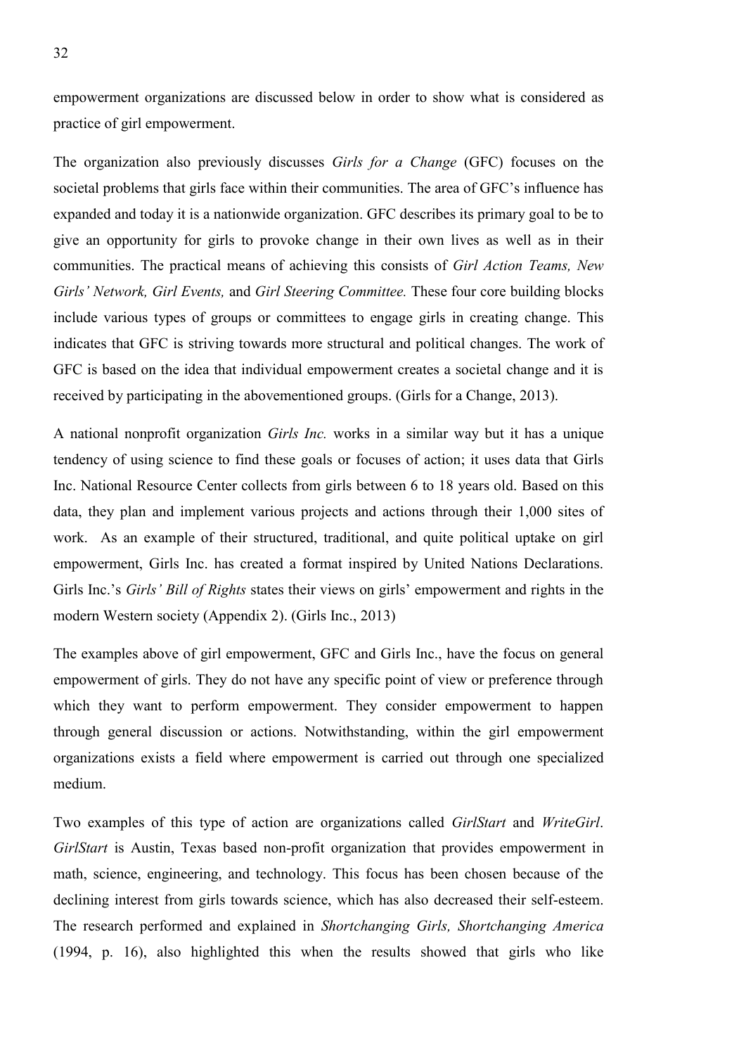empowerment organizations are discussed below in order to show what is considered as practice of girl empowerment.

The organization also previously discusses *Girls for a Change* (GFC) focuses on the societal problems that girls face within their communities. The area of GFC's influence has expanded and today it is a nationwide organization. GFC describes its primary goal to be to give an opportunity for girls to provoke change in their own lives as well as in their communities. The practical means of achieving this consists of *Girl Action Teams, New Girls' Network, Girl Events,* and *Girl Steering Committee.* These four core building blocks include various types of groups or committees to engage girls in creating change. This indicates that GFC is striving towards more structural and political changes. The work of GFC is based on the idea that individual empowerment creates a societal change and it is received by participating in the abovementioned groups. (Girls for a Change, 2013).

A national nonprofit organization *Girls Inc.* works in a similar way but it has a unique tendency of using science to find these goals or focuses of action; it uses data that Girls Inc. National Resource Center collects from girls between 6 to 18 years old. Based on this data, they plan and implement various projects and actions through their 1,000 sites of work. As an example of their structured, traditional, and quite political uptake on girl empowerment, Girls Inc. has created a format inspired by United Nations Declarations. Girls Inc.'s *Girls' Bill of Rights* states their views on girls' empowerment and rights in the modern Western society (Appendix 2). (Girls Inc., 2013)

The examples above of girl empowerment, GFC and Girls Inc., have the focus on general empowerment of girls. They do not have any specific point of view or preference through which they want to perform empowerment. They consider empowerment to happen through general discussion or actions. Notwithstanding, within the girl empowerment organizations exists a field where empowerment is carried out through one specialized medium.

Two examples of this type of action are organizations called *GirlStart* and *WriteGirl*. *GirlStart* is Austin, Texas based non-profit organization that provides empowerment in math, science, engineering, and technology. This focus has been chosen because of the declining interest from girls towards science, which has also decreased their self-esteem. The research performed and explained in *Shortchanging Girls, Shortchanging America* (1994, p. 16), also highlighted this when the results showed that girls who like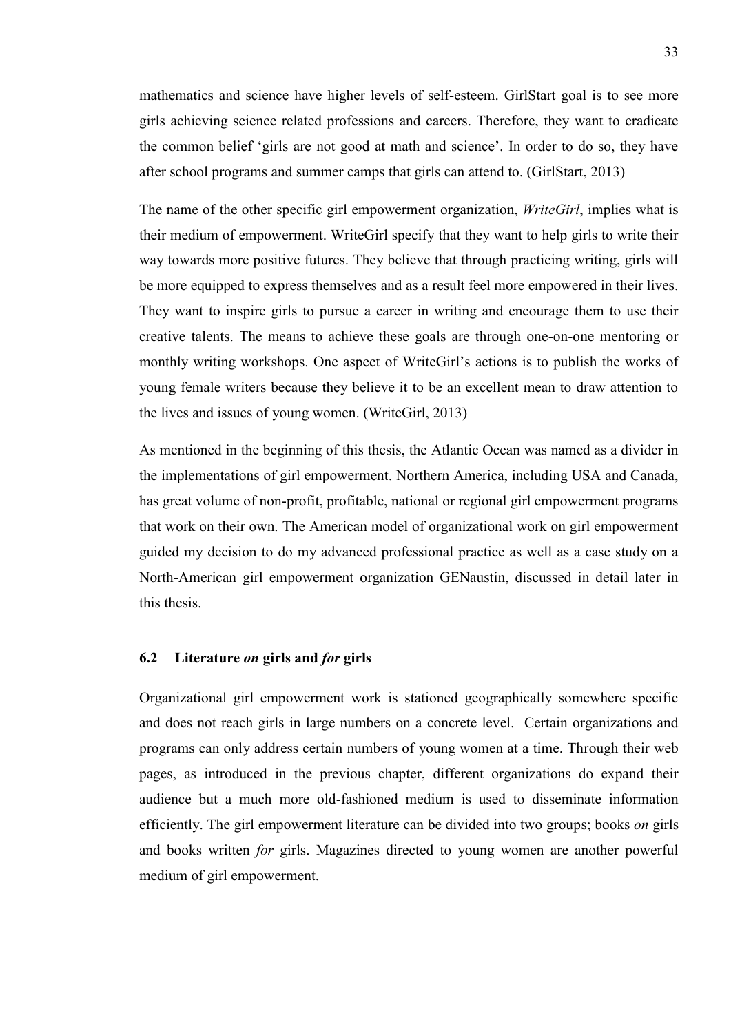mathematics and science have higher levels of self-esteem. GirlStart goal is to see more girls achieving science related professions and careers. Therefore, they want to eradicate the common belief 'girls are not good at math and science'. In order to do so, they have after school programs and summer camps that girls can attend to. (GirlStart, 2013)

The name of the other specific girl empowerment organization, *WriteGirl*, implies what is their medium of empowerment. WriteGirl specify that they want to help girls to write their way towards more positive futures. They believe that through practicing writing, girls will be more equipped to express themselves and as a result feel more empowered in their lives. They want to inspire girls to pursue a career in writing and encourage them to use their creative talents. The means to achieve these goals are through one-on-one mentoring or monthly writing workshops. One aspect of WriteGirl's actions is to publish the works of young female writers because they believe it to be an excellent mean to draw attention to the lives and issues of young women. (WriteGirl, 2013)

As mentioned in the beginning of this thesis, the Atlantic Ocean was named as a divider in the implementations of girl empowerment. Northern America, including USA and Canada, has great volume of non-profit, profitable, national or regional girl empowerment programs that work on their own. The American model of organizational work on girl empowerment guided my decision to do my advanced professional practice as well as a case study on a North-American girl empowerment organization GENaustin, discussed in detail later in this thesis.

### 6.2 Literature *on* girls and *for* girls

Organizational girl empowerment work is stationed geographically somewhere specific and does not reach girls in large numbers on a concrete level. Certain organizations and programs can only address certain numbers of young women at a time. Through their web pages, as introduced in the previous chapter, different organizations do expand their audience but a much more old-fashioned medium is used to disseminate information efficiently. The girl empowerment literature can be divided into two groups; books *on* girls and books written *for* girls. Magazines directed to young women are another powerful medium of girl empowerment.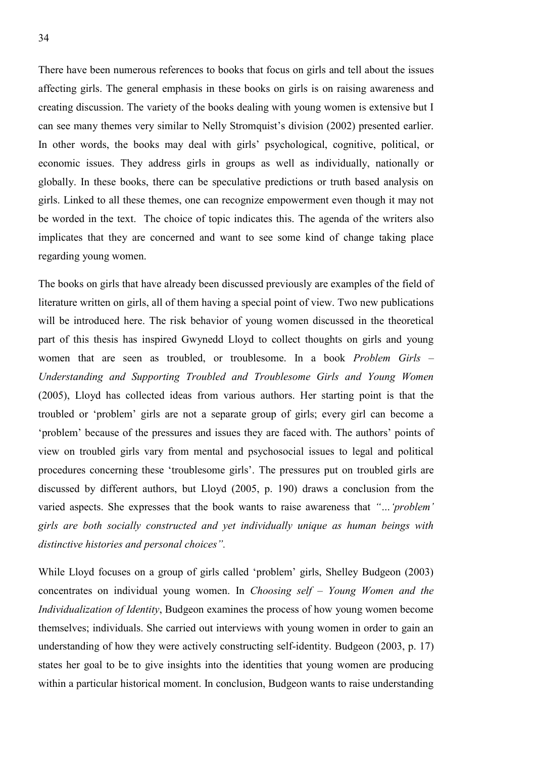There have been numerous references to books that focus on girls and tell about the issues affecting girls. The general emphasis in these books on girls is on raising awareness and creating discussion. The variety of the books dealing with young women is extensive but I can see many themes very similar to Nelly Stromquist's division (2002) presented earlier. In other words, the books may deal with girls' psychological, cognitive, political, or economic issues. They address girls in groups as well as individually, nationally or globally. In these books, there can be speculative predictions or truth based analysis on girls. Linked to all these themes, one can recognize empowerment even though it may not be worded in the text. The choice of topic indicates this. The agenda of the writers also implicates that they are concerned and want to see some kind of change taking place regarding young women.

The books on girls that have already been discussed previously are examples of the field of literature written on girls, all of them having a special point of view. Two new publications will be introduced here. The risk behavior of young women discussed in the theoretical part of this thesis has inspired Gwynedd Lloyd to collect thoughts on girls and young women that are seen as troubled, or troublesome. In a book *Problem Girls – Understanding and Supporting Troubled and Troublesome Girls and Young Women* (2005), Lloyd has collected ideas from various authors. Her starting point is that the troubled or 'problem' girls are not a separate group of girls; every girl can become a 'problem' because of the pressures and issues they are faced with. The authors' points of view on troubled girls vary from mental and psychosocial issues to legal and political procedures concerning these 'troublesome girls'. The pressures put on troubled girls are discussed by different authors, but Lloyd (2005, p. 190) draws a conclusion from the varied aspects. She expresses that the book wants to raise awareness that *"…'problem' girls are both socially constructed and yet individually unique as human beings with distinctive histories and personal choices".*

While Lloyd focuses on a group of girls called 'problem' girls, Shelley Budgeon (2003) concentrates on individual young women. In *Choosing self – Young Women and the Individualization of Identity*, Budgeon examines the process of how young women become themselves; individuals. She carried out interviews with young women in order to gain an understanding of how they were actively constructing self-identity. Budgeon (2003, p. 17) states her goal to be to give insights into the identities that young women are producing within a particular historical moment. In conclusion, Budgeon wants to raise understanding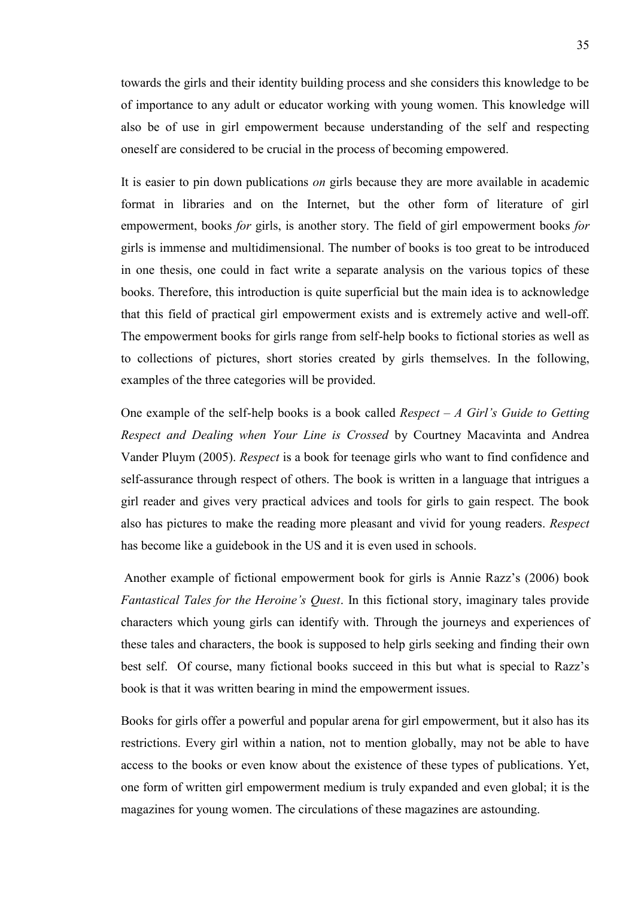towards the girls and their identity building process and she considers this knowledge to be of importance to any adult or educator working with young women. This knowledge will also be of use in girl empowerment because understanding of the self and respecting oneself are considered to be crucial in the process of becoming empowered.

It is easier to pin down publications *on* girls because they are more available in academic format in libraries and on the Internet, but the other form of literature of girl empowerment, books *for* girls, is another story. The field of girl empowerment books *for* girls is immense and multidimensional. The number of books is too great to be introduced in one thesis, one could in fact write a separate analysis on the various topics of these books. Therefore, this introduction is quite superficial but the main idea is to acknowledge that this field of practical girl empowerment exists and is extremely active and well-off. The empowerment books for girls range from self-help books to fictional stories as well as to collections of pictures, short stories created by girls themselves. In the following, examples of the three categories will be provided.

One example of the self-help books is a book called *Respect – A Girl's Guide to Getting Respect and Dealing when Your Line is Crossed* by Courtney Macavinta and Andrea Vander Pluym (2005). *Respect* is a book for teenage girls who want to find confidence and self-assurance through respect of others. The book is written in a language that intrigues a girl reader and gives very practical advices and tools for girls to gain respect. The book also has pictures to make the reading more pleasant and vivid for young readers. *Respect* has become like a guidebook in the US and it is even used in schools.

Another example of fictional empowerment book for girls is Annie Razz's (2006) book *Fantastical Tales for the Heroine's Quest*. In this fictional story, imaginary tales provide characters which young girls can identify with. Through the journeys and experiences of these tales and characters, the book is supposed to help girls seeking and finding their own best self. Of course, many fictional books succeed in this but what is special to Razz's book is that it was written bearing in mind the empowerment issues.

Books for girls offer a powerful and popular arena for girl empowerment, but it also has its restrictions. Every girl within a nation, not to mention globally, may not be able to have access to the books or even know about the existence of these types of publications. Yet, one form of written girl empowerment medium is truly expanded and even global; it is the magazines for young women. The circulations of these magazines are astounding.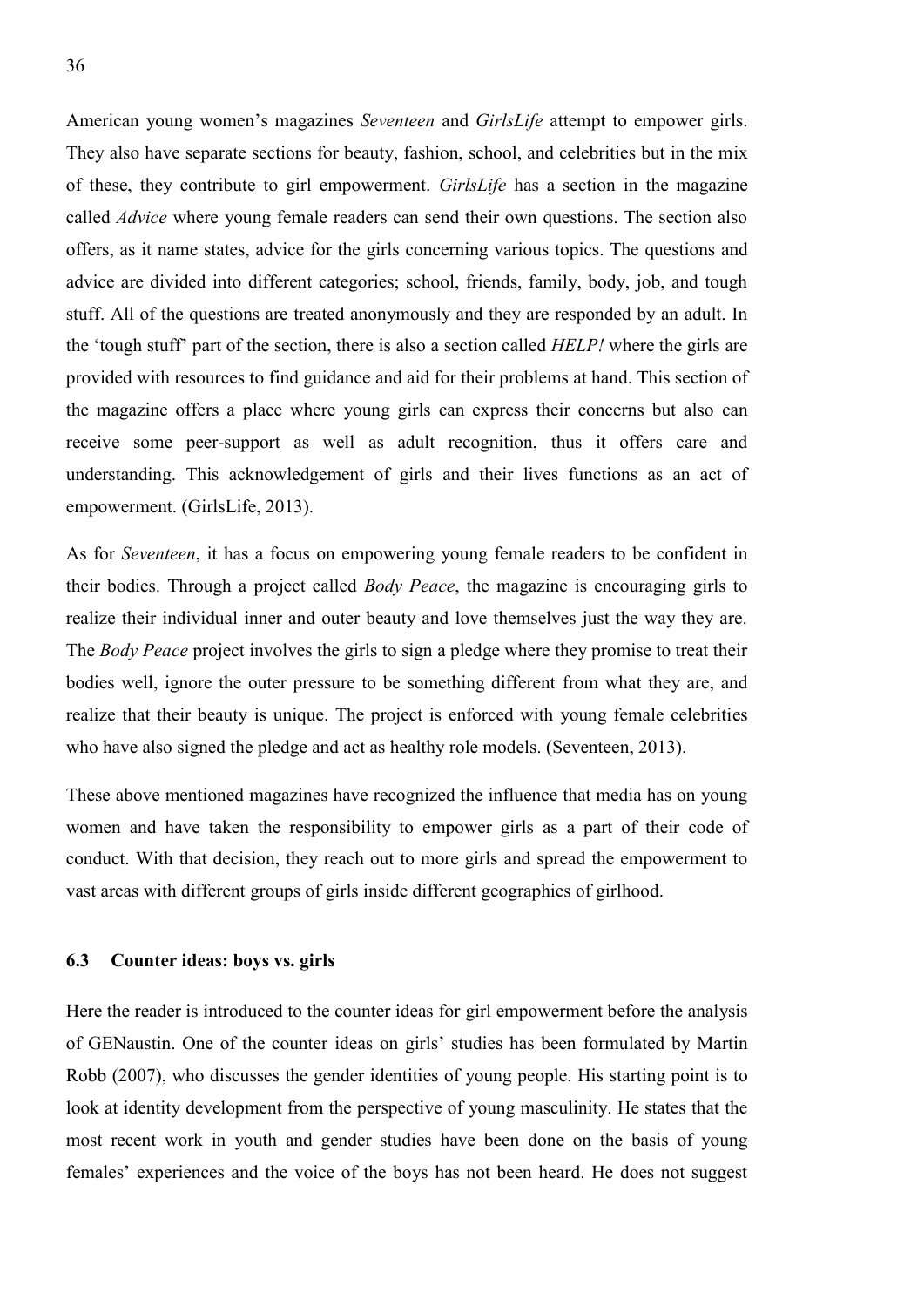American young women's magazines *Seventeen* and *GirlsLife* attempt to empower girls. They also have separate sections for beauty, fashion, school, and celebrities but in the mix of these, they contribute to girl empowerment. *GirlsLife* has a section in the magazine called *Advice* where young female readers can send their own questions. The section also offers, as it name states, advice for the girls concerning various topics. The questions and advice are divided into different categories; school, friends, family, body, job, and tough stuff. All of the questions are treated anonymously and they are responded by an adult. In the 'tough stuff' part of the section, there is also a section called *HELP!* where the girls are provided with resources to find guidance and aid for their problems at hand. This section of the magazine offers a place where young girls can express their concerns but also can receive some peer-support as well as adult recognition, thus it offers care and understanding. This acknowledgement of girls and their lives functions as an act of empowerment. (GirlsLife, 2013).

As for *Seventeen*, it has a focus on empowering young female readers to be confident in their bodies. Through a project called *Body Peace*, the magazine is encouraging girls to realize their individual inner and outer beauty and love themselves just the way they are. The *Body Peace* project involves the girls to sign a pledge where they promise to treat their bodies well, ignore the outer pressure to be something different from what they are, and realize that their beauty is unique. The project is enforced with young female celebrities who have also signed the pledge and act as healthy role models. (Seventeen, 2013).

These above mentioned magazines have recognized the influence that media has on young women and have taken the responsibility to empower girls as a part of their code of conduct. With that decision, they reach out to more girls and spread the empowerment to vast areas with different groups of girls inside different geographies of girlhood.

### 6.3 Counter ideas: boys vs. girls

Here the reader is introduced to the counter ideas for girl empowerment before the analysis of GENaustin. One of the counter ideas on girls' studies has been formulated by Martin Robb (2007), who discusses the gender identities of young people. His starting point is to look at identity development from the perspective of young masculinity. He states that the most recent work in youth and gender studies have been done on the basis of young females' experiences and the voice of the boys has not been heard. He does not suggest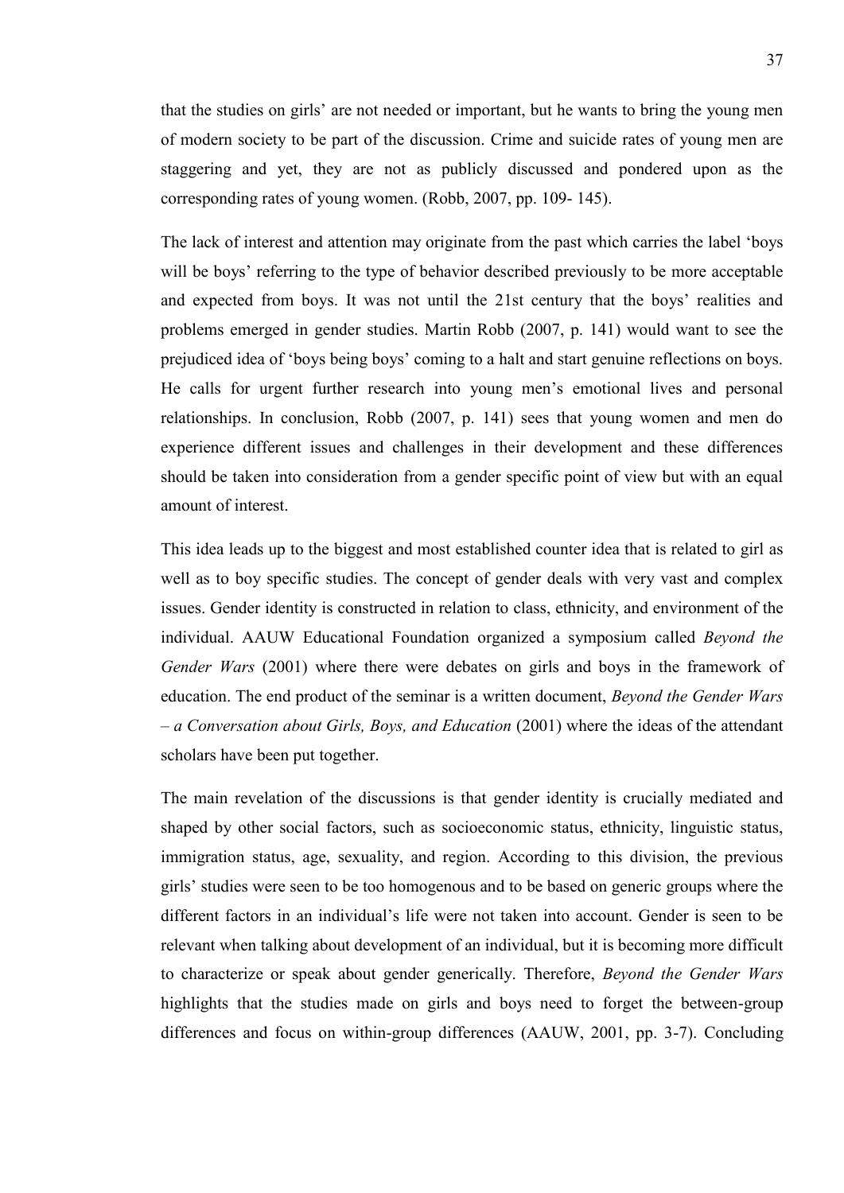that the studies on girls' are not needed or important, but he wants to bring the young men of modern society to be part of the discussion. Crime and suicide rates of young men are staggering and yet, they are not as publicly discussed and pondered upon as the corresponding rates of young women. (Robb, 2007, pp. 109- 145).

The lack of interest and attention may originate from the past which carries the label 'boys will be boys' referring to the type of behavior described previously to be more acceptable and expected from boys. It was not until the 21st century that the boys' realities and problems emerged in gender studies. Martin Robb (2007, p. 141) would want to see the prejudiced idea of 'boys being boys' coming to a halt and start genuine reflections on boys. He calls for urgent further research into young men's emotional lives and personal relationships. In conclusion, Robb (2007, p. 141) sees that young women and men do experience different issues and challenges in their development and these differences should be taken into consideration from a gender specific point of view but with an equal amount of interest.

This idea leads up to the biggest and most established counter idea that is related to girl as well as to boy specific studies. The concept of gender deals with very vast and complex issues. Gender identity is constructed in relation to class, ethnicity, and environment of the individual. AAUW Educational Foundation organized a symposium called *Beyond the Gender Wars* (2001) where there were debates on girls and boys in the framework of education. The end product of the seminar is a written document, *Beyond the Gender Wars – a Conversation about Girls, Boys, and Education* (2001) where the ideas of the attendant scholars have been put together.

The main revelation of the discussions is that gender identity is crucially mediated and shaped by other social factors, such as socioeconomic status, ethnicity, linguistic status, immigration status, age, sexuality, and region. According to this division, the previous girls' studies were seen to be too homogenous and to be based on generic groups where the different factors in an individual's life were not taken into account. Gender is seen to be relevant when talking about development of an individual, but it is becoming more difficult to characterize or speak about gender generically. Therefore, *Beyond the Gender Wars* highlights that the studies made on girls and boys need to forget the between-group differences and focus on within-group differences (AAUW, 2001, pp. 3-7). Concluding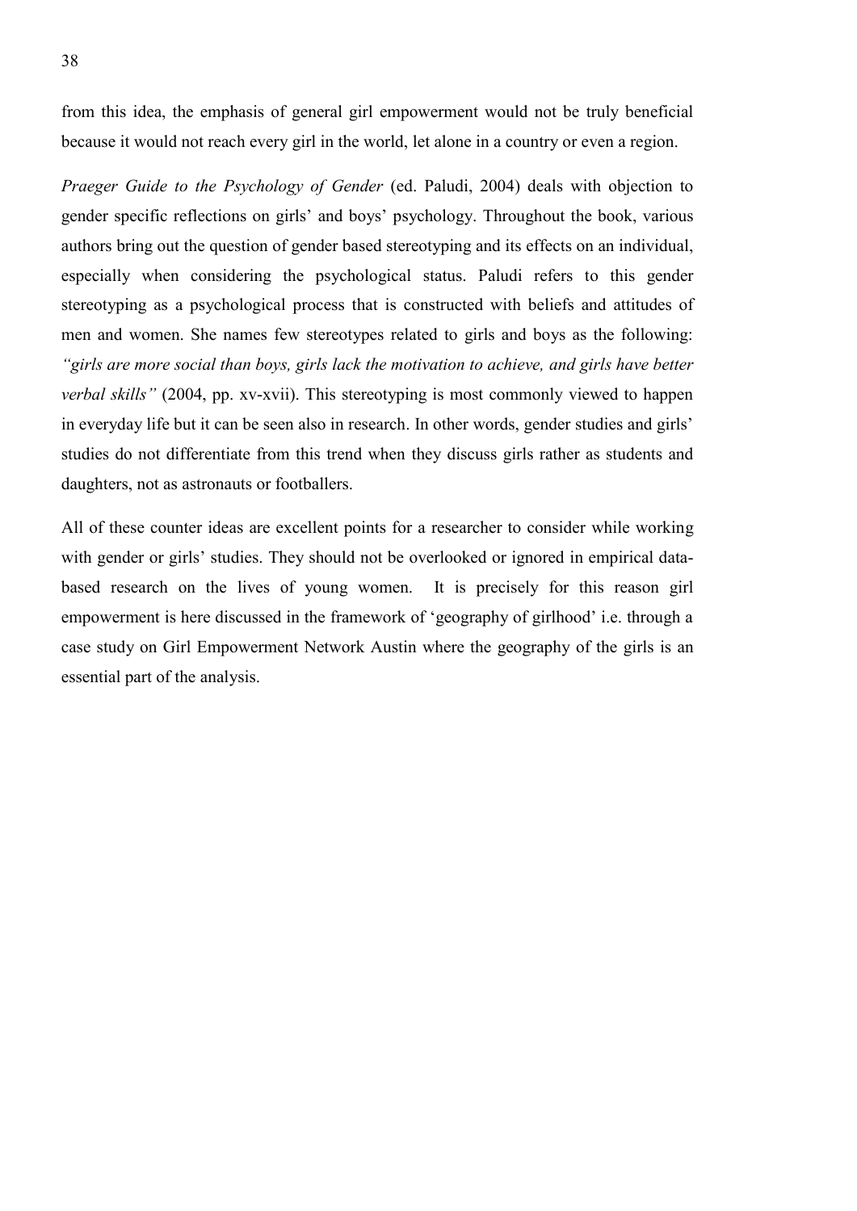from this idea, the emphasis of general girl empowerment would not be truly beneficial because it would not reach every girl in the world, let alone in a country or even a region.

*Praeger Guide to the Psychology of Gender* (ed. Paludi, 2004) deals with objection to gender specific reflections on girls' and boys' psychology. Throughout the book, various authors bring out the question of gender based stereotyping and its effects on an individual, especially when considering the psychological status. Paludi refers to this gender stereotyping as a psychological process that is constructed with beliefs and attitudes of men and women. She names few stereotypes related to girls and boys as the following: *"girls are more social than boys, girls lack the motivation to achieve, and girls have better verbal skills"* (2004, pp. xv-xvii). This stereotyping is most commonly viewed to happen in everyday life but it can be seen also in research. In other words, gender studies and girls' studies do not differentiate from this trend when they discuss girls rather as students and daughters, not as astronauts or footballers.

All of these counter ideas are excellent points for a researcher to consider while working with gender or girls' studies. They should not be overlooked or ignored in empirical data-based research on the lives of young women. It is precisely for this reason girl empowerment is here discussed in the framework of 'geography of girlhood' i.e. through a case study on Girl Empowerment Network Austin where the geography of the girls is an essential part of the analysis.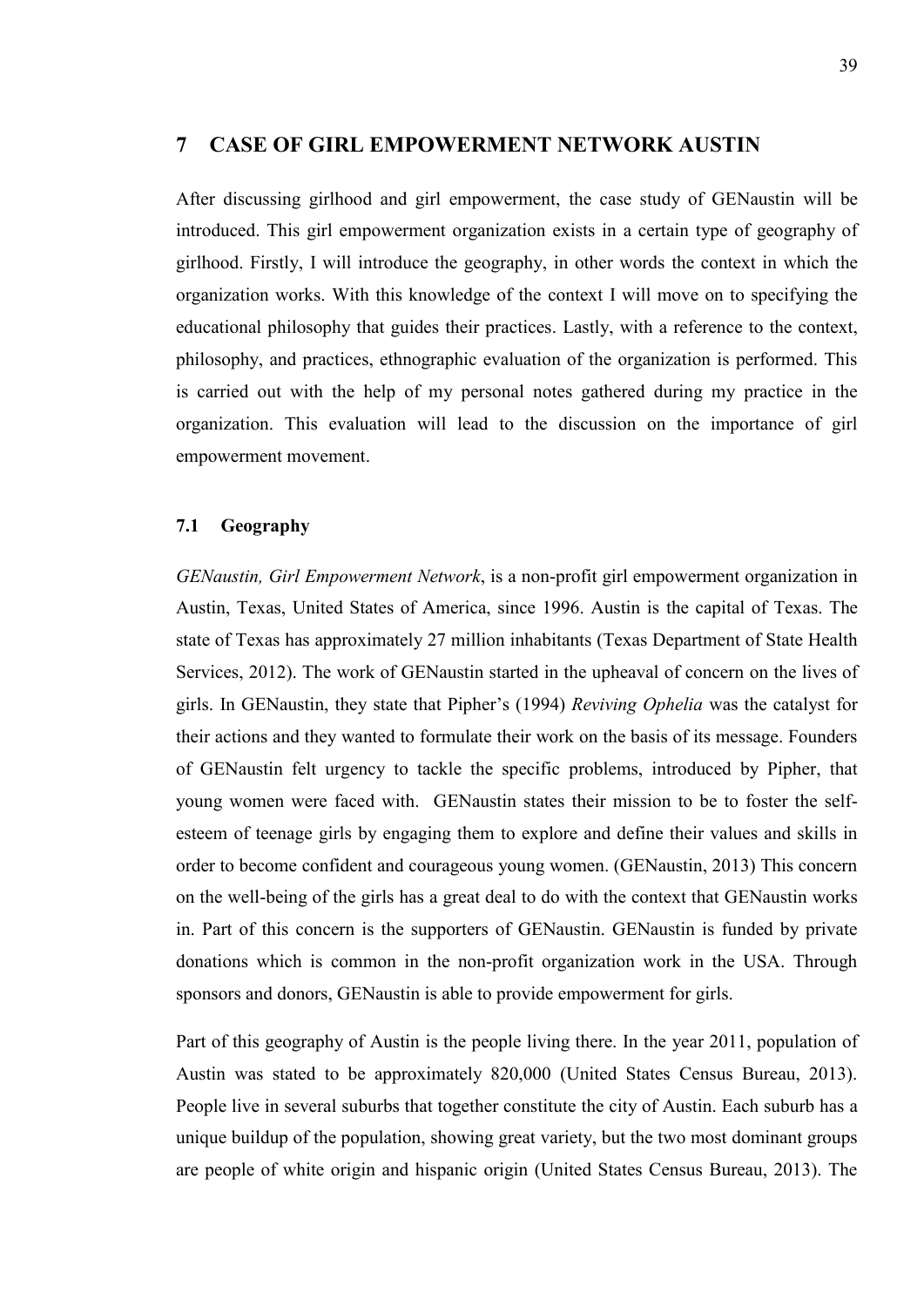# 7 CASE OF GIRL EMPOWERMENT NETWORK AUSTIN

After discussing girlhood and girl empowerment, the case study of GENaustin will be introduced. This girl empowerment organization exists in a certain type of geography of girlhood. Firstly, I will introduce the geography, in other words the context in which the organization works. With this knowledge of the context I will move on to specifying the educational philosophy that guides their practices. Lastly, with a reference to the context, philosophy, and practices, ethnographic evaluation of the organization is performed. This is carried out with the help of my personal notes gathered during my practice in the organization. This evaluation will lead to the discussion on the importance of girl empowerment movement.

## 7.1 Geography

*GENaustin, Girl Empowerment Network*, is a non-profit girl empowerment organization in Austin, Texas, United States of America, since 1996. Austin is the capital of Texas. The state of Texas has approximately 27 million inhabitants (Texas Department of State Health Services, 2012). The work of GENaustin started in the upheaval of concern on the lives of girls. In GENaustin, they state that Pipher's (1994) *Reviving Ophelia* was the catalyst for their actions and they wanted to formulate their work on the basis of its message. Founders of GENaustin felt urgency to tackle the specific problems, introduced by Pipher, that young women were faced with. GENaustin states their mission to be to foster the self-esteem of teenage girls by engaging them to explore and define their values and skills in order to become confident and courageous young women. (GENaustin, 2013) This concern on the well-being of the girls has a great deal to do with the context that GENaustin works in. Part of this concern is the supporters of GENaustin. GENaustin is funded by private donations which is common in the non-profit organization work in the USA. Through sponsors and donors, GENaustin is able to provide empowerment for girls.

Part of this geography of Austin is the people living there. In the year 2011, population of Austin was stated to be approximately 820,000 (United States Census Bureau, 2013). People live in several suburbs that together constitute the city of Austin. Each suburb has a unique buildup of the population, showing great variety, but the two most dominant groups are people of white origin and hispanic origin (United States Census Bureau, 2013). The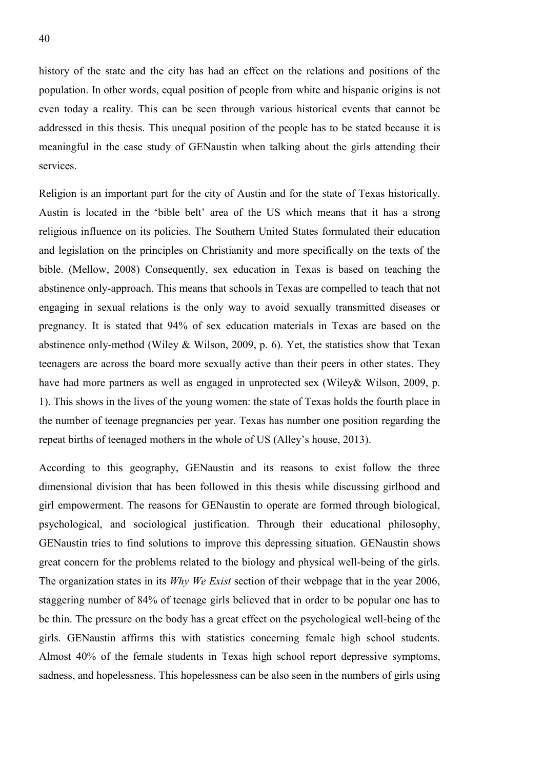history of the state and the city has had an effect on the relations and positions of the population. In other words, equal position of people from white and hispanic origins is not even today a reality. This can be seen through various historical events that cannot be addressed in this thesis. This unequal position of the people has to be stated because it is meaningful in the case study of GENaustin when talking about the girls attending their services.

Religion is an important part for the city of Austin and for the state of Texas historically. Austin is located in the 'bible belt' area of the US which means that it has a strong religious influence on its policies. The Southern United States formulated their education and legislation on the principles on Christianity and more specifically on the texts of the bible. (Mellow, 2008) Consequently, sex education in Texas is based on teaching the abstinence only-approach. This means that schools in Texas are compelled to teach that not engaging in sexual relations is the only way to avoid sexually transmitted diseases or pregnancy. It is stated that 94% of sex education materials in Texas are based on the abstinence only-method (Wiley & Wilson, 2009, p. 6). Yet, the statistics show that Texan teenagers are across the board more sexually active than their peers in other states. They have had more partners as well as engaged in unprotected sex (Wiley& Wilson, 2009, p. 1). This shows in the lives of the young women: the state of Texas holds the fourth place in the number of teenage pregnancies per year. Texas has number one position regarding the repeat births of teenaged mothers in the whole of US (Alley's house, 2013).

According to this geography, GENaustin and its reasons to exist follow the three dimensional division that has been followed in this thesis while discussing girlhood and girl empowerment. The reasons for GENaustin to operate are formed through biological, psychological, and sociological justification. Through their educational philosophy, GENaustin tries to find solutions to improve this depressing situation. GENaustin shows great concern for the problems related to the biology and physical well-being of the girls. The organization states in its *Why We Exist* section of their webpage that in the year 2006, staggering number of 84% of teenage girls believed that in order to be popular one has to be thin. The pressure on the body has a great effect on the psychological well-being of the girls. GENaustin affirms this with statistics concerning female high school students. Almost 40% of the female students in Texas high school report depressive symptoms, sadness, and hopelessness. This hopelessness can be also seen in the numbers of girls using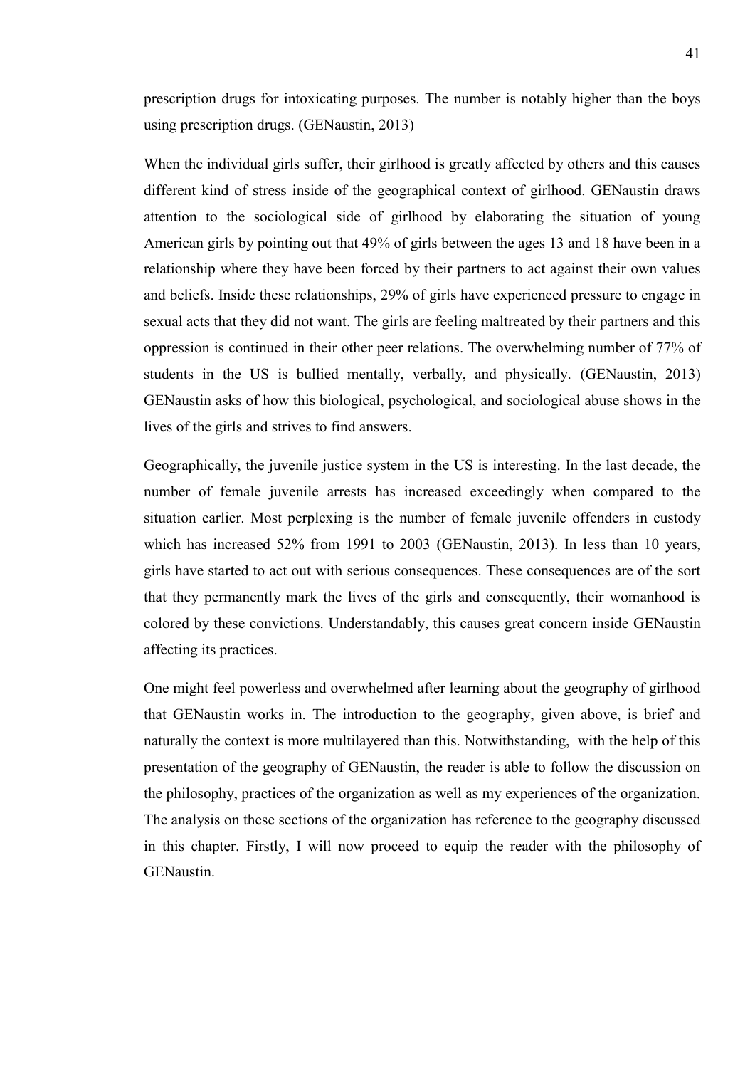prescription drugs for intoxicating purposes. The number is notably higher than the boys using prescription drugs. (GENaustin, 2013)

When the individual girls suffer, their girlhood is greatly affected by others and this causes different kind of stress inside of the geographical context of girlhood. GENaustin draws attention to the sociological side of girlhood by elaborating the situation of young American girls by pointing out that 49% of girls between the ages 13 and 18 have been in a relationship where they have been forced by their partners to act against their own values and beliefs. Inside these relationships, 29% of girls have experienced pressure to engage in sexual acts that they did not want. The girls are feeling maltreated by their partners and this oppression is continued in their other peer relations. The overwhelming number of 77% of students in the US is bullied mentally, verbally, and physically. (GENaustin, 2013) GENaustin asks of how this biological, psychological, and sociological abuse shows in the lives of the girls and strives to find answers.

Geographically, the juvenile justice system in the US is interesting. In the last decade, the number of female juvenile arrests has increased exceedingly when compared to the situation earlier. Most perplexing is the number of female juvenile offenders in custody which has increased 52% from 1991 to 2003 (GENaustin, 2013). In less than 10 years, girls have started to act out with serious consequences. These consequences are of the sort that they permanently mark the lives of the girls and consequently, their womanhood is colored by these convictions. Understandably, this causes great concern inside GENaustin affecting its practices.

One might feel powerless and overwhelmed after learning about the geography of girlhood that GENaustin works in. The introduction to the geography, given above, is brief and naturally the context is more multilayered than this. Notwithstanding, with the help of this presentation of the geography of GENaustin, the reader is able to follow the discussion on the philosophy, practices of the organization as well as my experiences of the organization. The analysis on these sections of the organization has reference to the geography discussed in this chapter. Firstly, I will now proceed to equip the reader with the philosophy of GENaustin.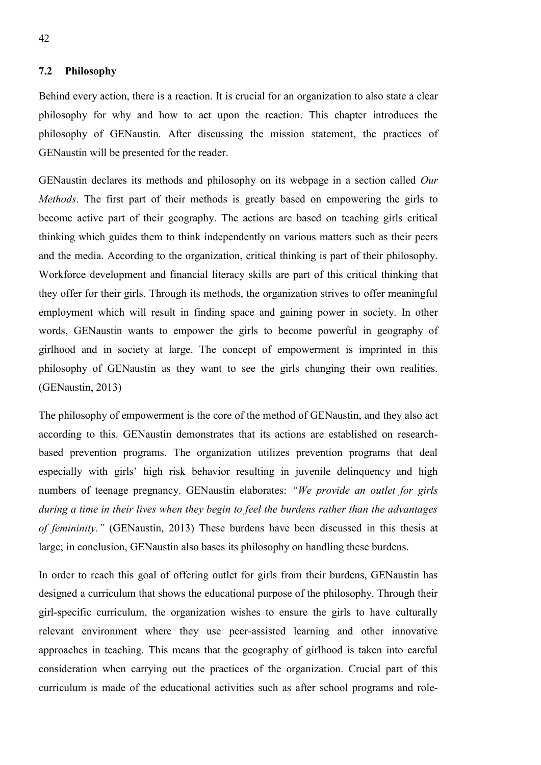### 7.2 Philosophy

Behind every action, there is a reaction. It is crucial for an organization to also state a clear philosophy for why and how to act upon the reaction. This chapter introduces the philosophy of GENaustin. After discussing the mission statement, the practices of GENaustin will be presented for the reader.

GENaustin declares its methods and philosophy on its webpage in a section called *Our Methods*. The first part of their methods is greatly based on empowering the girls to become active part of their geography. The actions are based on teaching girls critical thinking which guides them to think independently on various matters such as their peers and the media. According to the organization, critical thinking is part of their philosophy. Workforce development and financial literacy skills are part of this critical thinking that they offer for their girls. Through its methods, the organization strives to offer meaningful employment which will result in finding space and gaining power in society. In other words, GENaustin wants to empower the girls to become powerful in geography of girlhood and in society at large. The concept of empowerment is imprinted in this philosophy of GENaustin as they want to see the girls changing their own realities. (GENaustin, 2013)

The philosophy of empowerment is the core of the method of GENaustin, and they also act according to this. GENaustin demonstrates that its actions are established on research-based prevention programs. The organization utilizes prevention programs that deal especially with girls' high risk behavior resulting in juvenile delinquency and high numbers of teenage pregnancy. GENaustin elaborates: *"We provide an outlet for girls during a time in their lives when they begin to feel the burdens rather than the advantages of femininity."* (GENaustin, 2013) These burdens have been discussed in this thesis at large; in conclusion, GENaustin also bases its philosophy on handling these burdens.

In order to reach this goal of offering outlet for girls from their burdens, GENaustin has designed a curriculum that shows the educational purpose of the philosophy. Through their girl-specific curriculum, the organization wishes to ensure the girls to have culturally relevant environment where they use peer-assisted learning and other innovative approaches in teaching. This means that the geography of girlhood is taken into careful consideration when carrying out the practices of the organization. Crucial part of this curriculum is made of the educational activities such as after school programs and role-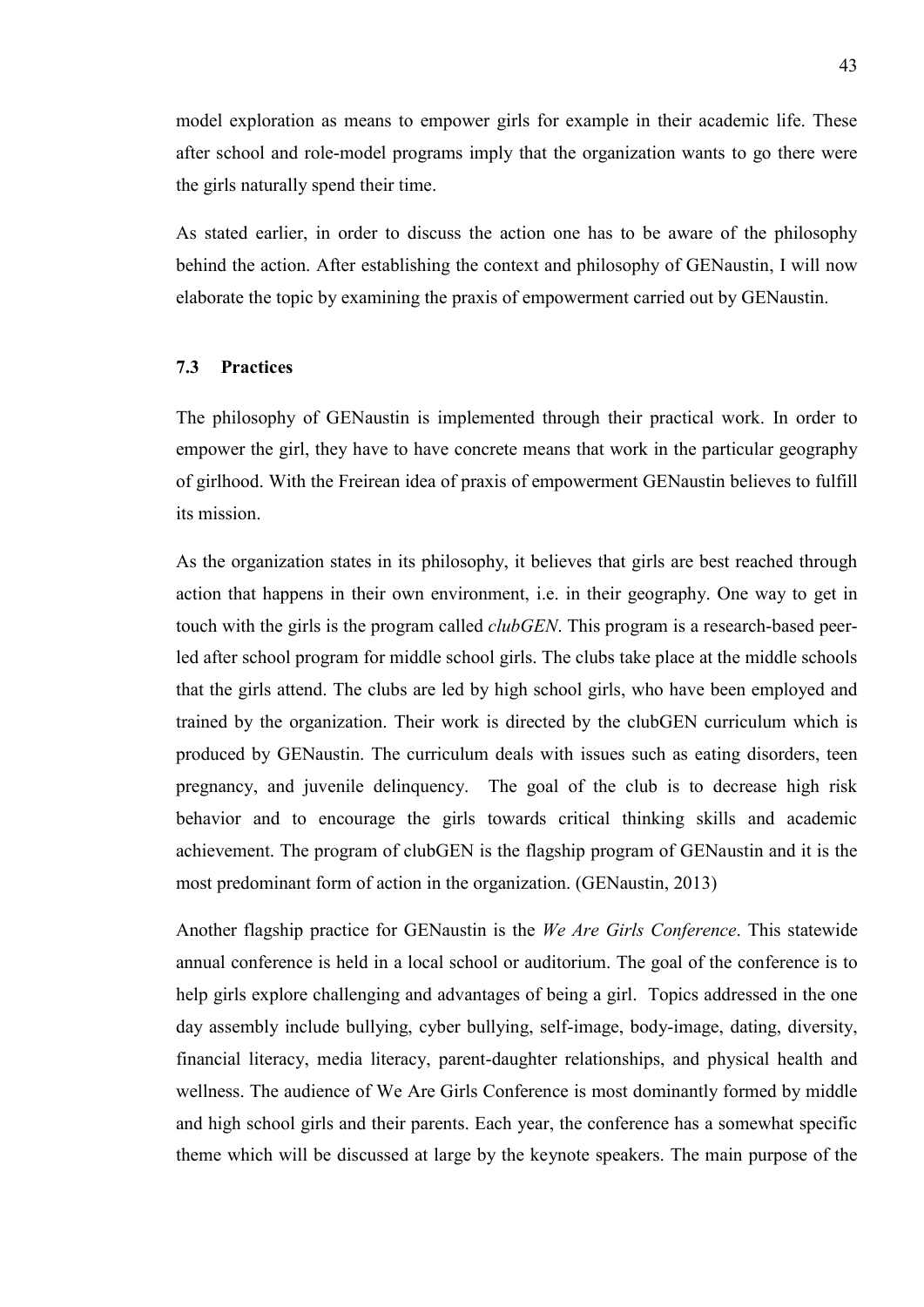model exploration as means to empower girls for example in their academic life. These after school and role-model programs imply that the organization wants to go there were the girls naturally spend their time.

As stated earlier, in order to discuss the action one has to be aware of the philosophy behind the action. After establishing the context and philosophy of GENaustin, I will now elaborate the topic by examining the praxis of empowerment carried out by GENaustin.

### 7.3 Practices

The philosophy of GENaustin is implemented through their practical work. In order to empower the girl, they have to have concrete means that work in the particular geography of girlhood. With the Freirean idea of praxis of empowerment GENaustin believes to fulfill its mission.

As the organization states in its philosophy, it believes that girls are best reached through action that happens in their own environment, i.e. in their geography. One way to get in touch with the girls is the program called *clubGEN*. This program is a research-based peer-led after school program for middle school girls. The clubs take place at the middle schools that the girls attend. The clubs are led by high school girls, who have been employed and trained by the organization. Their work is directed by the clubGEN curriculum which is produced by GENaustin. The curriculum deals with issues such as eating disorders, teen pregnancy, and juvenile delinquency. The goal of the club is to decrease high risk behavior and to encourage the girls towards critical thinking skills and academic achievement. The program of clubGEN is the flagship program of GENaustin and it is the most predominant form of action in the organization. (GENaustin, 2013)

Another flagship practice for GENaustin is the *We Are Girls Conference*. This statewide annual conference is held in a local school or auditorium. The goal of the conference is to help girls explore challenging and advantages of being a girl. Topics addressed in the one day assembly include bullying, cyber bullying, self-image, body-image, dating, diversity, financial literacy, media literacy, parent-daughter relationships, and physical health and wellness. The audience of We Are Girls Conference is most dominantly formed by middle and high school girls and their parents. Each year, the conference has a somewhat specific theme which will be discussed at large by the keynote speakers. The main purpose of the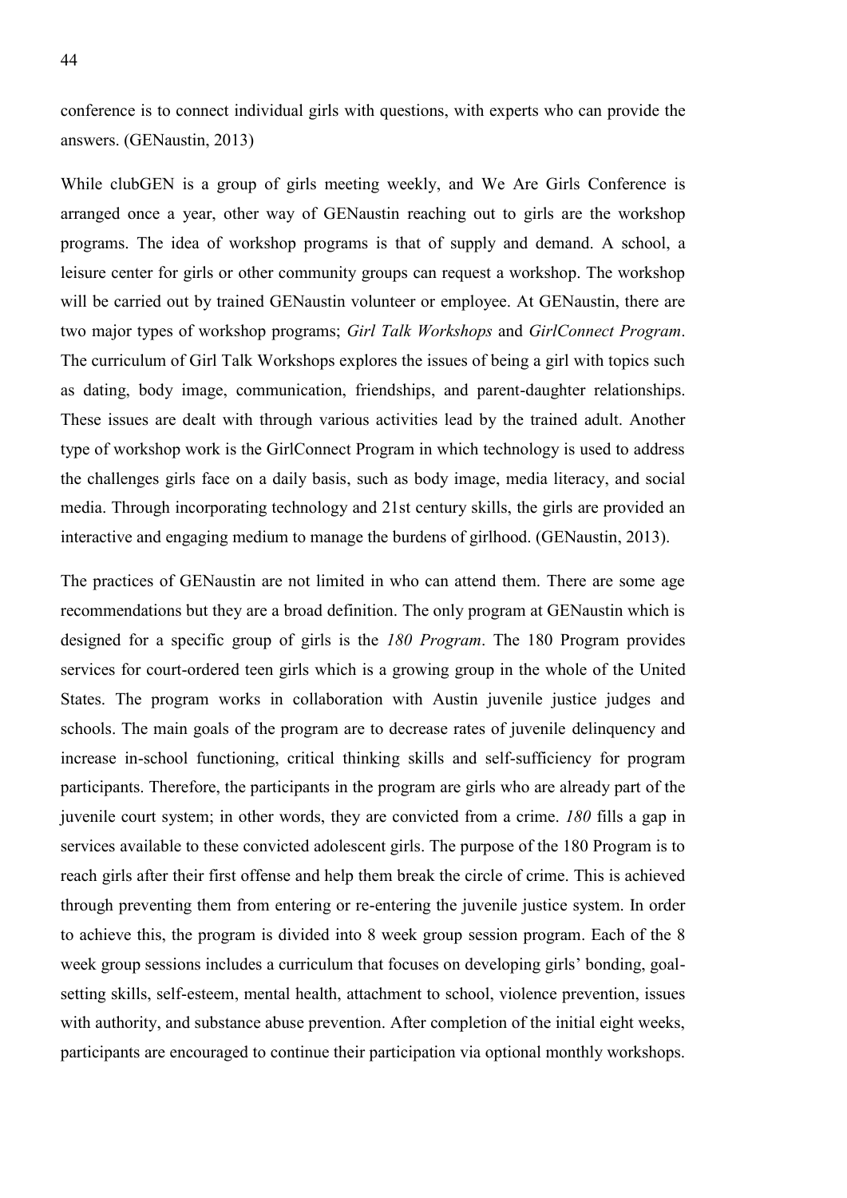conference is to connect individual girls with questions, with experts who can provide the answers. (GENaustin, 2013)

While clubGEN is a group of girls meeting weekly, and We Are Girls Conference is arranged once a year, other way of GENaustin reaching out to girls are the workshop programs. The idea of workshop programs is that of supply and demand. A school, a leisure center for girls or other community groups can request a workshop. The workshop will be carried out by trained GENaustin volunteer or employee. At GENaustin, there are two major types of workshop programs; *Girl Talk Workshops* and *GirlConnect Program*. The curriculum of Girl Talk Workshops explores the issues of being a girl with topics such as dating, body image, communication, friendships, and parent-daughter relationships. These issues are dealt with through various activities lead by the trained adult. Another type of workshop work is the GirlConnect Program in which technology is used to address the challenges girls face on a daily basis, such as body image, media literacy, and social media. Through incorporating technology and 21st century skills, the girls are provided an interactive and engaging medium to manage the burdens of girlhood. (GENaustin, 2013).

The practices of GENaustin are not limited in who can attend them. There are some age recommendations but they are a broad definition. The only program at GENaustin which is designed for a specific group of girls is the *180 Program*. The 180 Program provides services for court-ordered teen girls which is a growing group in the whole of the United States. The program works in collaboration with Austin juvenile justice judges and schools. The main goals of the program are to decrease rates of juvenile delinquency and increase in-school functioning, critical thinking skills and self-sufficiency for program participants. Therefore, the participants in the program are girls who are already part of the juvenile court system; in other words, they are convicted from a crime. *180* fills a gap in services available to these convicted adolescent girls. The purpose of the 180 Program is to reach girls after their first offense and help them break the circle of crime. This is achieved through preventing them from entering or re-entering the juvenile justice system. In order to achieve this, the program is divided into 8 week group session program. Each of the 8 week group sessions includes a curriculum that focuses on developing girls' bonding, goal-setting skills, self-esteem, mental health, attachment to school, violence prevention, issues with authority, and substance abuse prevention. After completion of the initial eight weeks, participants are encouraged to continue their participation via optional monthly workshops.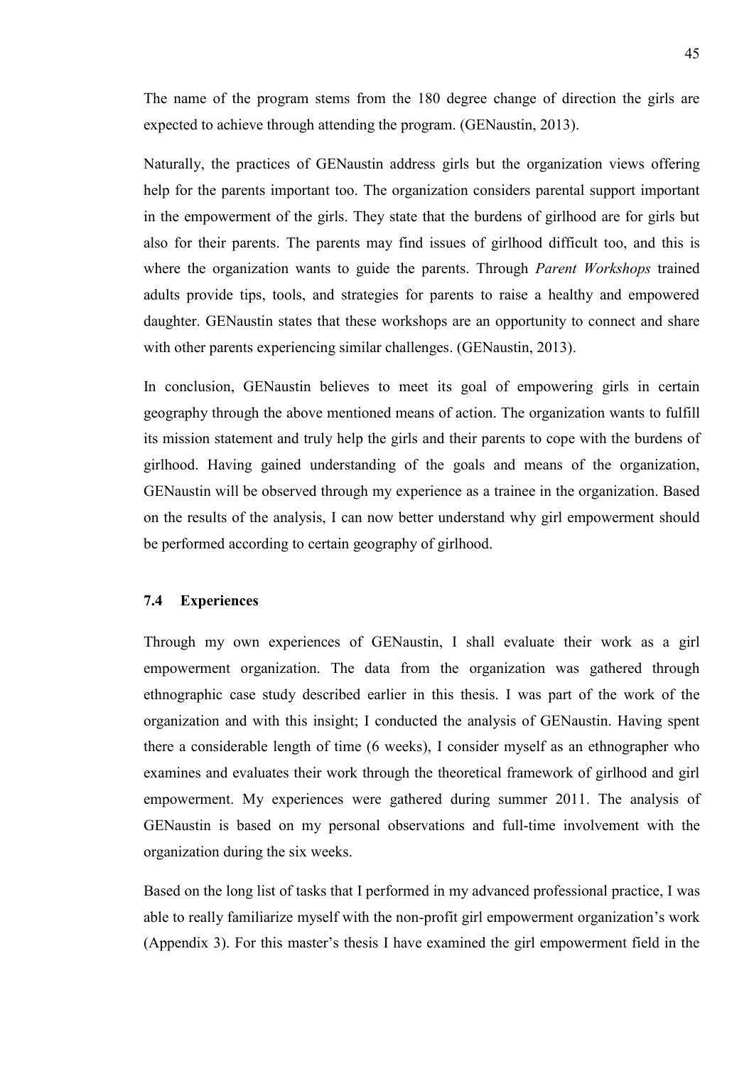The name of the program stems from the 180 degree change of direction the girls are expected to achieve through attending the program. (GENaustin, 2013).

Naturally, the practices of GENaustin address girls but the organization views offering help for the parents important too. The organization considers parental support important in the empowerment of the girls. They state that the burdens of girlhood are for girls but also for their parents. The parents may find issues of girlhood difficult too, and this is where the organization wants to guide the parents. Through *Parent Workshops* trained adults provide tips, tools, and strategies for parents to raise a healthy and empowered daughter. GENaustin states that these workshops are an opportunity to connect and share with other parents experiencing similar challenges. (GENaustin, 2013).

In conclusion, GENaustin believes to meet its goal of empowering girls in certain geography through the above mentioned means of action. The organization wants to fulfill its mission statement and truly help the girls and their parents to cope with the burdens of girlhood. Having gained understanding of the goals and means of the organization, GENaustin will be observed through my experience as a trainee in the organization. Based on the results of the analysis, I can now better understand why girl empowerment should be performed according to certain geography of girlhood.

### 7.4 Experiences

Through my own experiences of GENaustin, I shall evaluate their work as a girl empowerment organization. The data from the organization was gathered through ethnographic case study described earlier in this thesis. I was part of the work of the organization and with this insight; I conducted the analysis of GENaustin. Having spent there a considerable length of time (6 weeks), I consider myself as an ethnographer who examines and evaluates their work through the theoretical framework of girlhood and girl empowerment. My experiences were gathered during summer 2011. The analysis of GENaustin is based on my personal observations and full-time involvement with the organization during the six weeks.

Based on the long list of tasks that I performed in my advanced professional practice, I was able to really familiarize myself with the non-profit girl empowerment organization's work (Appendix 3). For this master's thesis I have examined the girl empowerment field in the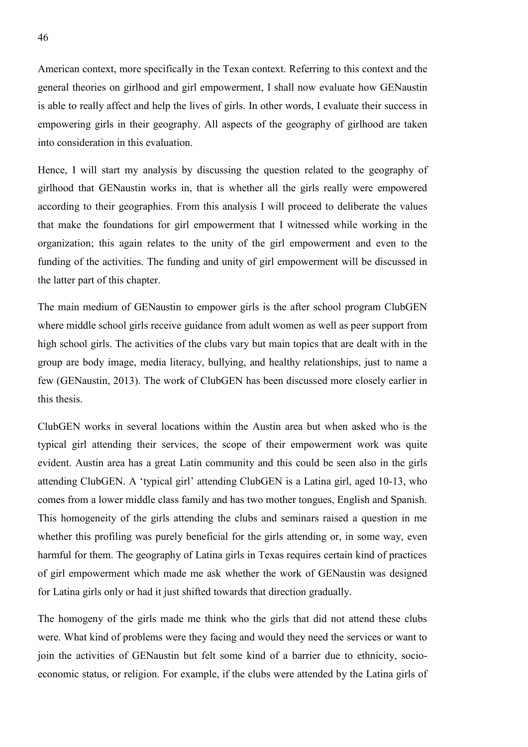American context, more specifically in the Texan context. Referring to this context and the general theories on girlhood and girl empowerment, I shall now evaluate how GENaustin is able to really affect and help the lives of girls. In other words, I evaluate their success in empowering girls in their geography. All aspects of the geography of girlhood are taken into consideration in this evaluation.

Hence, I will start my analysis by discussing the question related to the geography of girlhood that GENaustin works in, that is whether all the girls really were empowered according to their geographies. From this analysis I will proceed to deliberate the values that make the foundations for girl empowerment that I witnessed while working in the organization; this again relates to the unity of the girl empowerment and even to the funding of the activities. The funding and unity of girl empowerment will be discussed in the latter part of this chapter.

The main medium of GENaustin to empower girls is the after school program ClubGEN where middle school girls receive guidance from adult women as well as peer support from high school girls. The activities of the clubs vary but main topics that are dealt with in the group are body image, media literacy, bullying, and healthy relationships, just to name a few (GENaustin, 2013). The work of ClubGEN has been discussed more closely earlier in this thesis.

ClubGEN works in several locations within the Austin area but when asked who is the typical girl attending their services, the scope of their empowerment work was quite evident. Austin area has a great Latin community and this could be seen also in the girls attending ClubGEN. A 'typical girl' attending ClubGEN is a Latina girl, aged 10-13, who comes from a lower middle class family and has two mother tongues, English and Spanish. This homogeneity of the girls attending the clubs and seminars raised a question in me whether this profiling was purely beneficial for the girls attending or, in some way, even harmful for them. The geography of Latina girls in Texas requires certain kind of practices of girl empowerment which made me ask whether the work of GENaustin was designed for Latina girls only or had it just shifted towards that direction gradually.

The homogeny of the girls made me think who the girls that did not attend these clubs were. What kind of problems were they facing and would they need the services or want to join the activities of GENaustin but felt some kind of a barrier due to ethnicity, socio-economic status, or religion. For example, if the clubs were attended by the Latina girls of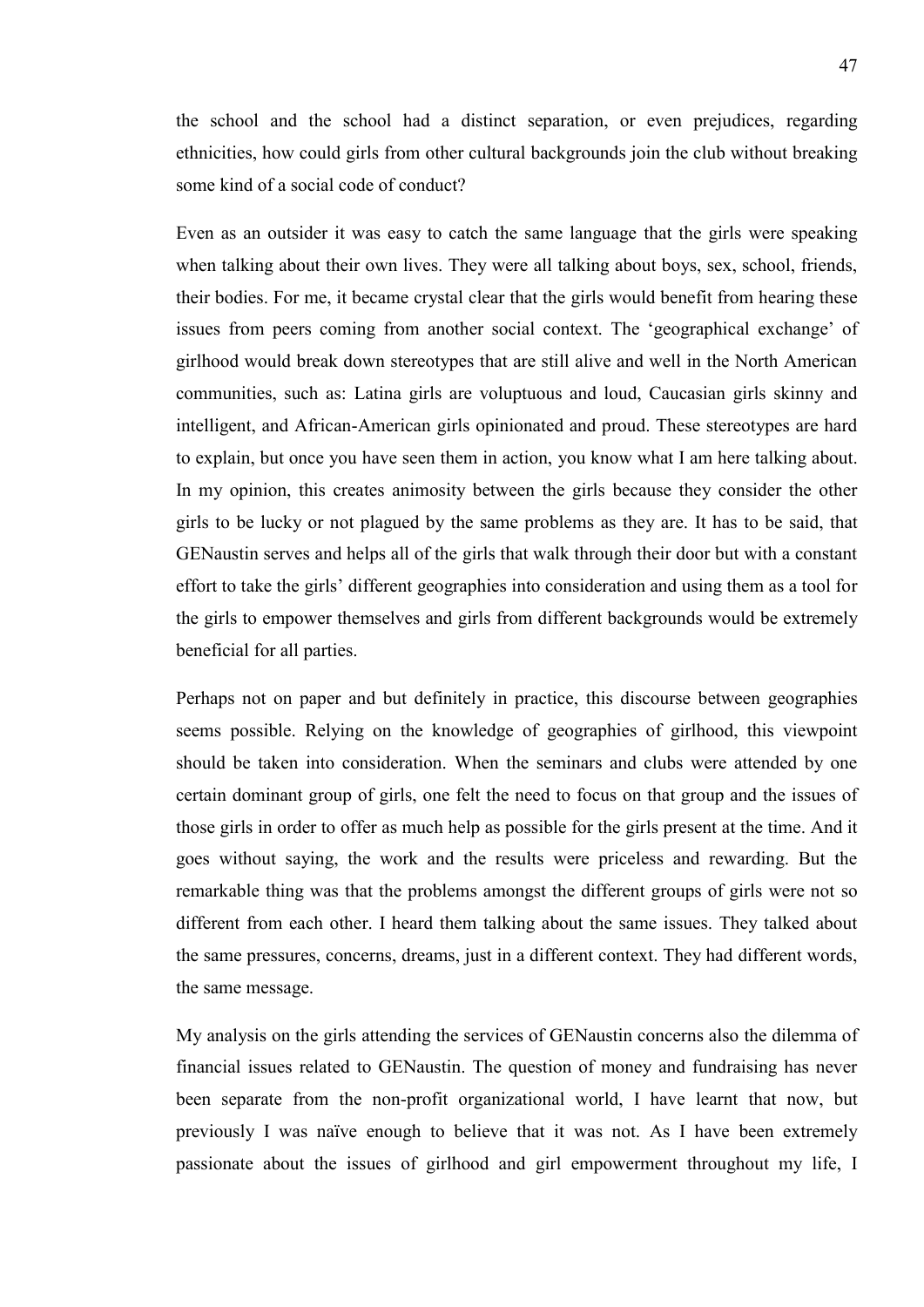the school and the school had a distinct separation, or even prejudices, regarding ethnicities, how could girls from other cultural backgrounds join the club without breaking some kind of a social code of conduct?

Even as an outsider it was easy to catch the same language that the girls were speaking when talking about their own lives. They were all talking about boys, sex, school, friends, their bodies. For me, it became crystal clear that the girls would benefit from hearing these issues from peers coming from another social context. The 'geographical exchange' of girlhood would break down stereotypes that are still alive and well in the North American communities, such as: Latina girls are voluptuous and loud, Caucasian girls skinny and intelligent, and African-American girls opinionated and proud. These stereotypes are hard to explain, but once you have seen them in action, you know what I am here talking about. In my opinion, this creates animosity between the girls because they consider the other girls to be lucky or not plagued by the same problems as they are. It has to be said, that GENaustin serves and helps all of the girls that walk through their door but with a constant effort to take the girls' different geographies into consideration and using them as a tool for the girls to empower themselves and girls from different backgrounds would be extremely beneficial for all parties.

Perhaps not on paper and but definitely in practice, this discourse between geographies seems possible. Relying on the knowledge of geographies of girlhood, this viewpoint should be taken into consideration. When the seminars and clubs were attended by one certain dominant group of girls, one felt the need to focus on that group and the issues of those girls in order to offer as much help as possible for the girls present at the time. And it goes without saying, the work and the results were priceless and rewarding. But the remarkable thing was that the problems amongst the different groups of girls were not so different from each other. I heard them talking about the same issues. They talked about the same pressures, concerns, dreams, just in a different context. They had different words, the same message.

My analysis on the girls attending the services of GENaustin concerns also the dilemma of financial issues related to GENaustin. The question of money and fundraising has never been separate from the non-profit organizational world, I have learnt that now, but previously I was naïve enough to believe that it was not. As I have been extremely passionate about the issues of girlhood and girl empowerment throughout my life, I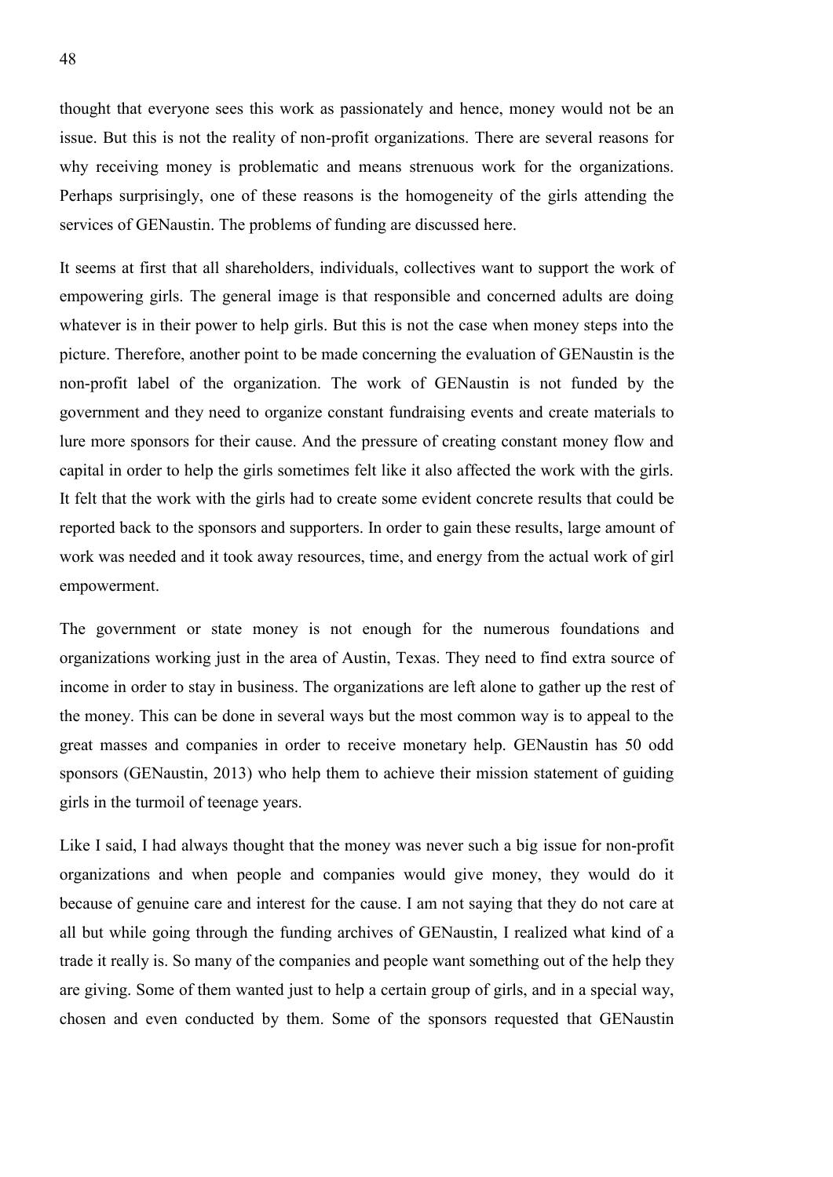thought that everyone sees this work as passionately and hence, money would not be an issue. But this is not the reality of non-profit organizations. There are several reasons for why receiving money is problematic and means strenuous work for the organizations. Perhaps surprisingly, one of these reasons is the homogeneity of the girls attending the services of GENaustin. The problems of funding are discussed here.

It seems at first that all shareholders, individuals, collectives want to support the work of empowering girls. The general image is that responsible and concerned adults are doing whatever is in their power to help girls. But this is not the case when money steps into the picture. Therefore, another point to be made concerning the evaluation of GENaustin is the non-profit label of the organization. The work of GENaustin is not funded by the government and they need to organize constant fundraising events and create materials to lure more sponsors for their cause. And the pressure of creating constant money flow and capital in order to help the girls sometimes felt like it also affected the work with the girls. It felt that the work with the girls had to create some evident concrete results that could be reported back to the sponsors and supporters. In order to gain these results, large amount of work was needed and it took away resources, time, and energy from the actual work of girl empowerment.

The government or state money is not enough for the numerous foundations and organizations working just in the area of Austin, Texas. They need to find extra source of income in order to stay in business. The organizations are left alone to gather up the rest of the money. This can be done in several ways but the most common way is to appeal to the great masses and companies in order to receive monetary help. GENaustin has 50 odd sponsors (GENaustin, 2013) who help them to achieve their mission statement of guiding girls in the turmoil of teenage years.

Like I said, I had always thought that the money was never such a big issue for non-profit organizations and when people and companies would give money, they would do it because of genuine care and interest for the cause. I am not saying that they do not care at all but while going through the funding archives of GENaustin, I realized what kind of a trade it really is. So many of the companies and people want something out of the help they are giving. Some of them wanted just to help a certain group of girls, and in a special way, chosen and even conducted by them. Some of the sponsors requested that GENaustin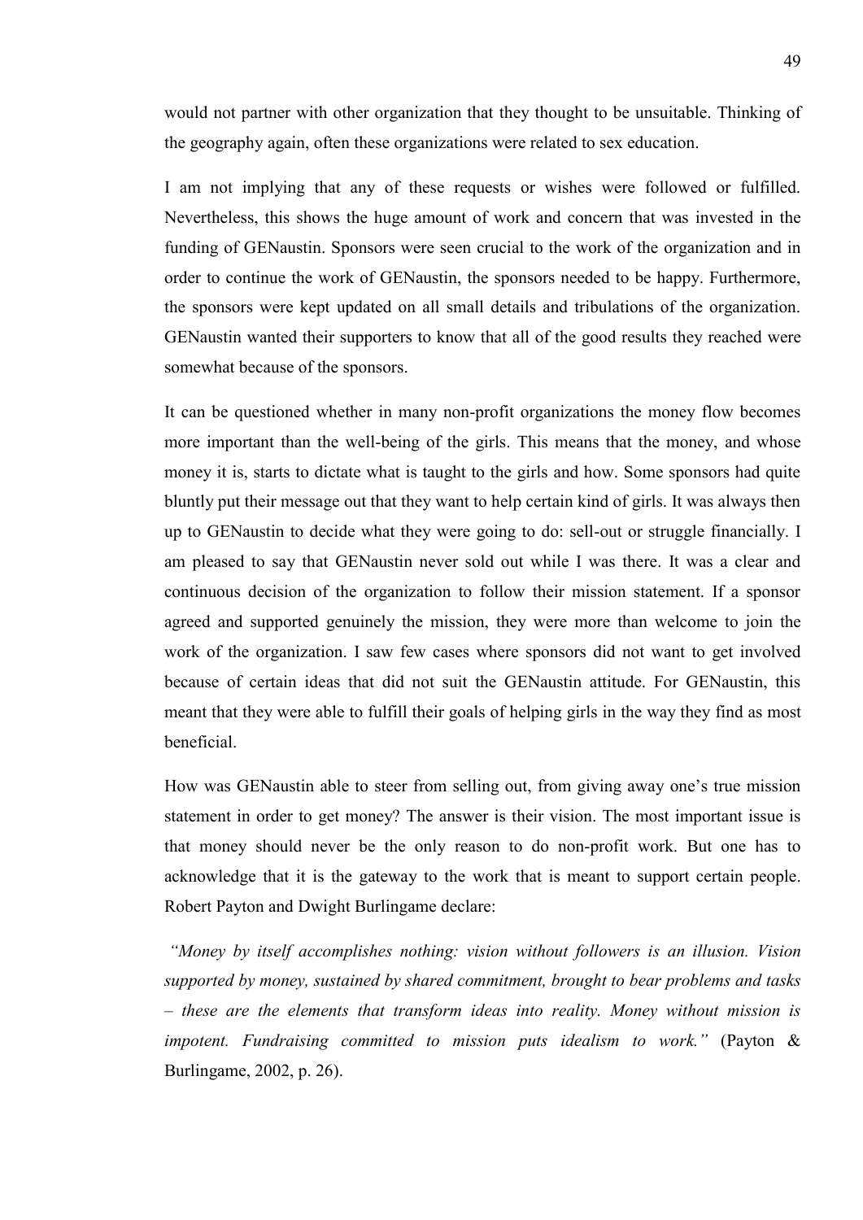would not partner with other organization that they thought to be unsuitable. Thinking of the geography again, often these organizations were related to sex education.

I am not implying that any of these requests or wishes were followed or fulfilled. Nevertheless, this shows the huge amount of work and concern that was invested in the funding of GENaustin. Sponsors were seen crucial to the work of the organization and in order to continue the work of GENaustin, the sponsors needed to be happy. Furthermore, the sponsors were kept updated on all small details and tribulations of the organization. GENaustin wanted their supporters to know that all of the good results they reached were somewhat because of the sponsors.

It can be questioned whether in many non-profit organizations the money flow becomes more important than the well-being of the girls. This means that the money, and whose money it is, starts to dictate what is taught to the girls and how. Some sponsors had quite bluntly put their message out that they want to help certain kind of girls. It was always then up to GENaustin to decide what they were going to do: sell-out or struggle financially. I am pleased to say that GENaustin never sold out while I was there. It was a clear and continuous decision of the organization to follow their mission statement. If a sponsor agreed and supported genuinely the mission, they were more than welcome to join the work of the organization. I saw few cases where sponsors did not want to get involved because of certain ideas that did not suit the GENaustin attitude. For GENaustin, this meant that they were able to fulfill their goals of helping girls in the way they find as most beneficial.

How was GENaustin able to steer from selling out, from giving away one's true mission statement in order to get money? The answer is their vision. The most important issue is that money should never be the only reason to do non-profit work. But one has to acknowledge that it is the gateway to the work that is meant to support certain people. Robert Payton and Dwight Burlingame declare:

*"Money by itself accomplishes nothing: vision without followers is an illusion. Vision supported by money, sustained by shared commitment, brought to bear problems and tasks – these are the elements that transform ideas into reality. Money without mission is impotent. Fundraising committed to mission puts idealism to work."* (Payton & Burlingame, 2002, p. 26).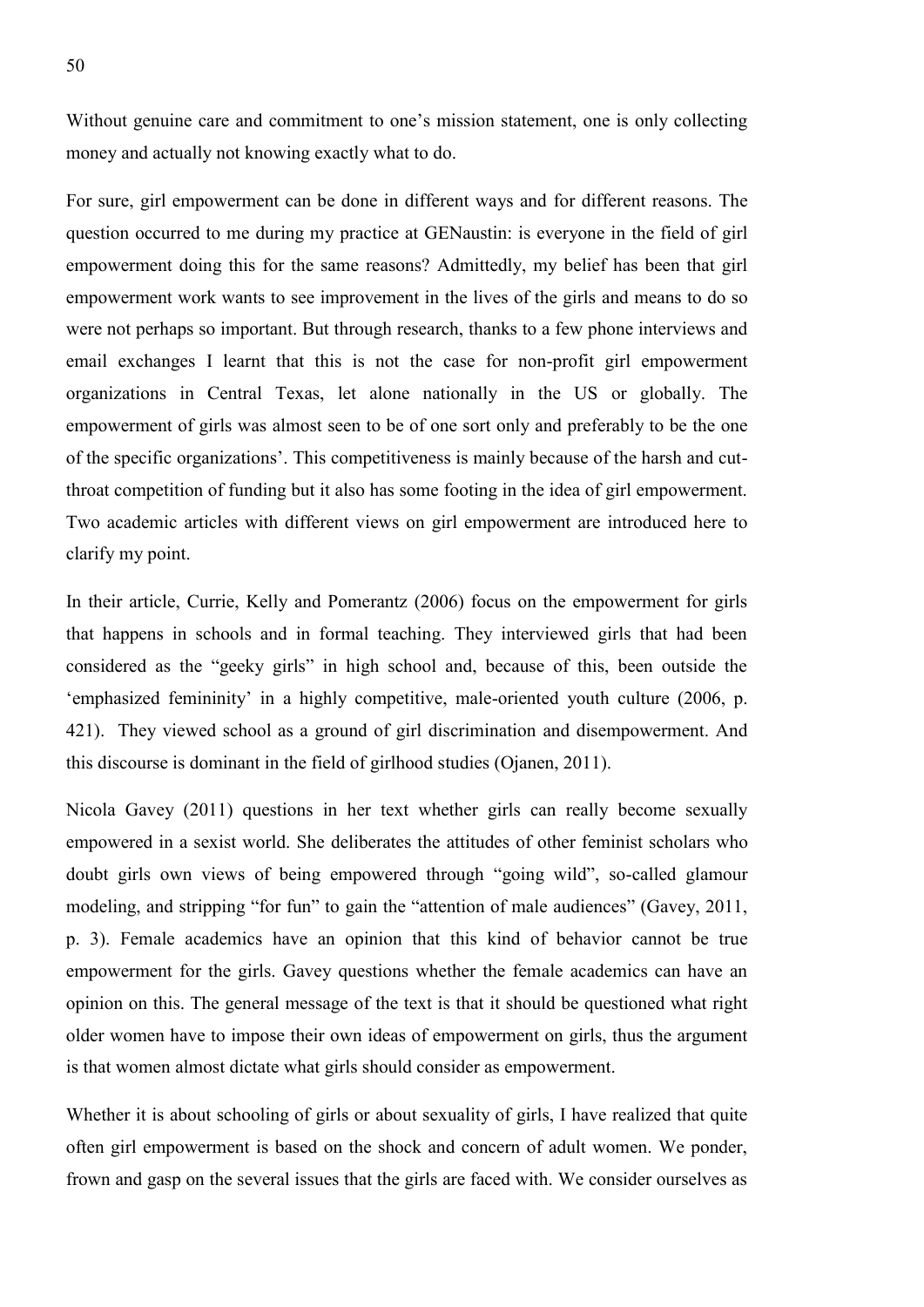Without genuine care and commitment to one's mission statement, one is only collecting money and actually not knowing exactly what to do.

For sure, girl empowerment can be done in different ways and for different reasons. The question occurred to me during my practice at GENaustin: is everyone in the field of girl empowerment doing this for the same reasons? Admittedly, my belief has been that girl empowerment work wants to see improvement in the lives of the girls and means to do so were not perhaps so important. But through research, thanks to a few phone interviews and email exchanges I learnt that this is not the case for non-profit girl empowerment organizations in Central Texas, let alone nationally in the US or globally. The empowerment of girls was almost seen to be of one sort only and preferably to be the one of the specific organizations'. This competitiveness is mainly because of the harsh and cut-throat competition of funding but it also has some footing in the idea of girl empowerment. Two academic articles with different views on girl empowerment are introduced here to clarify my point.

In their article, Currie, Kelly and Pomerantz (2006) focus on the empowerment for girls that happens in schools and in formal teaching. They interviewed girls that had been considered as the "geeky girls" in high school and, because of this, been outside the 'emphasized femininity' in a highly competitive, male-oriented youth culture (2006, p. 421). They viewed school as a ground of girl discrimination and disempowerment. And this discourse is dominant in the field of girlhood studies (Ojanen, 2011).

Nicola Gavey (2011) questions in her text whether girls can really become sexually empowered in a sexist world. She deliberates the attitudes of other feminist scholars who doubt girls own views of being empowered through "going wild", so-called glamour modeling, and stripping "for fun" to gain the "attention of male audiences" (Gavey, 2011, p. 3). Female academics have an opinion that this kind of behavior cannot be true empowerment for the girls. Gavey questions whether the female academics can have an opinion on this. The general message of the text is that it should be questioned what right older women have to impose their own ideas of empowerment on girls, thus the argument is that women almost dictate what girls should consider as empowerment.

Whether it is about schooling of girls or about sexuality of girls, I have realized that quite often girl empowerment is based on the shock and concern of adult women. We ponder, frown and gasp on the several issues that the girls are faced with. We consider ourselves as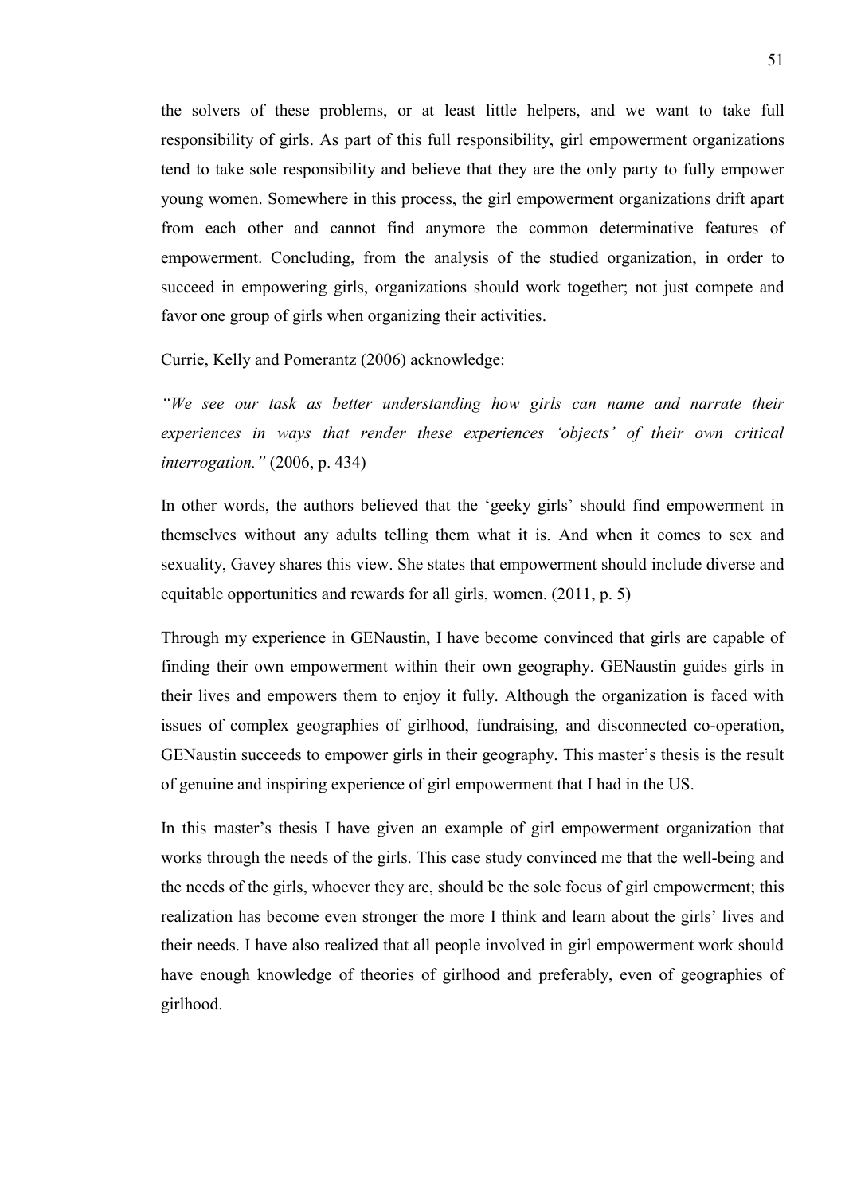the solvers of these problems, or at least little helpers, and we want to take full responsibility of girls. As part of this full responsibility, girl empowerment organizations tend to take sole responsibility and believe that they are the only party to fully empower young women. Somewhere in this process, the girl empowerment organizations drift apart from each other and cannot find anymore the common determinative features of empowerment. Concluding, from the analysis of the studied organization, in order to succeed in empowering girls, organizations should work together; not just compete and favor one group of girls when organizing their activities.

Currie, Kelly and Pomerantz (2006) acknowledge:

*"We see our task as better understanding how girls can name and narrate their experiences in ways that render these experiences 'objects' of their own critical interrogation."* (2006, p. 434)

In other words, the authors believed that the 'geeky girls' should find empowerment in themselves without any adults telling them what it is. And when it comes to sex and sexuality, Gavey shares this view. She states that empowerment should include diverse and equitable opportunities and rewards for all girls, women. (2011, p. 5)

Through my experience in GENaustin, I have become convinced that girls are capable of finding their own empowerment within their own geography. GENaustin guides girls in their lives and empowers them to enjoy it fully. Although the organization is faced with issues of complex geographies of girlhood, fundraising, and disconnected co-operation, GENaustin succeeds to empower girls in their geography. This master's thesis is the result of genuine and inspiring experience of girl empowerment that I had in the US.

In this master's thesis I have given an example of girl empowerment organization that works through the needs of the girls. This case study convinced me that the well-being and the needs of the girls, whoever they are, should be the sole focus of girl empowerment; this realization has become even stronger the more I think and learn about the girls' lives and their needs. I have also realized that all people involved in girl empowerment work should have enough knowledge of theories of girlhood and preferably, even of geographies of girlhood.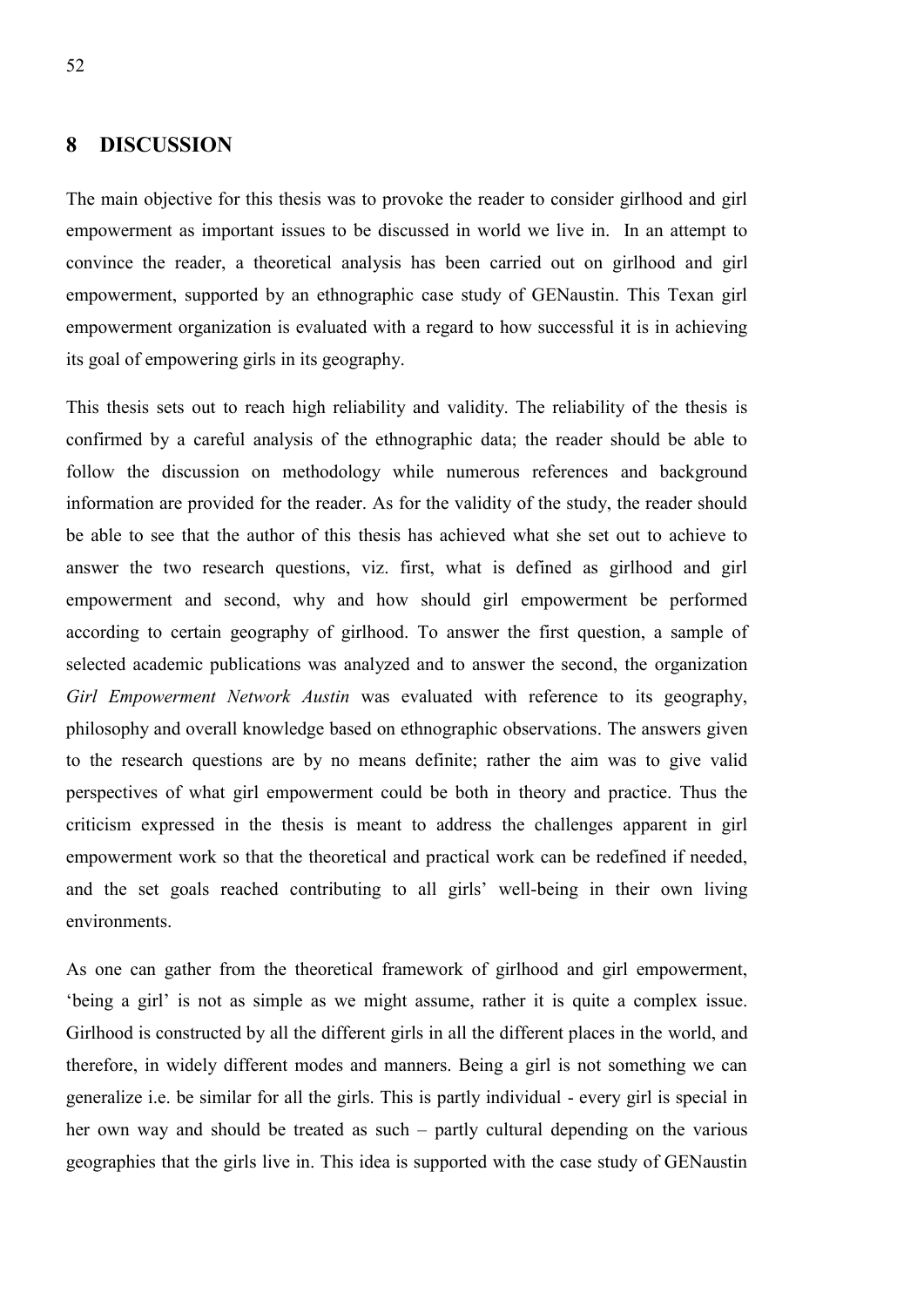## 8 DISCUSSION

The main objective for this thesis was to provoke the reader to consider girlhood and girl empowerment as important issues to be discussed in world we live in. In an attempt to convince the reader, a theoretical analysis has been carried out on girlhood and girl empowerment, supported by an ethnographic case study of GENaustin. This Texan girl empowerment organization is evaluated with a regard to how successful it is in achieving its goal of empowering girls in its geography.

This thesis sets out to reach high reliability and validity. The reliability of the thesis is confirmed by a careful analysis of the ethnographic data; the reader should be able to follow the discussion on methodology while numerous references and background information are provided for the reader. As for the validity of the study, the reader should be able to see that the author of this thesis has achieved what she set out to achieve to answer the two research questions, viz. first, what is defined as girlhood and girl empowerment and second, why and how should girl empowerment be performed according to certain geography of girlhood. To answer the first question, a sample of selected academic publications was analyzed and to answer the second, the organization *Girl Empowerment Network Austin* was evaluated with reference to its geography, philosophy and overall knowledge based on ethnographic observations. The answers given to the research questions are by no means definite; rather the aim was to give valid perspectives of what girl empowerment could be both in theory and practice. Thus the criticism expressed in the thesis is meant to address the challenges apparent in girl empowerment work so that the theoretical and practical work can be redefined if needed, and the set goals reached contributing to all girls' well-being in their own living environments.

As one can gather from the theoretical framework of girlhood and girl empowerment, 'being a girl' is not as simple as we might assume, rather it is quite a complex issue. Girlhood is constructed by all the different girls in all the different places in the world, and therefore, in widely different modes and manners. Being a girl is not something we can generalize i.e. be similar for all the girls. This is partly individual - every girl is special in her own way and should be treated as such – partly cultural depending on the various geographies that the girls live in. This idea is supported with the case study of GENaustin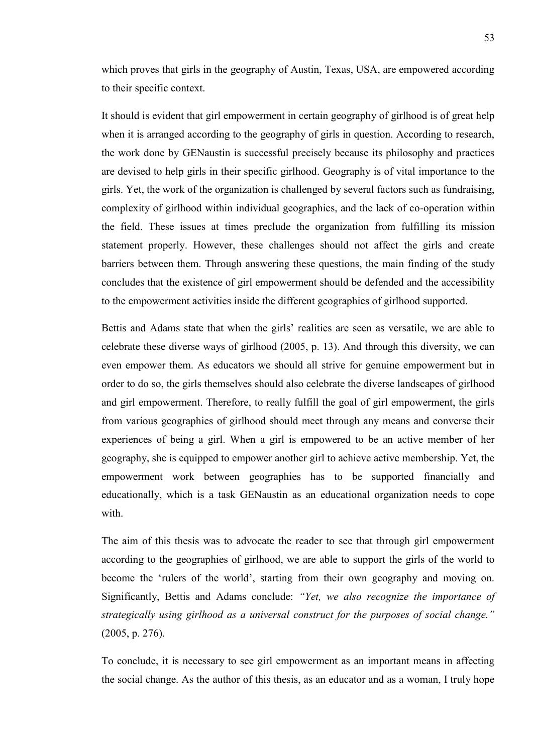which proves that girls in the geography of Austin, Texas, USA, are empowered according to their specific context.

It should is evident that girl empowerment in certain geography of girlhood is of great help when it is arranged according to the geography of girls in question. According to research, the work done by GENaustin is successful precisely because its philosophy and practices are devised to help girls in their specific girlhood. Geography is of vital importance to the girls. Yet, the work of the organization is challenged by several factors such as fundraising, complexity of girlhood within individual geographies, and the lack of co-operation within the field. These issues at times preclude the organization from fulfilling its mission statement properly. However, these challenges should not affect the girls and create barriers between them. Through answering these questions, the main finding of the study concludes that the existence of girl empowerment should be defended and the accessibility to the empowerment activities inside the different geographies of girlhood supported.

Bettis and Adams state that when the girls' realities are seen as versatile, we are able to celebrate these diverse ways of girlhood (2005, p. 13). And through this diversity, we can even empower them. As educators we should all strive for genuine empowerment but in order to do so, the girls themselves should also celebrate the diverse landscapes of girlhood and girl empowerment. Therefore, to really fulfill the goal of girl empowerment, the girls from various geographies of girlhood should meet through any means and converse their experiences of being a girl. When a girl is empowered to be an active member of her geography, she is equipped to empower another girl to achieve active membership. Yet, the empowerment work between geographies has to be supported financially and educationally, which is a task GENaustin as an educational organization needs to cope with.

The aim of this thesis was to advocate the reader to see that through girl empowerment according to the geographies of girlhood, we are able to support the girls of the world to become the 'rulers of the world', starting from their own geography and moving on. Significantly, Bettis and Adams conclude: *"Yet, we also recognize the importance of strategically using girlhood as a universal construct for the purposes of social change."* (2005, p. 276).

To conclude, it is necessary to see girl empowerment as an important means in affecting the social change. As the author of this thesis, as an educator and as a woman, I truly hope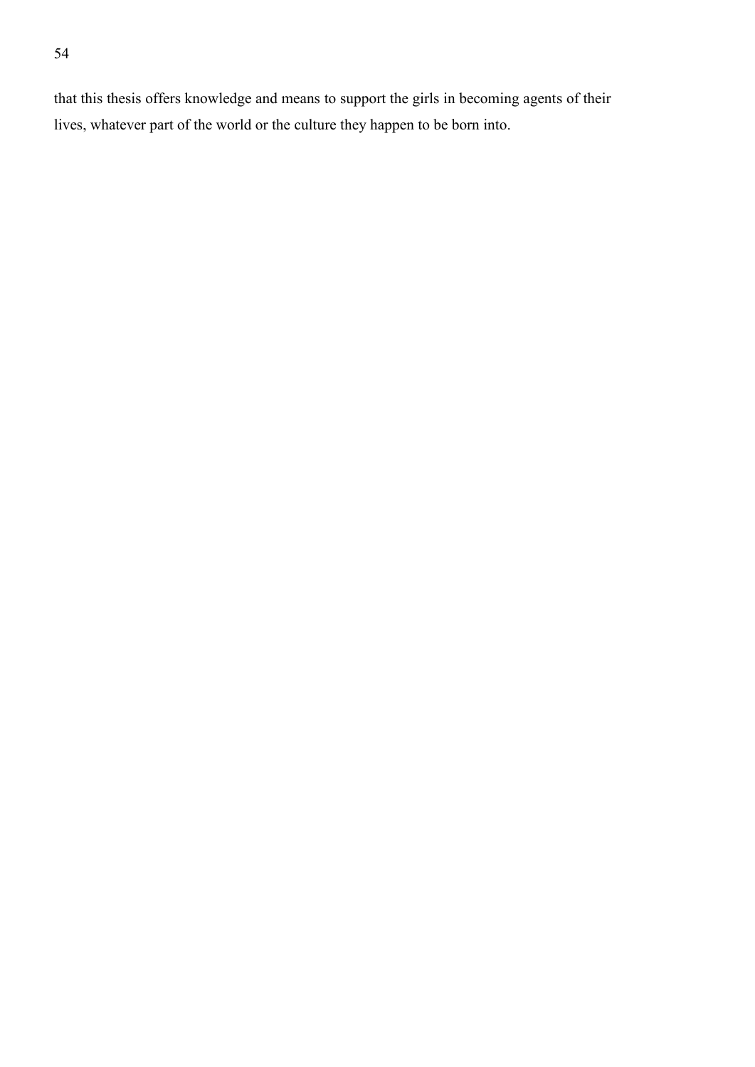that this thesis offers knowledge and means to support the girls in becoming agents of their lives, whatever part of the world or the culture they happen to be born into.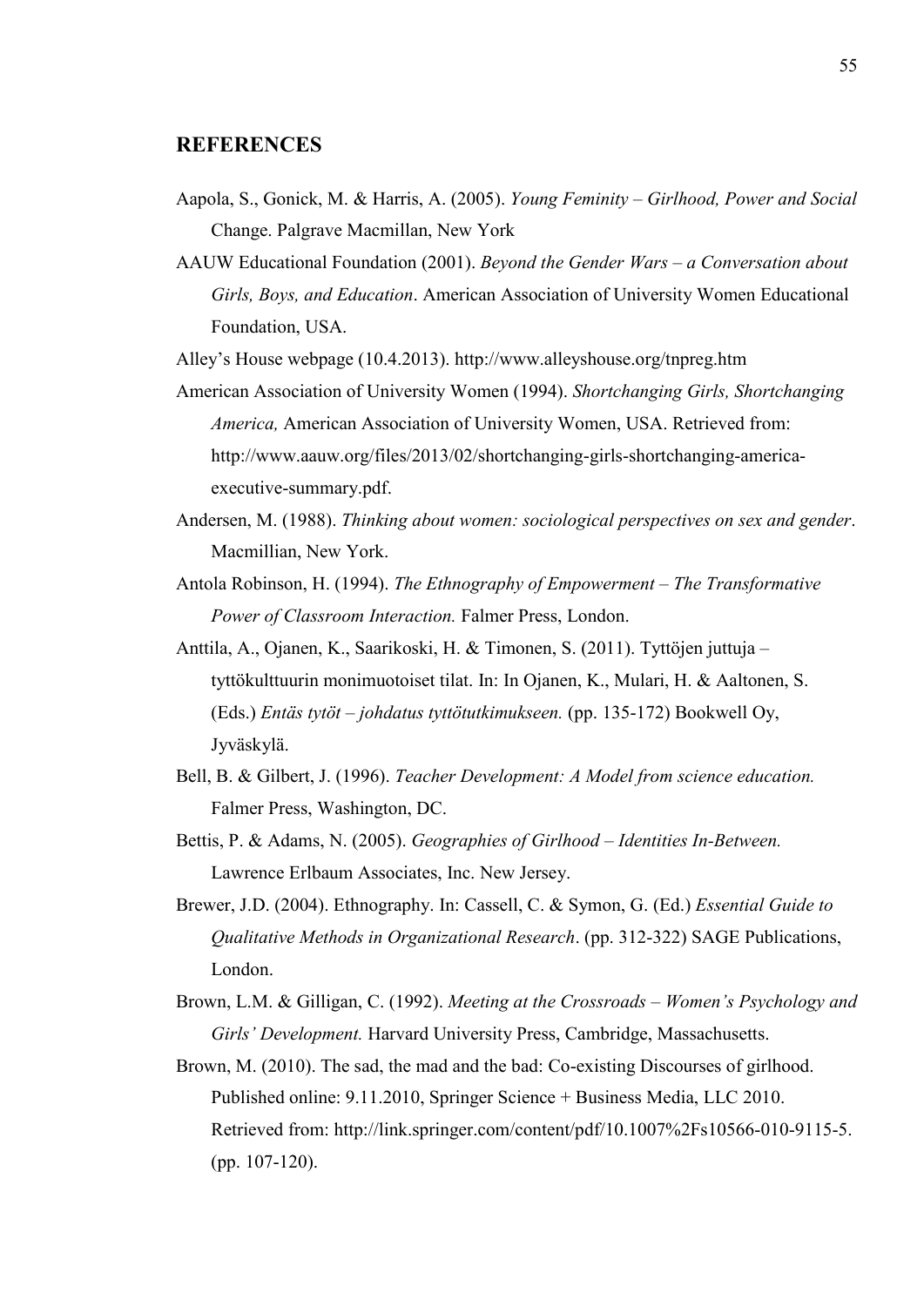## REFERENCES

Aapola, S., Gonick, M. & Harris, A. (2005). *Young Feminity – Girlhood, Power and Social* Change. Palgrave Macmillan, New York

AAUW Educational Foundation (2001). *Beyond the Gender Wars – a Conversation about Girls, Boys, and Education*. American Association of University Women Educational Foundation, USA.

Alley's House webpage (10.4.2013). http://www.alleyshouse.org/tnpreg.htm

American Association of University Women (1994). *Shortchanging Girls, Shortchanging America,* American Association of University Women, USA. Retrieved from: http://www.aauw.org/files/2013/02/shortchanging-girls-shortchanging-america-executive-summary.pdf.

Andersen, M. (1988). *Thinking about women: sociological perspectives on sex and gender*. Macmillian, New York.

Antola Robinson, H. (1994). *The Ethnography of Empowerment – The Transformative Power of Classroom Interaction.* Falmer Press, London.

Anttila, A., Ojanen, K., Saarikoski, H. & Timonen, S. (2011). Tyttöjen juttuja – tyttökulttuurin monimuotoiset tilat. In: In Ojanen, K., Mulari, H. & Aaltonen, S. (Eds.) *Entäs tytöt – johdatus tyttötutkimukseen.* (pp. 135-172) Bookwell Oy, Jyväskylä.

Bell, B. & Gilbert, J. (1996). *Teacher Development: A Model from science education.* Falmer Press, Washington, DC.

Bettis, P. & Adams, N. (2005). *Geographies of Girlhood – Identities In-Between.* Lawrence Erlbaum Associates, Inc. New Jersey.

Brewer, J.D. (2004). Ethnography. In: Cassell, C. & Symon, G. (Ed.) *Essential Guide to Qualitative Methods in Organizational Research*. (pp. 312-322) SAGE Publications, London.

Brown, L.M. & Gilligan, C. (1992). *Meeting at the Crossroads – Women's Psychology and Girls' Development.* Harvard University Press, Cambridge, Massachusetts.

Brown, M. (2010). The sad, the mad and the bad: Co-existing Discourses of girlhood. Published online: 9.11.2010, Springer Science + Business Media, LLC 2010. Retrieved from: http://link.springer.com/content/pdf/10.1007%2Fs10566-010-9115-5. (pp. 107-120).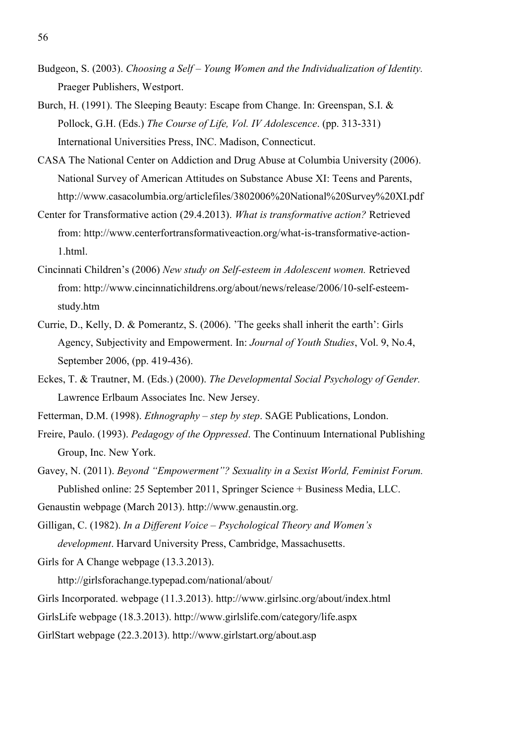Budgeon, S. (2003). *Choosing a Self – Young Women and the Individualization of Identity.* Praeger Publishers, Westport.

Burch, H. (1991). The Sleeping Beauty: Escape from Change. In: Greenspan, S.I. & Pollock, G.H. (Eds.) *The Course of Life, Vol. IV Adolescence*. (pp. 313-331) International Universities Press, INC. Madison, Connecticut.

CASA The National Center on Addiction and Drug Abuse at Columbia University (2006). National Survey of American Attitudes on Substance Abuse XI: Teens and Parents, http://www.casacolumbia.org/articlefiles/3802006%20National%20Survey%20XI.pdf

Center for Transformative action (29.4.2013). *What is transformative action?* Retrieved from: http://www.centerfortransformativeaction.org/what-is-transformative-action-1.html.

Cincinnati Children's (2006) *New study on Self-esteem in Adolescent women.* Retrieved from: http://www.cincinnatichildrens.org/about/news/release/2006/10-self-esteem-study.htm

Currie, D., Kelly, D. & Pomerantz, S. (2006). 'The geeks shall inherit the earth': Girls Agency, Subjectivity and Empowerment. In: *Journal of Youth Studies*, Vol. 9, No.4, September 2006, (pp. 419-436).

Eckes, T. & Trautner, M. (Eds.) (2000). *The Developmental Social Psychology of Gender.* Lawrence Erlbaum Associates Inc. New Jersey.

Fetterman, D.M. (1998). *Ethnography – step by step*. SAGE Publications, London.

Freire, Paulo. (1993). *Pedagogy of the Oppressed*. The Continuum International Publishing Group, Inc. New York.

Gavey, N. (2011). *Beyond "Empowerment"? Sexuality in a Sexist World, Feminist Forum.* Published online: 25 September 2011, Springer Science + Business Media, LLC.

Genaustin webpage (March 2013). http://www.genaustin.org.

Gilligan, C. (1982). *In a Different Voice – Psychological Theory and Women's development*. Harvard University Press, Cambridge, Massachusetts.

Girls for A Change webpage (13.3.2013). http://girlsforachange.typepad.com/national/about/

Girls Incorporated. webpage (11.3.2013). http://www.girlsinc.org/about/index.html

GirlsLife webpage (18.3.2013). http://www.girlslife.com/category/life.aspx

GirlStart webpage (22.3.2013). http://www.girlstart.org/about.asp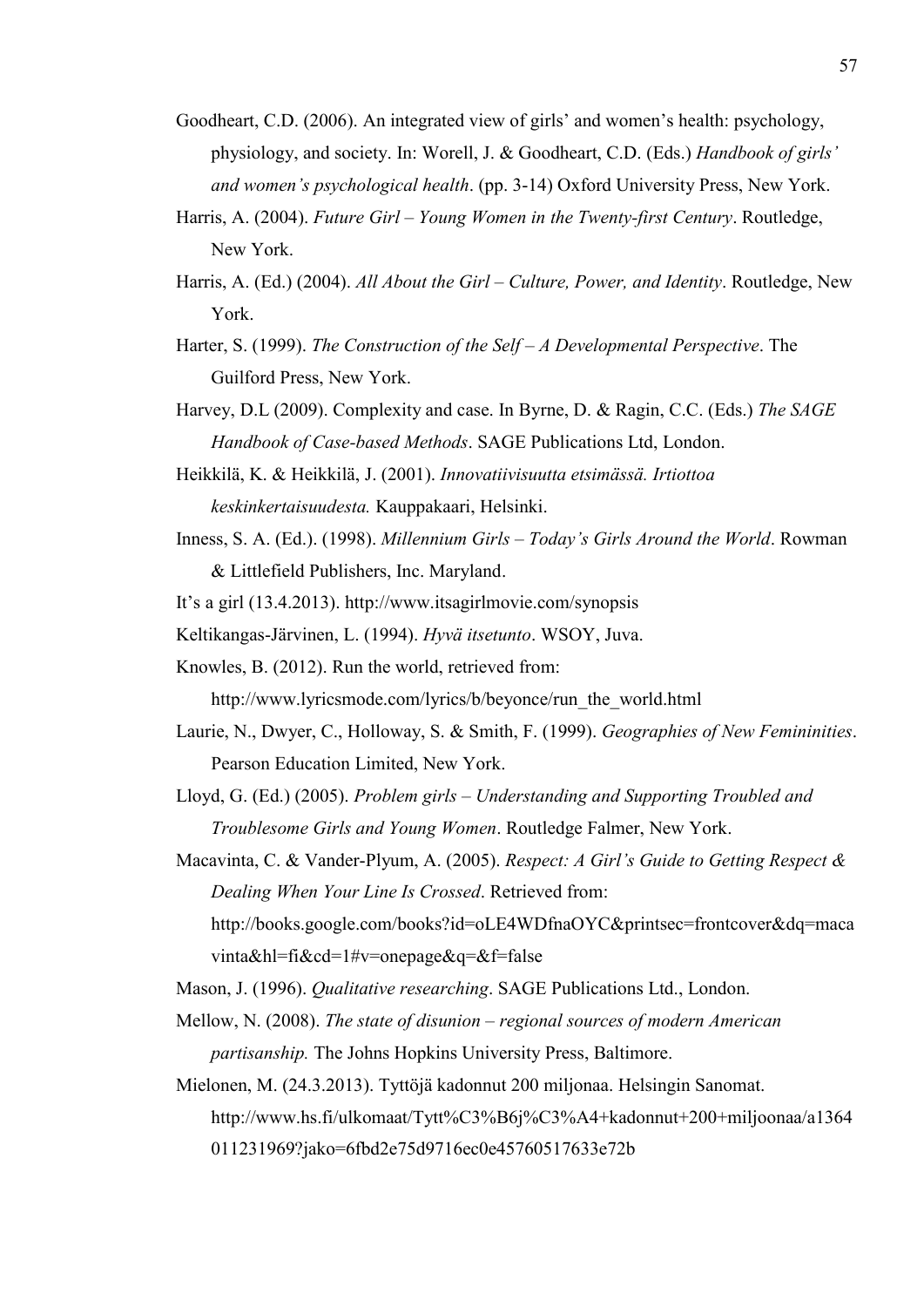Goodheart, C.D. (2006). An integrated view of girls' and women's health: psychology, physiology, and society. In: Worell, J. & Goodheart, C.D. (Eds.) *Handbook of girls' and women's psychological health*. (pp. 3-14) Oxford University Press, New York.

Harris, A. (2004). *Future Girl – Young Women in the Twenty-first Century*. Routledge, New York.

Harris, A. (Ed.) (2004). *All About the Girl – Culture, Power, and Identity*. Routledge, New York.

Harter, S. (1999). *The Construction of the Self – A Developmental Perspective*. The Guilford Press, New York.

Harvey, D.L (2009). Complexity and case. In Byrne, D. & Ragin, C.C. (Eds.) *The SAGE Handbook of Case-based Methods*. SAGE Publications Ltd, London.

Heikkilä, K. & Heikkilä, J. (2001). *Innovatiivisuutta etsimässä. Irtiottoa keskinkertaisuudesta.* Kauppakaari, Helsinki.

Inness, S. A. (Ed.). (1998). *Millennium Girls – Today's Girls Around the World*. Rowman & Littlefield Publishers, Inc. Maryland.

It's a girl (13.4.2013). http://www.itsagirlmovie.com/synopsis

Keltikangas-Järvinen, L. (1994). *Hyvä itsetunto*. WSOY, Juva.

Knowles, B. (2012). Run the world, retrieved from: http://www.lyricsmode.com/lyrics/b/beyonce/run_the_world.html

Laurie, N., Dwyer, C., Holloway, S. & Smith, F. (1999). *Geographies of New Femininities*. Pearson Education Limited, New York.

Lloyd, G. (Ed.) (2005). *Problem girls – Understanding and Supporting Troubled and Troublesome Girls and Young Women*. Routledge Falmer, New York.

Macavinta, C. & Vander-Plyum, A. (2005). *Respect: A Girl's Guide to Getting Respect & Dealing When Your Line Is Crossed*. Retrieved from: http://books.google.com/books?id=oLE4WDfnaOYC&printsec=frontcover&dq=macavinta&hl=fi&cd=1#v=onepage&q=&f=false

Mason, J. (1996). *Qualitative researching*. SAGE Publications Ltd., London.

Mellow, N. (2008). *The state of disunion – regional sources of modern American partisanship.* The Johns Hopkins University Press, Baltimore.

Mielonen, M. (24.3.2013). Tyttöjä kadonnut 200 miljonaa. Helsingin Sanomat. http://www.hs.fi/ulkomaat/Tytt%C3%B6j%C3%A4+kadonnut+200+miljoonaa/a1364011231969?jako=6fbd2e75d9716ec0e45760517633e72b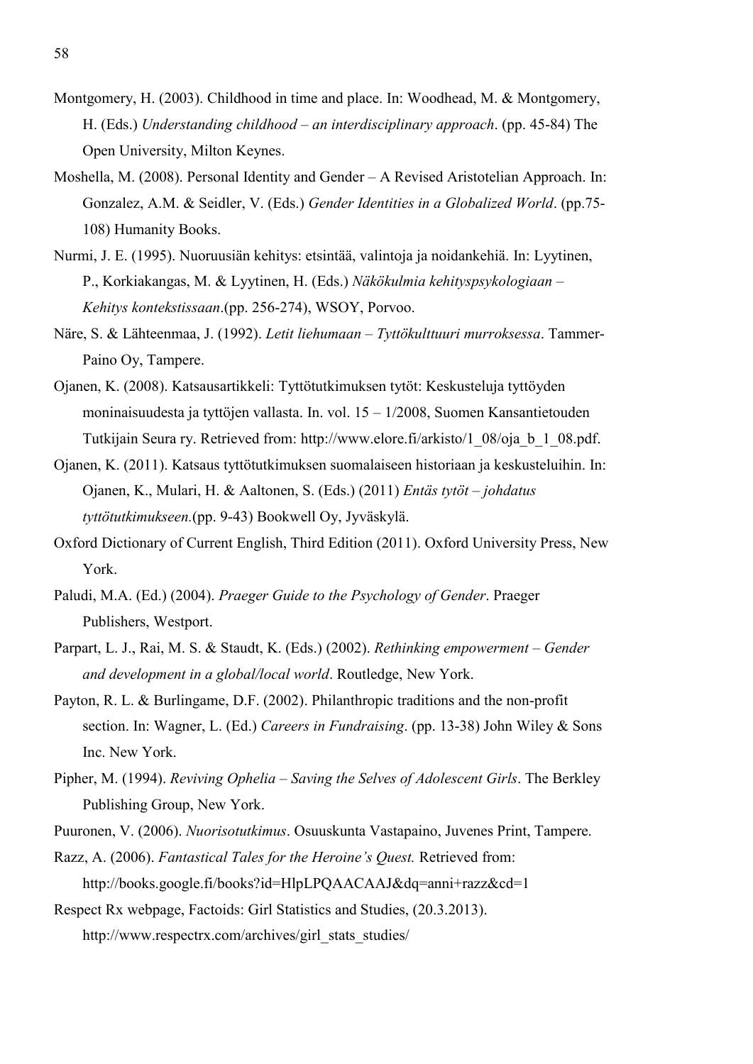Montgomery, H. (2003). Childhood in time and place. In: Woodhead, M. & Montgomery, H. (Eds.) *Understanding childhood – an interdisciplinary approach*. (pp. 45-84) The Open University, Milton Keynes.

Moshella, M. (2008). Personal Identity and Gender – A Revised Aristotelian Approach. In: Gonzalez, A.M. & Seidler, V. (Eds.) *Gender Identities in a Globalized World*. (pp.75-108) Humanity Books.

Nurmi, J. E. (1995). Nuoruusiän kehitys: etsintää, valintoja ja noidankehiä. In: Lyytinen, P., Korkiakangas, M. & Lyytinen, H. (Eds.) *Näkökulmia kehityspsykologiaan – Kehitys kontekstissaan*.(pp. 256-274), WSOY, Porvoo.

Näre, S. & Lähteenmaa, J. (1992). *Letit liehumaan – Tyttökulttuuri murroksessa*. Tammer-Paino Oy, Tampere.

Ojanen, K. (2008). Katsausartikkeli: Tyttötutkimuksen tytöt: Keskusteluja tyttöyden moninaisuudesta ja tyttöjen vallasta. In. vol. 15 – 1/2008, Suomen Kansantietouden Tutkijain Seura ry. Retrieved from: http://www.elore.fi/arkisto/1_08/oja_b_1_08.pdf.

Ojanen, K. (2011). Katsaus tyttötutkimuksen suomalaiseen historiaan ja keskusteluihin. In: Ojanen, K., Mulari, H. & Aaltonen, S. (Eds.) (2011) *Entäs tytöt – johdatus tyttötutkimukseen.*(pp. 9-43) Bookwell Oy, Jyväskylä.

Oxford Dictionary of Current English, Third Edition (2011). Oxford University Press, New York.

Paludi, M.A. (Ed.) (2004). *Praeger Guide to the Psychology of Gender*. Praeger Publishers, Westport.

Parpart, L. J., Rai, M. S. & Staudt, K. (Eds.) (2002). *Rethinking empowerment – Gender and development in a global/local world*. Routledge, New York.

Payton, R. L. & Burlingame, D.F. (2002). Philanthropic traditions and the non-profit section. In: Wagner, L. (Ed.) *Careers in Fundraising*. (pp. 13-38) John Wiley & Sons Inc. New York.

Pipher, M. (1994). *Reviving Ophelia – Saving the Selves of Adolescent Girls*. The Berkley Publishing Group, New York.

Puuronen, V. (2006). *Nuorisotutkimus*. Osuuskunta Vastapaino, Juvenes Print, Tampere.

Razz, A. (2006). *Fantastical Tales for the Heroine's Quest.* Retrieved from: http://books.google.fi/books?id=HlpLPQAACAAJ&dq=anni+razz&cd=1

Respect Rx webpage, Factoids: Girl Statistics and Studies, (20.3.2013). http://www.respectrx.com/archives/girl_stats_studies/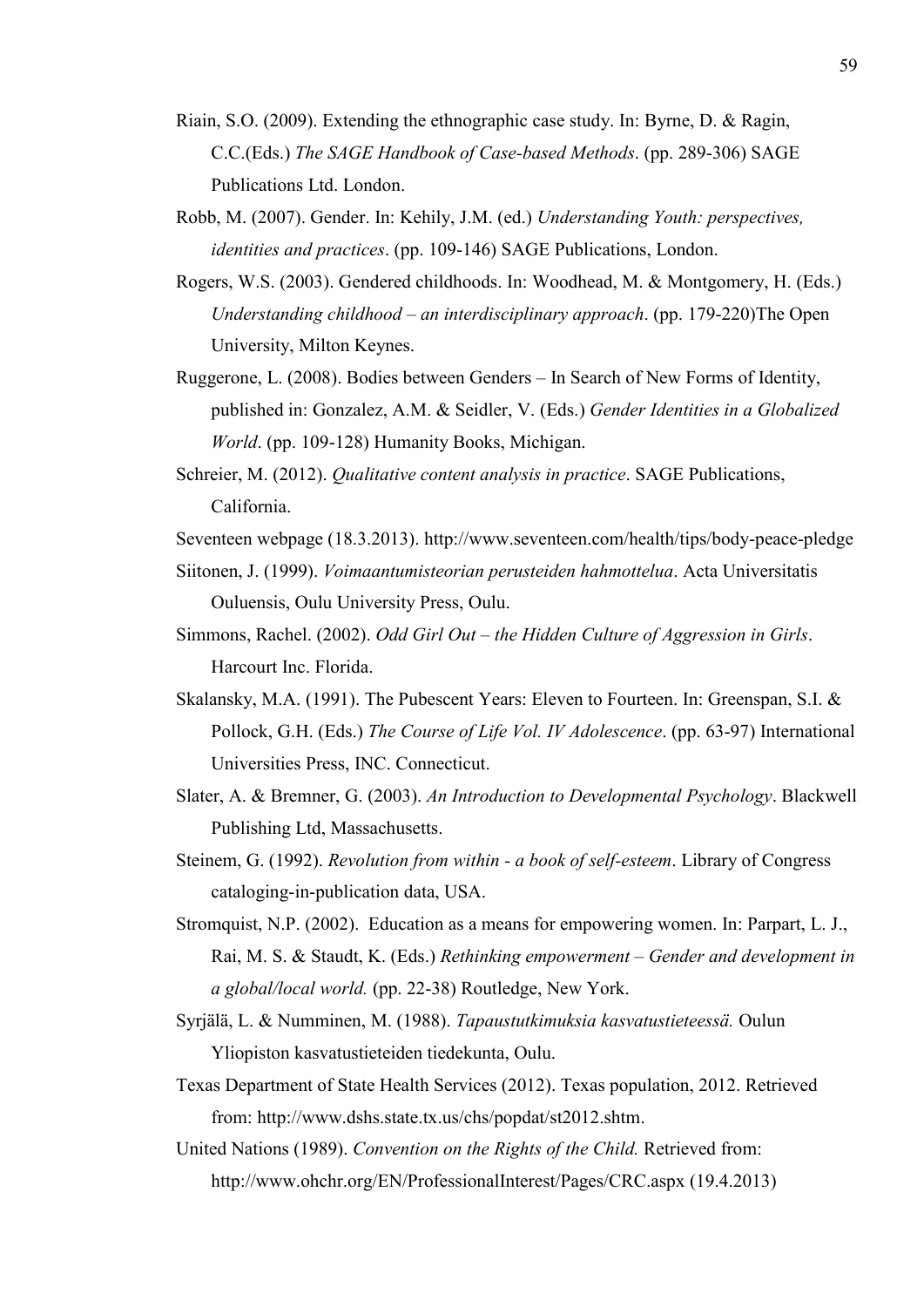Riain, S.O. (2009). Extending the ethnographic case study. In: Byrne, D. & Ragin, C.C.(Eds.) *The SAGE Handbook of Case-based Methods*. (pp. 289-306) SAGE Publications Ltd. London.

Robb, M. (2007). Gender. In: Kehily, J.M. (ed.) *Understanding Youth: perspectives, identities and practices*. (pp. 109-146) SAGE Publications, London.

Rogers, W.S. (2003). Gendered childhoods. In: Woodhead, M. & Montgomery, H. (Eds.) *Understanding childhood – an interdisciplinary approach*. (pp. 179-220)The Open University, Milton Keynes.

Ruggerone, L. (2008). Bodies between Genders – In Search of New Forms of Identity, published in: Gonzalez, A.M. & Seidler, V. (Eds.) *Gender Identities in a Globalized World*. (pp. 109-128) Humanity Books, Michigan.

Schreier, M. (2012). *Qualitative content analysis in practice*. SAGE Publications, California.

Seventeen webpage (18.3.2013). http://www.seventeen.com/health/tips/body-peace-pledge

Siitonen, J. (1999). *Voimaantumisteorian perusteiden hahmottelua*. Acta Universitatis Ouluensis, Oulu University Press, Oulu.

Simmons, Rachel. (2002). *Odd Girl Out – the Hidden Culture of Aggression in Girls*. Harcourt Inc. Florida.

Skalansky, M.A. (1991). The Pubescent Years: Eleven to Fourteen. In: Greenspan, S.I. & Pollock, G.H. (Eds.) *The Course of Life Vol. IV Adolescence*. (pp. 63-97) International Universities Press, INC. Connecticut.

Slater, A. & Bremner, G. (2003). *An Introduction to Developmental Psychology*. Blackwell Publishing Ltd, Massachusetts.

Steinem, G. (1992). *Revolution from within - a book of self-esteem*. Library of Congress cataloging-in-publication data, USA.

Stromquist, N.P. (2002). Education as a means for empowering women. In: Parpart, L. J., Rai, M. S. & Staudt, K. (Eds.) *Rethinking empowerment – Gender and development in a global/local world.* (pp. 22-38) Routledge, New York.

Syrjälä, L. & Numminen, M. (1988). *Tapaustutkimuksia kasvatustieteessä.* Oulun Yliopiston kasvatustieteiden tiedekunta, Oulu.

Texas Department of State Health Services (2012). Texas population, 2012. Retrieved from: http://www.dshs.state.tx.us/chs/popdat/st2012.shtm.

United Nations (1989). *Convention on the Rights of the Child.* Retrieved from: http://www.ohchr.org/EN/ProfessionalInterest/Pages/CRC.aspx (19.4.2013)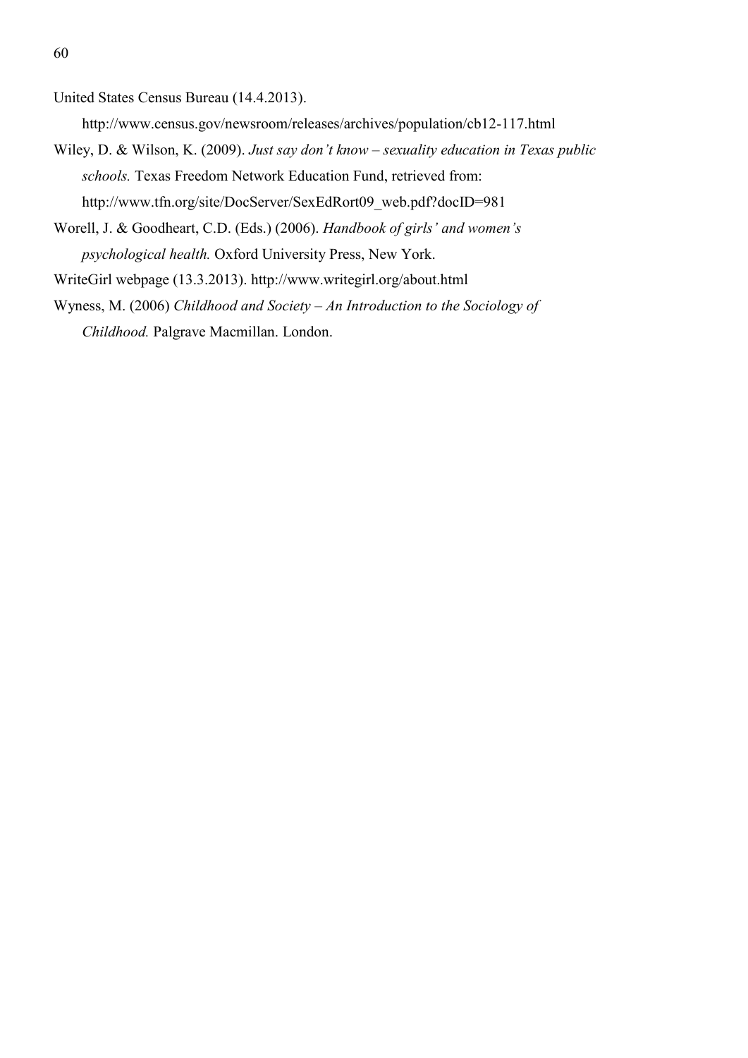United States Census Bureau (14.4.2013). http://www.census.gov/newsroom/releases/archives/population/cb12-117.html

Wiley, D. & Wilson, K. (2009). *Just say don't know – sexuality education in Texas public schools.* Texas Freedom Network Education Fund, retrieved from: http://www.tfn.org/site/DocServer/SexEdRort09_web.pdf?docID=981

Worell, J. & Goodheart, C.D. (Eds.) (2006). *Handbook of girls' and women's psychological health.* Oxford University Press, New York.

WriteGirl webpage (13.3.2013). http://www.writegirl.org/about.html

Wyness, M. (2006) *Childhood and Society – An Introduction to the Sociology of Childhood.* Palgrave Macmillan. London.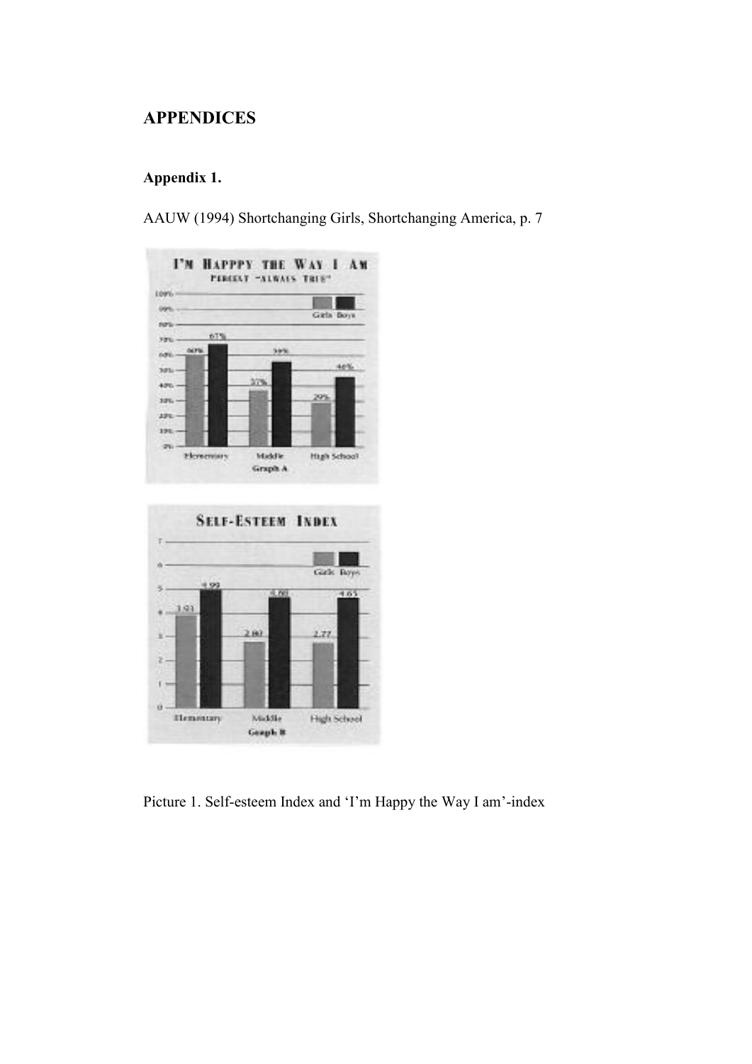# APPENDICES

## Appendix 1.

AAUW (1994) Shortchanging Girls, Shortchanging America, p. 7

Picture 1. Self-esteem Index and 'I'm Happy the Way I am'-index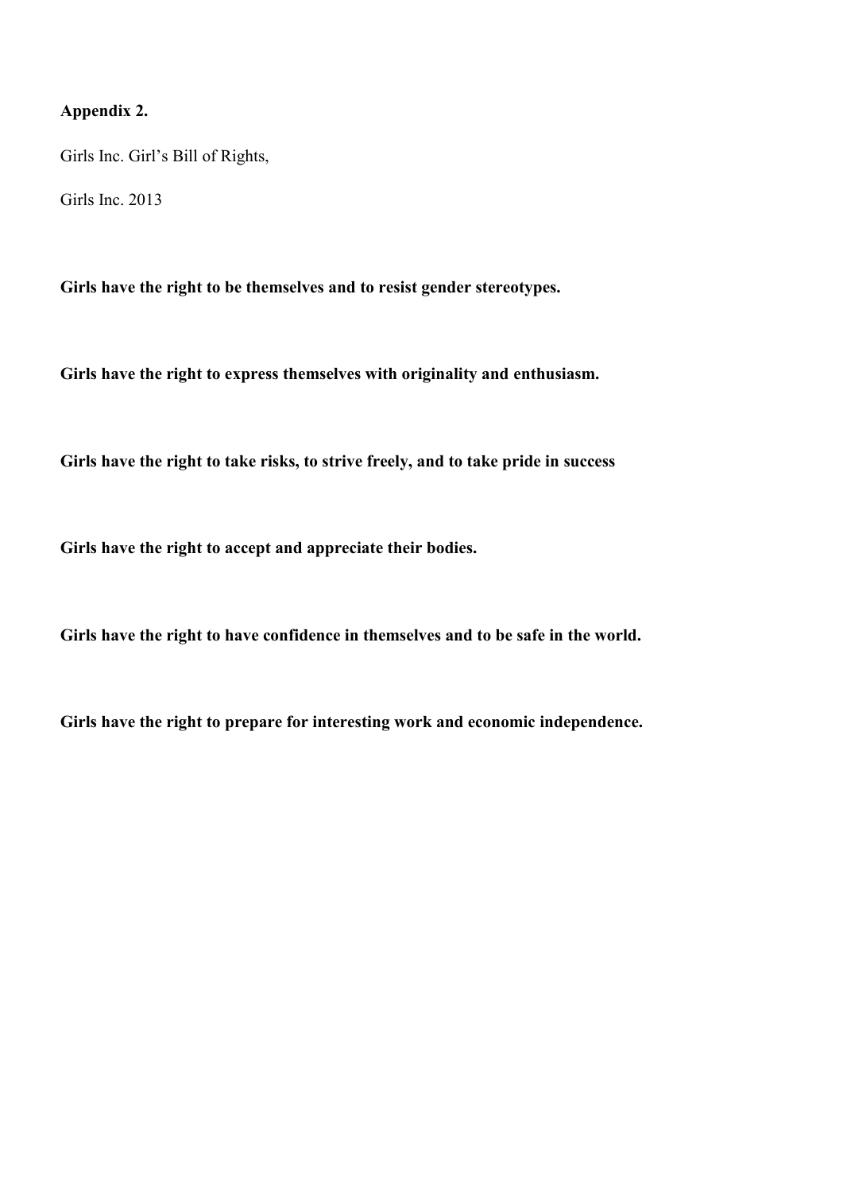**Appendix 2.**

Girls Inc. Girl's Bill of Rights,

Girls Inc. 2013

**Girls have the right to be themselves and to resist gender stereotypes.**

**Girls have the right to express themselves with originality and enthusiasm.**

**Girls have the right to take risks, to strive freely, and to take pride in success**

**Girls have the right to accept and appreciate their bodies.**

**Girls have the right to have confidence in themselves and to be safe in the world.**

**Girls have the right to prepare for interesting work and economic independence.**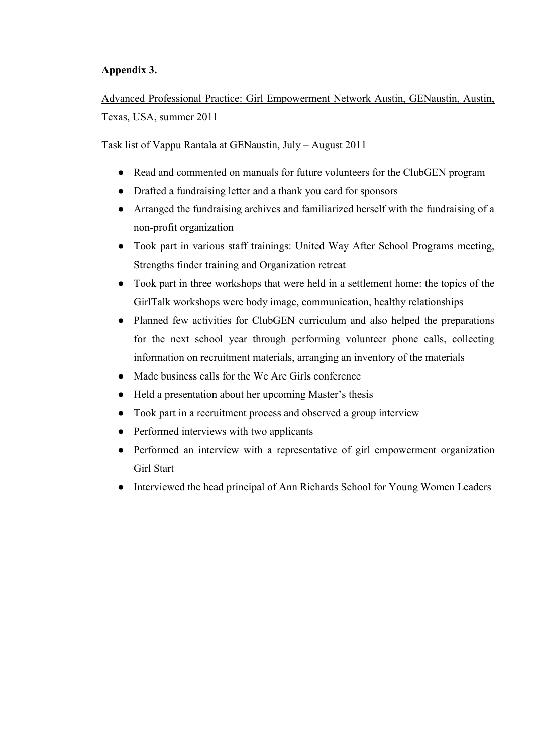**Appendix 3.**

Advanced Professional Practice: Girl Empowerment Network Austin, GENaustin, Austin, Texas, USA, summer 2011

Task list of Vappu Rantala at GENaustin, July – August 2011

- Read and commented on manuals for future volunteers for the ClubGEN program
- Drafted a fundraising letter and a thank you card for sponsors
- Arranged the fundraising archives and familiarized herself with the fundraising of a non-profit organization
- Took part in various staff trainings: United Way After School Programs meeting, Strengths finder training and Organization retreat
- Took part in three workshops that were held in a settlement home: the topics of the GirlTalk workshops were body image, communication, healthy relationships
- Planned few activities for ClubGEN curriculum and also helped the preparations for the next school year through performing volunteer phone calls, collecting information on recruitment materials, arranging an inventory of the materials
- Made business calls for the We Are Girls conference
- Held a presentation about her upcoming Master's thesis
- Took part in a recruitment process and observed a group interview
- Performed interviews with two applicants
- Performed an interview with a representative of girl empowerment organization Girl Start
- Interviewed the head principal of Ann Richards School for Young Women Leaders